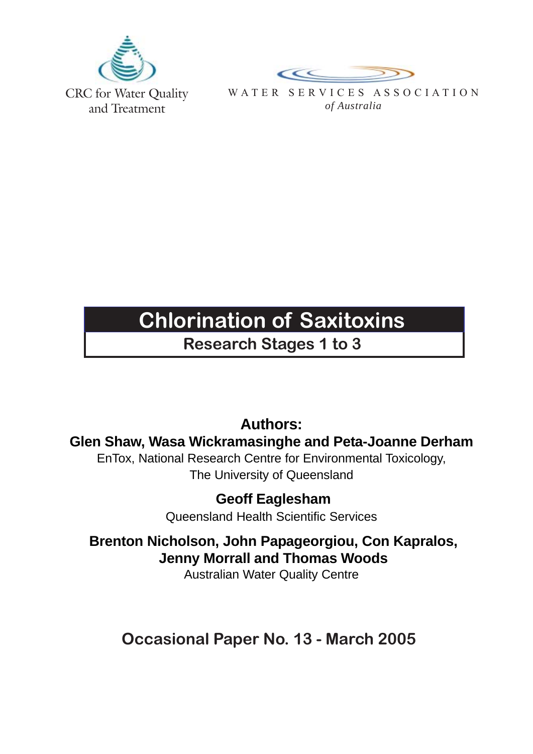CRC for Water Quality and Treatment

WATER SERVICES ASSOCIATION *of Australia*

# Chlorination of Saxitoxins

## Research Stages 1 to 3

**Authors:**

**Glen Shaw, Wasa Wickramasinghe and Peta-Joanne Derham**

EnTox, National Research Centre for Environmental Toxicology, The University of Queensland

**Geoff Eaglesham**

Queensland Health Scientific Services

**Brenton Nicholson, John Papageorgiou, Con Kapralos, Jenny Morrall and Thomas Woods**

Australian Water Quality Centre

**Occasional Paper No. 13 - March 2005**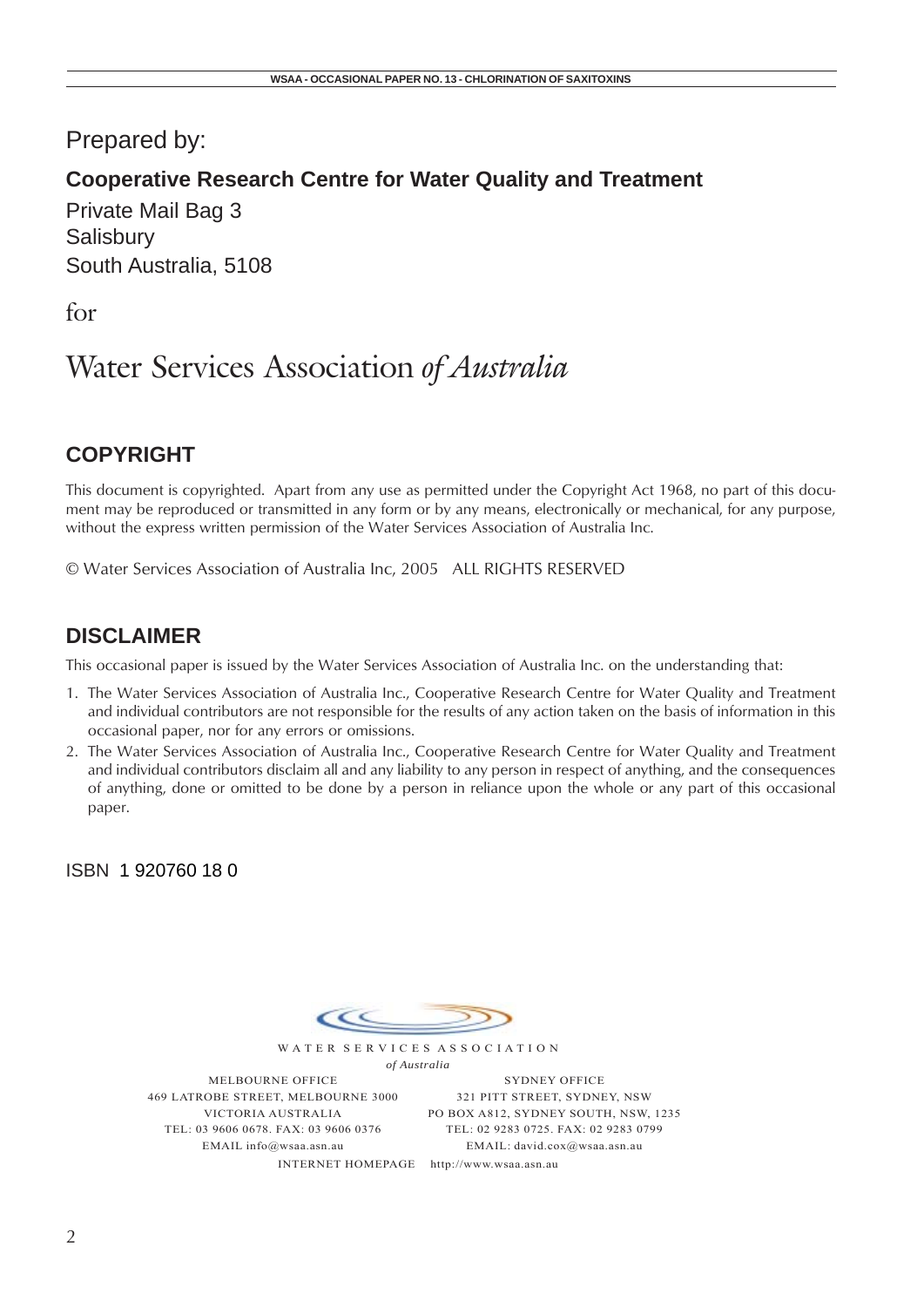Prepared by:

**Cooperative Research Centre for Water Quality and Treatment**

Private Mail Bag 3
Salisbury
South Australia, 5108

for

Water Services Association *of Australia*

## COPYRIGHT

This document is copyrighted. Apart from any use as permitted under the Copyright Act 1968, no part of this document may be reproduced or transmitted in any form or by any means, electronically or mechanical, for any purpose, without the express written permission of the Water Services Association of Australia Inc.

© Water Services Association of Australia Inc, 2005 ALL RIGHTS RESERVED

## DISCLAIMER

This occasional paper is issued by the Water Services Association of Australia Inc. on the understanding that:

1. The Water Services Association of Australia Inc., Cooperative Research Centre for Water Quality and Treatment and individual contributors are not responsible for the results of any action taken on the basis of information in this occasional paper, nor for any errors or omissions.
2. The Water Services Association of Australia Inc., Cooperative Research Centre for Water Quality and Treatment and individual contributors disclaim all and any liability to any person in respect of anything, and the consequences of anything, done or omitted to be done by a person in reliance upon the whole or any part of this occasional paper.

ISBN 1 920760 18 0

WATER SERVICES ASSOCIATION
*of Australia*

| MELBOURNE OFFICE | SYDNEY OFFICE |
|---|---|
| 469 LATROBE STREET, MELBOURNE 3000 | 321 PITT STREET, SYDNEY, NSW |
| VICTORIA AUSTRALIA | PO BOX A812, SYDNEY SOUTH, NSW, 1235 |
| TEL: 03 9606 0678. FAX: 03 9606 0376 | TEL: 02 9283 0725. FAX: 02 9283 0799 |
| EMAIL info@wsaa.asn.au | EMAIL: david.cox@wsaa.asn.au |

INTERNET HOMEPAGE http://www.wsaa.asn.au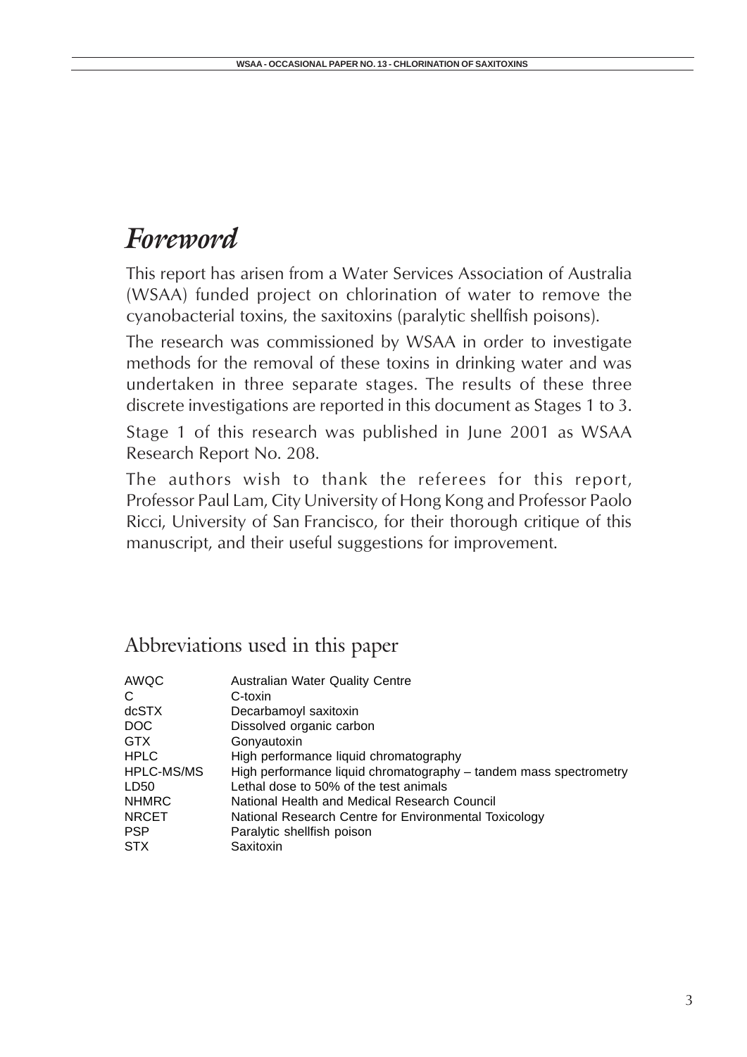# *Foreword*

This report has arisen from a Water Services Association of Australia (WSAA) funded project on chlorination of water to remove the cyanobacterial toxins, the saxitoxins (paralytic shellfish poisons).

The research was commissioned by WSAA in order to investigate methods for the removal of these toxins in drinking water and was undertaken in three separate stages. The results of these three discrete investigations are reported in this document as Stages 1 to 3.

Stage 1 of this research was published in June 2001 as WSAA Research Report No. 208.

The authors wish to thank the referees for this report, Professor Paul Lam, City University of Hong Kong and Professor Paolo Ricci, University of San Francisco, for their thorough critique of this manuscript, and their useful suggestions for improvement.

## Abbreviations used in this paper

| | |
|---|---|
| AWQC | Australian Water Quality Centre |
| C | C-toxin |
| dcSTX | Decarbamoyl saxitoxin |
| DOC | Dissolved organic carbon |
| GTX | Gonyautoxin |
| HPLC | High performance liquid chromatography |
| HPLC-MS/MS | High performance liquid chromatography – tandem mass spectrometry |
| LD50 | Lethal dose to 50% of the test animals |
| NHMRC | National Health and Medical Research Council |
| NRCET | National Research Centre for Environmental Toxicology |
| PSP | Paralytic shellfish poison |
| STX | Saxitoxin |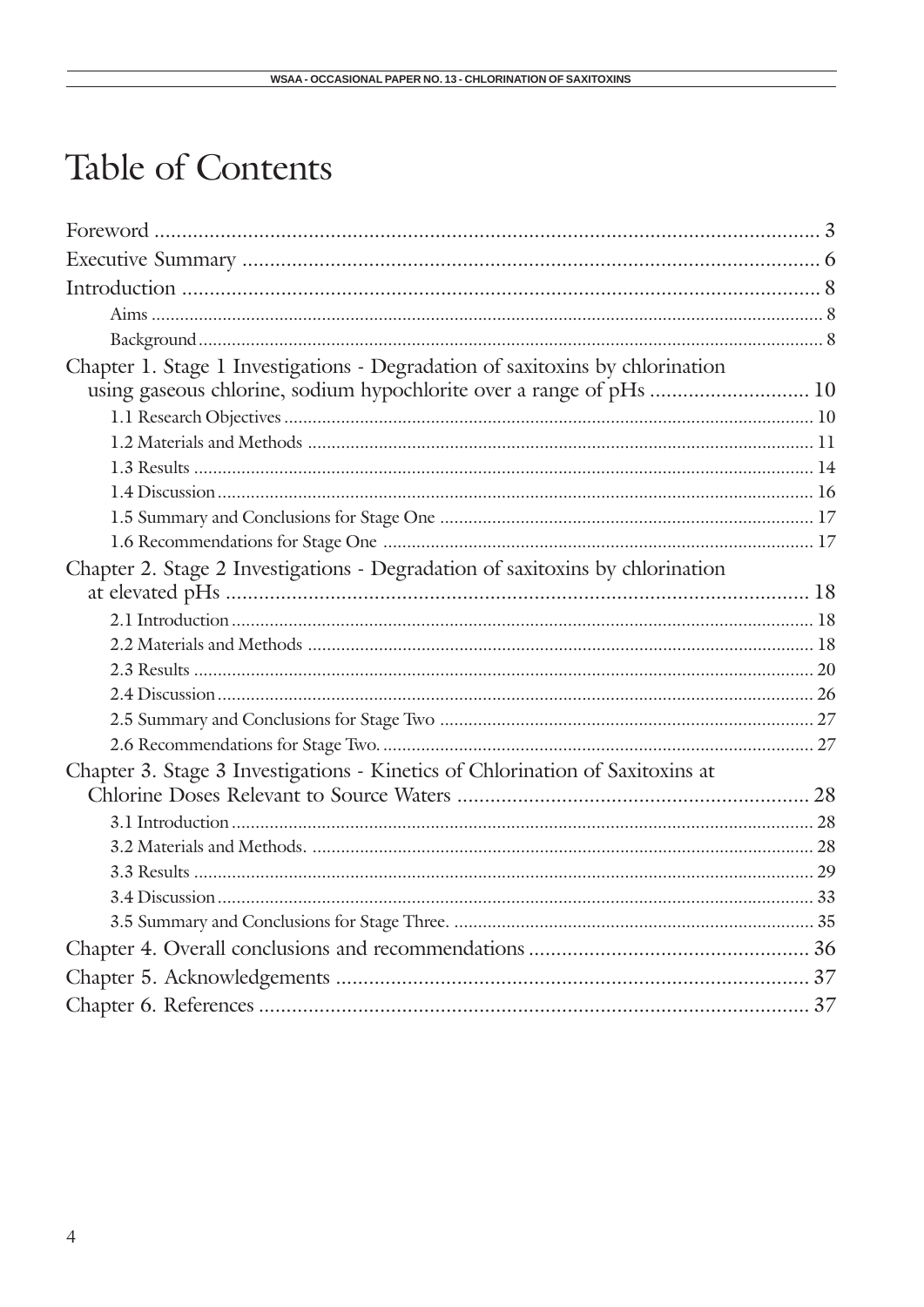# Table of Contents

| | |
|---|---|
| Foreword | 3 |
| Executive Summary | 6 |
| Introduction | 8 |
| Aims | 8 |
| Background | 8 |
| Chapter 1. Stage 1 Investigations - Degradation of saxitoxins by chlorination using gaseous chlorine, sodium hypochlorite over a range of pHs | 10 |
| 1.1 Research Objectives | 10 |
| 1.2 Materials and Methods | 11 |
| 1.3 Results | 14 |
| 1.4 Discussion | 16 |
| 1.5 Summary and Conclusions for Stage One | 17 |
| 1.6 Recommendations for Stage One | 17 |
| Chapter 2. Stage 2 Investigations - Degradation of saxitoxins by chlorination at elevated pHs | 18 |
| 2.1 Introduction | 18 |
| 2.2 Materials and Methods | 18 |
| 2.3 Results | 20 |
| 2.4 Discussion | 26 |
| 2.5 Summary and Conclusions for Stage Two | 27 |
| 2.6 Recommendations for Stage Two. | 27 |
| Chapter 3. Stage 3 Investigations - Kinetics of Chlorination of Saxitoxins at Chlorine Doses Relevant to Source Waters | 28 |
| 3.1 Introduction | 28 |
| 3.2 Materials and Methods. | 28 |
| 3.3 Results | 29 |
| 3.4 Discussion | 33 |
| 3.5 Summary and Conclusions for Stage Three. | 35 |
| Chapter 4. Overall conclusions and recommendations | 36 |
| Chapter 5. Acknowledgements | 37 |
| Chapter 6. References | 37 |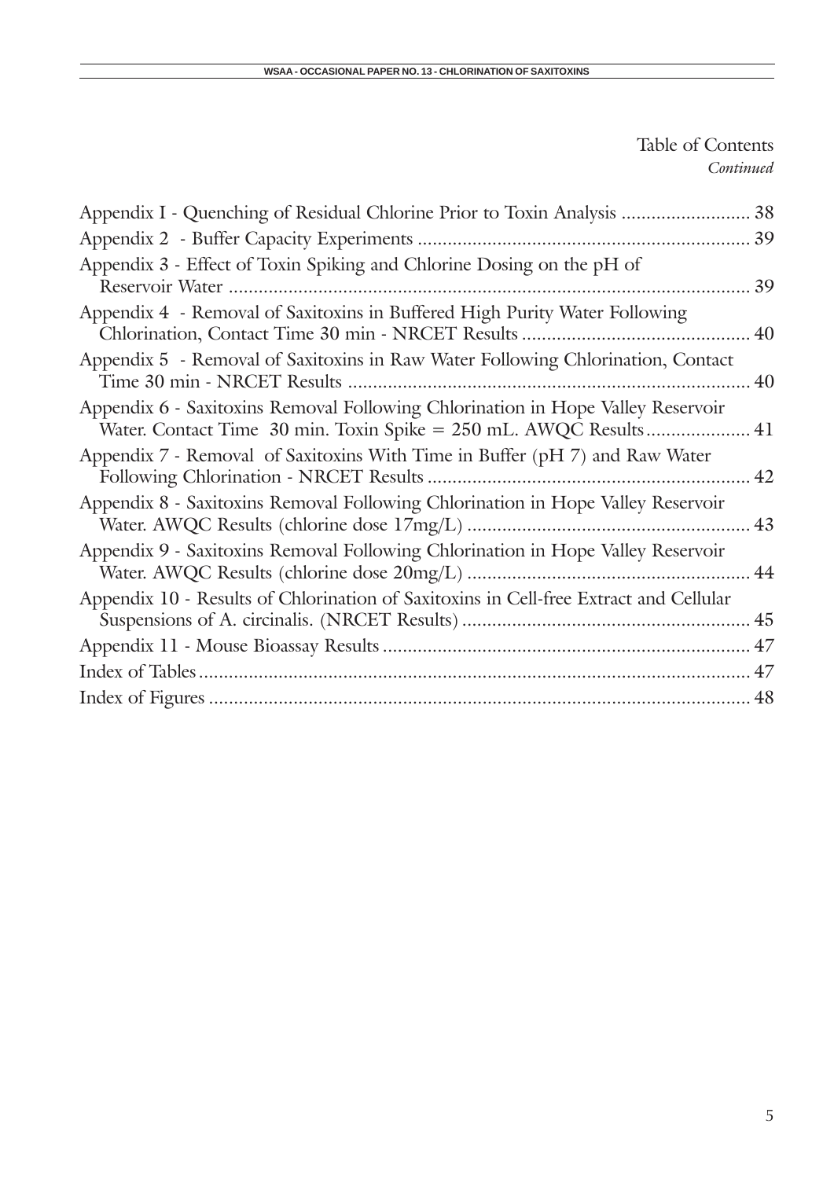Table of Contents
*Continued*

Appendix I - Quenching of Residual Chlorine Prior to Toxin Analysis .......................... 38

Appendix 2 - Buffer Capacity Experiments .................................................................. 39

Appendix 3 - Effect of Toxin Spiking and Chlorine Dosing on the pH of Reservoir Water ........................................................................................................ 39

Appendix 4 - Removal of Saxitoxins in Buffered High Purity Water Following Chlorination, Contact Time 30 min - NRCET Results ............................................. 40

Appendix 5 - Removal of Saxitoxins in Raw Water Following Chlorination, Contact Time 30 min - NRCET Results ................................................................................ 40

Appendix 6 - Saxitoxins Removal Following Chlorination in Hope Valley Reservoir Water. Contact Time 30 min. Toxin Spike = 250 mL. AWQC Results..................... 41

Appendix 7 - Removal of Saxitoxins With Time in Buffer (pH 7) and Raw Water Following Chlorination - NRCET Results ................................................................ 42

Appendix 8 - Saxitoxins Removal Following Chlorination in Hope Valley Reservoir Water. AWQC Results (chlorine dose 17mg/L) ........................................................ 43

Appendix 9 - Saxitoxins Removal Following Chlorination in Hope Valley Reservoir Water. AWQC Results (chlorine dose 20mg/L) ........................................................ 44

Appendix 10 - Results of Chlorination of Saxitoxins in Cell-free Extract and Cellular Suspensions of A. circinalis. (NRCET Results) .......................................................... 45

Appendix 11 - Mouse Bioassay Results ......................................................................... 47

Index of Tables............................................................................................................... 47

Index of Figures ............................................................................................................. 48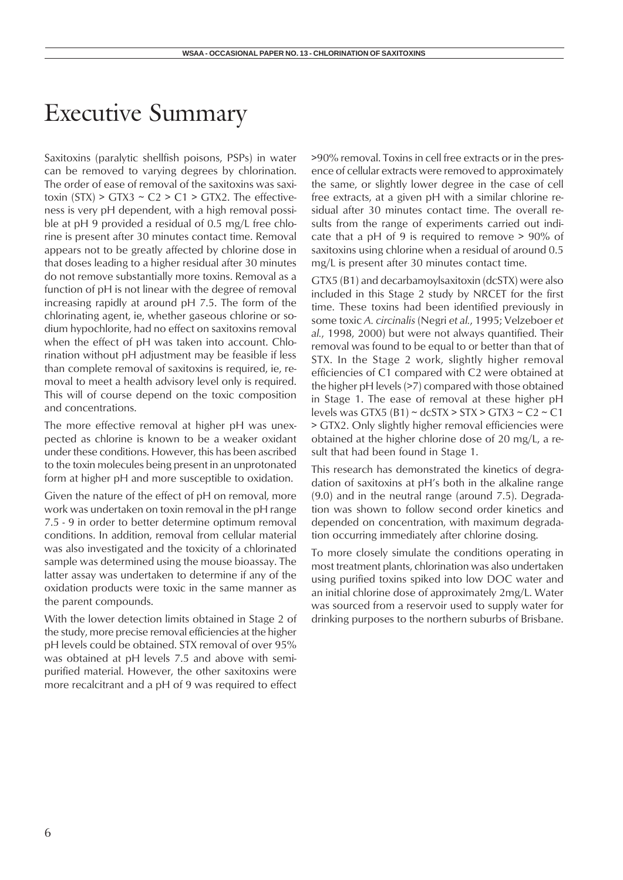# Executive Summary

Saxitoxins (paralytic shellfish poisons, PSPs) in water can be removed to varying degrees by chlorination. The order of ease of removal of the saxitoxins was saxitoxin (STX) > GTX3 ~ C2 > C1 > GTX2. The effectiveness is very pH dependent, with a high removal possible at pH 9 provided a residual of 0.5 mg/L free chlorine is present after 30 minutes contact time. Removal appears not to be greatly affected by chlorine dose in that doses leading to a higher residual after 30 minutes do not remove substantially more toxins. Removal as a function of pH is not linear with the degree of removal increasing rapidly at around pH 7.5. The form of the chlorinating agent, ie, whether gaseous chlorine or sodium hypochlorite, had no effect on saxitoxins removal when the effect of pH was taken into account. Chlorination without pH adjustment may be feasible if less than complete removal of saxitoxins is required, ie, removal to meet a health advisory level only is required. This will of course depend on the toxic composition and concentrations.

The more effective removal at higher pH was unexpected as chlorine is known to be a weaker oxidant under these conditions. However, this has been ascribed to the toxin molecules being present in an unprotonated form at higher pH and more susceptible to oxidation.

Given the nature of the effect of pH on removal, more work was undertaken on toxin removal in the pH range 7.5 - 9 in order to better determine optimum removal conditions. In addition, removal from cellular material was also investigated and the toxicity of a chlorinated sample was determined using the mouse bioassay. The latter assay was undertaken to determine if any of the oxidation products were toxic in the same manner as the parent compounds.

With the lower detection limits obtained in Stage 2 of the study, more precise removal efficiencies at the higher pH levels could be obtained. STX removal of over 95% was obtained at pH levels 7.5 and above with semi-purified material. However, the other saxitoxins were more recalcitrant and a pH of 9 was required to effect >90% removal. Toxins in cell free extracts or in the presence of cellular extracts were removed to approximately the same, or slightly lower degree in the case of cell free extracts, at a given pH with a similar chlorine residual after 30 minutes contact time. The overall results from the range of experiments carried out indicate that a pH of 9 is required to remove > 90% of saxitoxins using chlorine when a residual of around 0.5 mg/L is present after 30 minutes contact time.

GTX5 (B1) and decarbamoylsaxitoxin (dcSTX) were also included in this Stage 2 study by NRCET for the first time. These toxins had been identified previously in some toxic *A. circinalis* (Negri *et al.*, 1995; Velzeboer *et al.*, 1998, 2000) but were not always quantified. Their removal was found to be equal to or better than that of STX. In the Stage 2 work, slightly higher removal efficiencies of C1 compared with C2 were obtained at the higher pH levels (>7) compared with those obtained in Stage 1. The ease of removal at these higher pH levels was GTX5 (B1) ~ dcSTX > STX > GTX3 ~ C2 ~ C1 > GTX2. Only slightly higher removal efficiencies were obtained at the higher chlorine dose of 20 mg/L, a result that had been found in Stage 1.

This research has demonstrated the kinetics of degradation of saxitoxins at pH's both in the alkaline range (9.0) and in the neutral range (around 7.5). Degradation was shown to follow second order kinetics and depended on concentration, with maximum degradation occurring immediately after chlorine dosing.

To more closely simulate the conditions operating in most treatment plants, chlorination was also undertaken using purified toxins spiked into low DOC water and an initial chlorine dose of approximately 2mg/L. Water was sourced from a reservoir used to supply water for drinking purposes to the northern suburbs of Brisbane.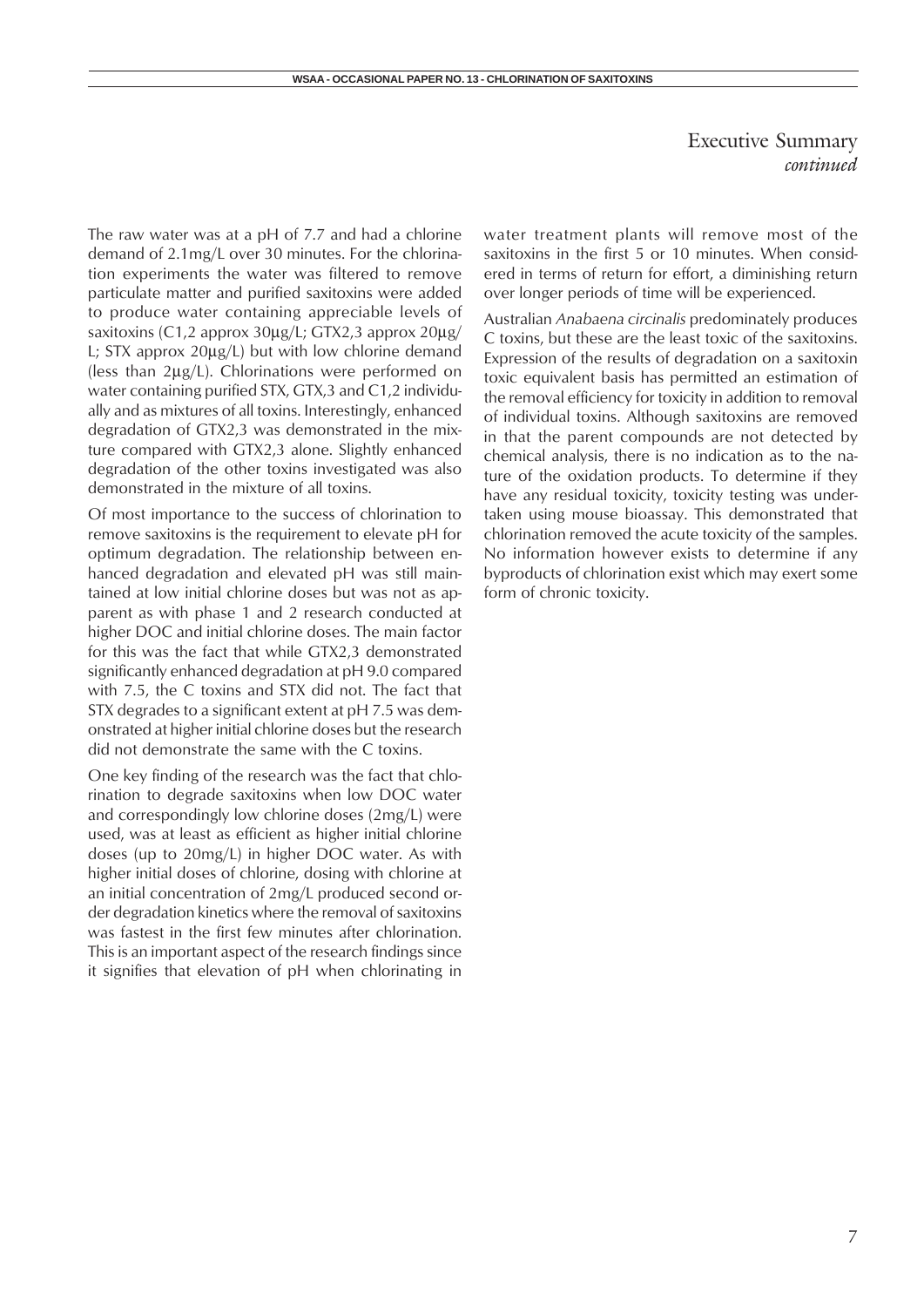## Executive Summary *continued*

The raw water was at a pH of 7.7 and had a chlorine demand of 2.1mg/L over 30 minutes. For the chlorination experiments the water was filtered to remove particulate matter and purified saxitoxins were added to produce water containing appreciable levels of saxitoxins (C1,2 approx 30µg/L; GTX2,3 approx 20µg/L; STX approx 20µg/L) but with low chlorine demand (less than 2µg/L). Chlorinations were performed on water containing purified STX, GTX,3 and C1,2 individually and as mixtures of all toxins. Interestingly, enhanced degradation of GTX2,3 was demonstrated in the mixture compared with GTX2,3 alone. Slightly enhanced degradation of the other toxins investigated was also demonstrated in the mixture of all toxins.

Of most importance to the success of chlorination to remove saxitoxins is the requirement to elevate pH for optimum degradation. The relationship between enhanced degradation and elevated pH was still maintained at low initial chlorine doses but was not as apparent as with phase 1 and 2 research conducted at higher DOC and initial chlorine doses. The main factor for this was the fact that while GTX2,3 demonstrated significantly enhanced degradation at pH 9.0 compared with 7.5, the C toxins and STX did not. The fact that STX degrades to a significant extent at pH 7.5 was demonstrated at higher initial chlorine doses but the research did not demonstrate the same with the C toxins.

One key finding of the research was the fact that chlorination to degrade saxitoxins when low DOC water and correspondingly low chlorine doses (2mg/L) were used, was at least as efficient as higher initial chlorine doses (up to 20mg/L) in higher DOC water. As with higher initial doses of chlorine, dosing with chlorine at an initial concentration of 2mg/L produced second order degradation kinetics where the removal of saxitoxins was fastest in the first few minutes after chlorination. This is an important aspect of the research findings since it signifies that elevation of pH when chlorinating in water treatment plants will remove most of the saxitoxins in the first 5 or 10 minutes. When considered in terms of return for effort, a diminishing return over longer periods of time will be experienced.

Australian *Anabaena circinalis* predominately produces C toxins, but these are the least toxic of the saxitoxins. Expression of the results of degradation on a saxitoxin toxic equivalent basis has permitted an estimation of the removal efficiency for toxicity in addition to removal of individual toxins. Although saxitoxins are removed in that the parent compounds are not detected by chemical analysis, there is no indication as to the nature of the oxidation products. To determine if they have any residual toxicity, toxicity testing was undertaken using mouse bioassay. This demonstrated that chlorination removed the acute toxicity of the samples. No information however exists to determine if any byproducts of chlorination exist which may exert some form of chronic toxicity.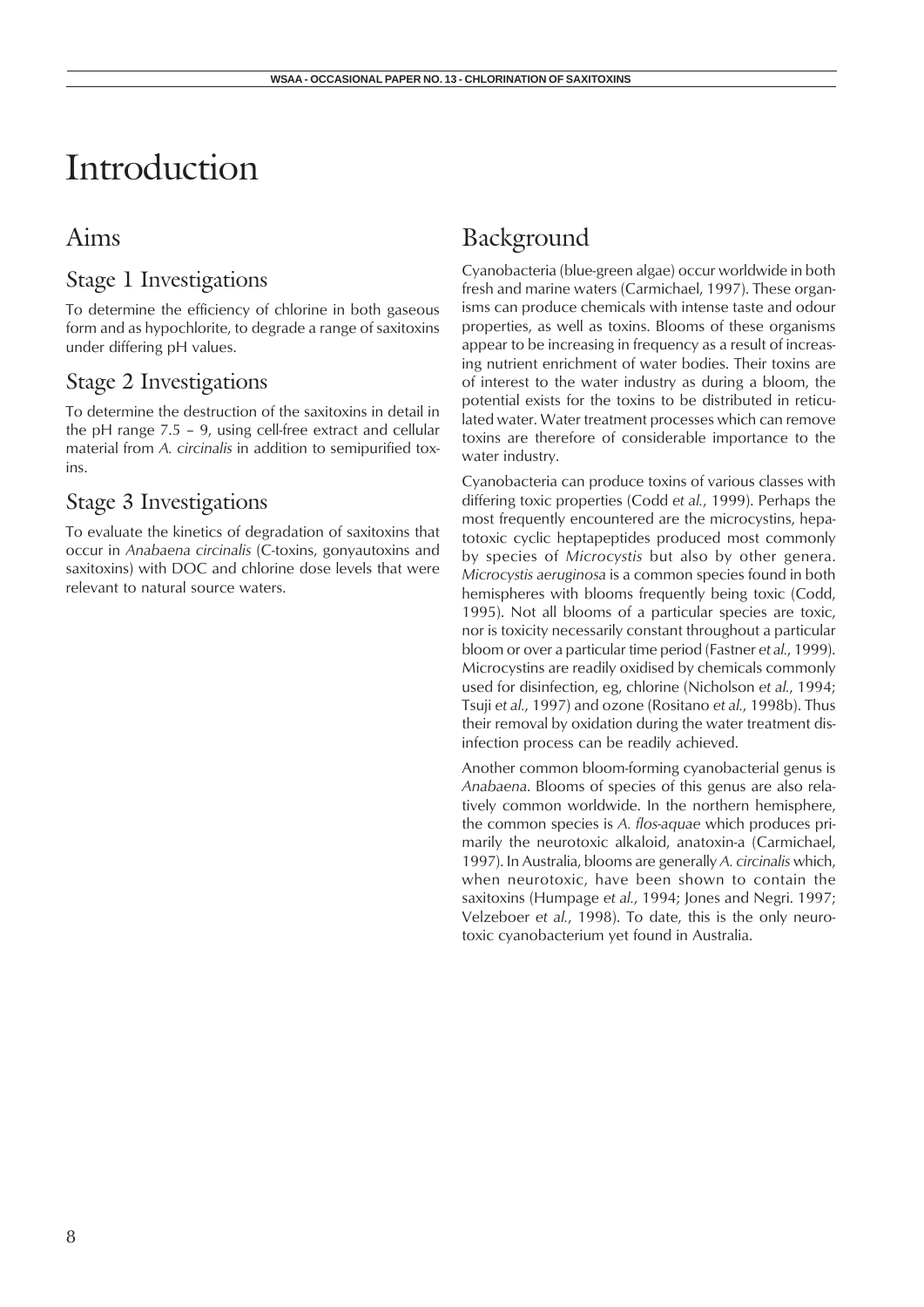# Introduction

## Aims

### Stage 1 Investigations

To determine the efficiency of chlorine in both gaseous form and as hypochlorite, to degrade a range of saxitoxins under differing pH values.

### Stage 2 Investigations

To determine the destruction of the saxitoxins in detail in the pH range 7.5 – 9, using cell-free extract and cellular material from *A. circinalis* in addition to semipurified toxins.

### Stage 3 Investigations

To evaluate the kinetics of degradation of saxitoxins that occur in *Anabaena circinalis* (C-toxins, gonyautoxins and saxitoxins) with DOC and chlorine dose levels that were relevant to natural source waters.

## Background

Cyanobacteria (blue-green algae) occur worldwide in both fresh and marine waters (Carmichael, 1997). These organisms can produce chemicals with intense taste and odour properties, as well as toxins. Blooms of these organisms appear to be increasing in frequency as a result of increasing nutrient enrichment of water bodies. Their toxins are of interest to the water industry as during a bloom, the potential exists for the toxins to be distributed in reticulated water. Water treatment processes which can remove toxins are therefore of considerable importance to the water industry.

Cyanobacteria can produce toxins of various classes with differing toxic properties (Codd *et al.*, 1999). Perhaps the most frequently encountered are the microcystins, hepatotoxic cyclic heptapeptides produced most commonly by species of *Microcystis* but also by other genera. *Microcystis aeruginosa* is a common species found in both hemispheres with blooms frequently being toxic (Codd, 1995). Not all blooms of a particular species are toxic, nor is toxicity necessarily constant throughout a particular bloom or over a particular time period (Fastner *et al.*, 1999). Microcystins are readily oxidised by chemicals commonly used for disinfection, eg, chlorine (Nicholson *et al.*, 1994; Tsuji *et al.*, 1997) and ozone (Rositano *et al.*, 1998b). Thus their removal by oxidation during the water treatment disinfection process can be readily achieved.

Another common bloom-forming cyanobacterial genus is *Anabaena*. Blooms of species of this genus are also relatively common worldwide. In the northern hemisphere, the common species is *A. flos-aquae* which produces primarily the neurotoxic alkaloid, anatoxin-a (Carmichael, 1997). In Australia, blooms are generally *A. circinalis* which, when neurotoxic, have been shown to contain the saxitoxins (Humpage *et al.*, 1994; Jones and Negri. 1997; Velzeboer *et al.*, 1998). To date, this is the only neurotoxic cyanobacterium yet found in Australia.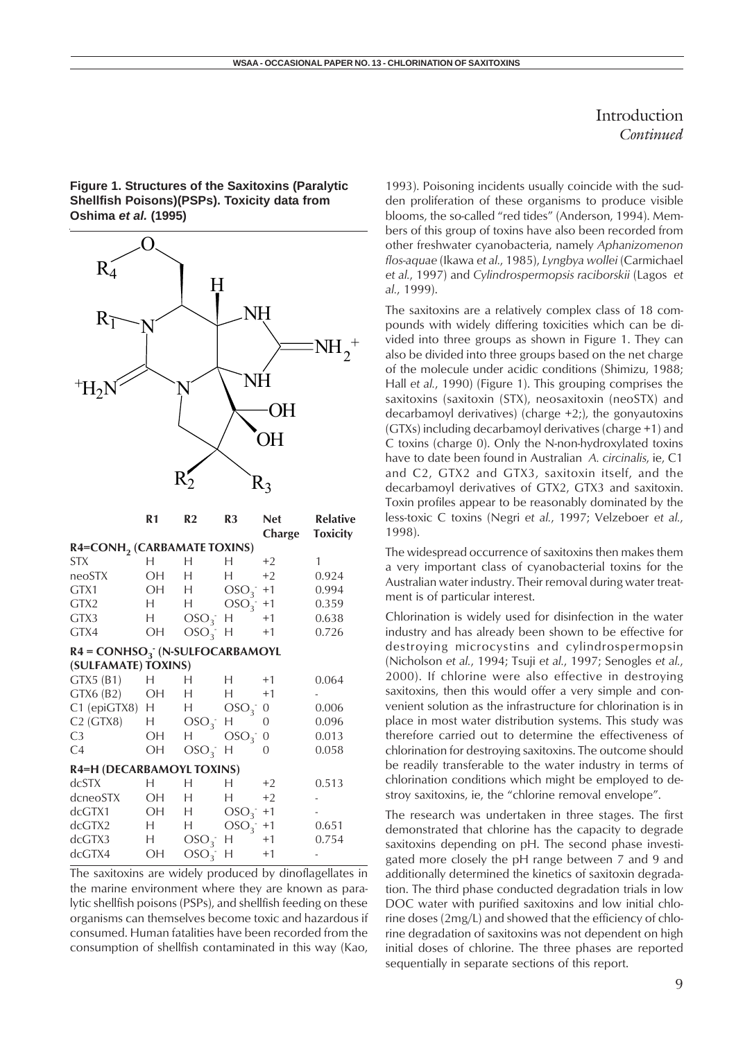# Introduction

*Continued*

**Figure 1. Structures of the Saxitoxins (Paralytic Shellfish Poisons)(PSPs). Toxicity data from Oshima *et al.* (1995)**

| | R1 | R2 | R3 | Net Charge | Relative Toxicity |
|---|---|---|---|---|---|
| **$R4=CONH_2$ (CARBAMATE TOXINS)** | | | | | |
| STX | H | H | H | +2 | 1 |
| neoSTX | OH | H | H | +2 | 0.924 |
| GTX1 | OH | H | $OSO_3^-$ | +1 | 0.994 |
| GTX2 | H | H | $OSO_3^-$ | +1 | 0.359 |
| GTX3 | H | $OSO_3^-$ | H | +1 | 0.638 |
| GTX4 | OH | $OSO_3^-$ | H | +1 | 0.726 |
| **$R4 = CONHSO_3^-$ (N-SULFOCARBAMOYL (SULFAMATE) TOXINS)** | | | | | |
| GTX5 (B1) | H | H | H | +1 | 0.064 |
| GTX6 (B2) | OH | H | H | +1 | - |
| C1 (epiGTX8) | H | H | $OSO_3^-$ | 0 | 0.006 |
| C2 (GTX8) | H | $OSO_3^-$ | H | 0 | 0.096 |
| C3 | OH | H | $OSO_3^-$ | 0 | 0.013 |
| C4 | OH | $OSO_3^-$ | H | 0 | 0.058 |
| **R4=H (DECARBAMOYL TOXINS)** | | | | | |
| dcSTX | H | H | H | +2 | 0.513 |
| dcneoSTX | OH | H | H | +2 | - |
| dcGTX1 | OH | H | $OSO_3^-$ | +1 | - |
| dcGTX2 | H | H | $OSO_3^-$ | +1 | 0.651 |
| dcGTX3 | H | $OSO_3^-$ | H | +1 | 0.754 |
| dcGTX4 | OH | $OSO_3^-$ | H | +1 | - |

The saxitoxins are widely produced by dinoflagellates in the marine environment where they are known as paralytic shellfish poisons (PSPs), and shellfish feeding on these organisms can themselves become toxic and hazardous if consumed. Human fatalities have been recorded from the consumption of shellfish contaminated in this way (Kao, 1993). Poisoning incidents usually coincide with the sudden proliferation of these organisms to produce visible blooms, the so-called "red tides" (Anderson, 1994). Members of this group of toxins have also been recorded from other freshwater cyanobacteria, namely *Aphanizomenon flos-aquae* (Ikawa *et al.*, 1985), *Lyngbya wollei* (Carmichael *et al.*, 1997) and *Cylindrospermopsis raciborskii* (Lagos *et al.*, 1999).

The saxitoxins are a relatively complex class of 18 compounds with widely differing toxicities which can be divided into three groups as shown in Figure 1. They can also be divided into three groups based on the net charge of the molecule under acidic conditions (Shimizu, 1988; Hall *et al.*, 1990) (Figure 1). This grouping comprises the saxitoxins (saxitoxin (STX), neosaxitoxin (neoSTX) and decarbamoyl derivatives) (charge +2;), the gonyautoxins (GTXs) including decarbamoyl derivatives (charge +1) and C toxins (charge 0). Only the N-non-hydroxylated toxins have to date been found in Australian *A. circinalis*, ie, C1 and C2, GTX2 and GTX3, saxitoxin itself, and the decarbamoyl derivatives of GTX2, GTX3 and saxitoxin. Toxin profiles appear to be reasonably dominated by the less-toxic C toxins (Negri *et al.*, 1997; Velzeboer *et al.*, 1998).

The widespread occurrence of saxitoxins then makes them a very important class of cyanobacterial toxins for the Australian water industry. Their removal during water treatment is of particular interest.

Chlorination is widely used for disinfection in the water industry and has already been shown to be effective for destroying microcystins and cylindrospermopsin (Nicholson *et al.*, 1994; Tsuji *et al.*, 1997; Senogles *et al.*, 2000). If chlorine were also effective in destroying saxitoxins, then this would offer a very simple and convenient solution as the infrastructure for chlorination is in place in most water distribution systems. This study was therefore carried out to determine the effectiveness of chlorination for destroying saxitoxins. The outcome should be readily transferable to the water industry in terms of chlorination conditions which might be employed to destroy saxitoxins, ie, the "chlorine removal envelope".

The research was undertaken in three stages. The first demonstrated that chlorine has the capacity to degrade saxitoxins depending on pH. The second phase investigated more closely the pH range between 7 and 9 and additionally determined the kinetics of saxitoxin degradation. The third phase conducted degradation trials in low DOC water with purified saxitoxins and low initial chlorine doses (2mg/L) and showed that the efficiency of chlorine degradation of saxitoxins was not dependent on high initial doses of chlorine. The three phases are reported sequentially in separate sections of this report.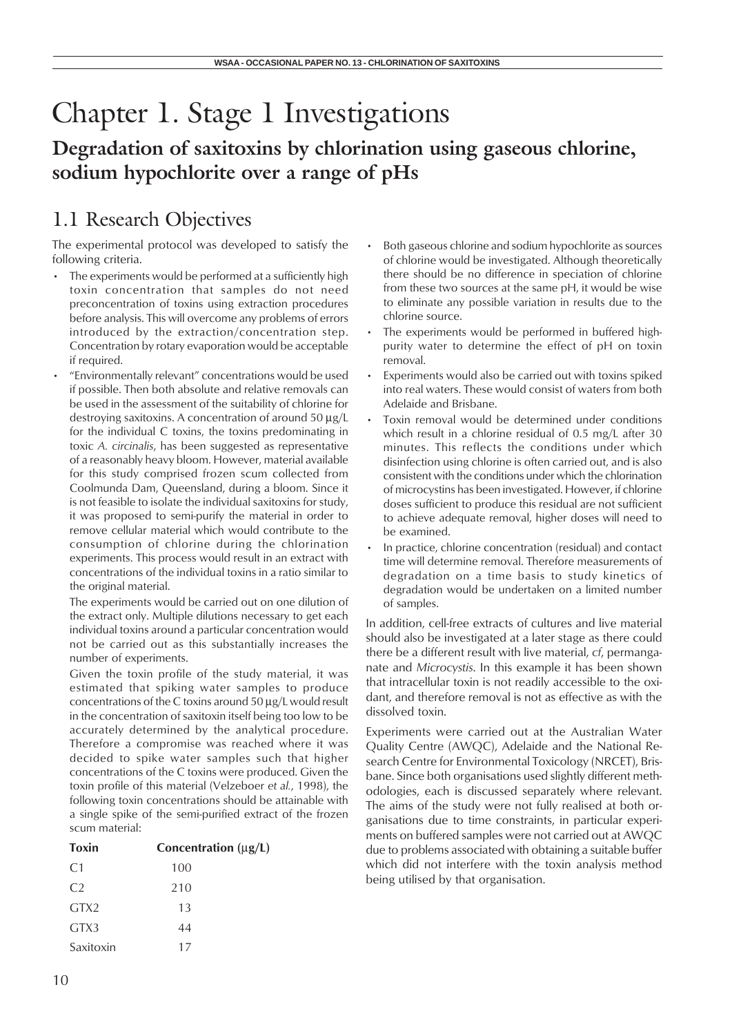# Chapter 1. Stage 1 Investigations

## Degradation of saxitoxins by chlorination using gaseous chlorine, sodium hypochlorite over a range of pHs

## 1.1 Research Objectives

The experimental protocol was developed to satisfy the following criteria.

- The experiments would be performed at a sufficiently high toxin concentration that samples do not need preconcentration of toxins using extraction procedures before analysis. This will overcome any problems of errors introduced by the extraction/concentration step. Concentration by rotary evaporation would be acceptable if required.
- "Environmentally relevant" concentrations would be used if possible. Then both absolute and relative removals can be used in the assessment of the suitability of chlorine for destroying saxitoxins. A concentration of around 50 µg/L for the individual C toxins, the toxins predominating in toxic *A. circinalis*, has been suggested as representative of a reasonably heavy bloom. However, material available for this study comprised frozen scum collected from Coolmunda Dam, Queensland, during a bloom. Since it is not feasible to isolate the individual saxitoxins for study, it was proposed to semi-purify the material in order to remove cellular material which would contribute to the consumption of chlorine during the chlorination experiments. This process would result in an extract with concentrations of the individual toxins in a ratio similar to the original material.

  The experiments would be carried out on one dilution of the extract only. Multiple dilutions necessary to get each individual toxins around a particular concentration would not be carried out as this substantially increases the number of experiments.

  Given the toxin profile of the study material, it was estimated that spiking water samples to produce concentrations of the C toxins around 50 µg/L would result in the concentration of saxitoxin itself being too low to be accurately determined by the analytical procedure. Therefore a compromise was reached where it was decided to spike water samples such that higher concentrations of the C toxins were produced. Given the toxin profile of this material (Velzeboer *et al.*, 1998), the following toxin concentrations should be attainable with a single spike of the semi-purified extract of the frozen scum material:

| Toxin | Concentration (µg/L) |
|---|---|
| C1 | 100 |
| C2 | 210 |
| GTX2 | 13 |
| GTX3 | 44 |
| Saxitoxin | 17 |

- Both gaseous chlorine and sodium hypochlorite as sources of chlorine would be investigated. Although theoretically there should be no difference in speciation of chlorine from these two sources at the same pH, it would be wise to eliminate any possible variation in results due to the chlorine source.
- The experiments would be performed in buffered high-purity water to determine the effect of pH on toxin removal.
- Experiments would also be carried out with toxins spiked into real waters. These would consist of waters from both Adelaide and Brisbane.
- Toxin removal would be determined under conditions which result in a chlorine residual of 0.5 mg/L after 30 minutes. This reflects the conditions under which disinfection using chlorine is often carried out, and is also consistent with the conditions under which the chlorination of microcystins has been investigated. However, if chlorine doses sufficient to produce this residual are not sufficient to achieve adequate removal, higher doses will need to be examined.
- In practice, chlorine concentration (residual) and contact time will determine removal. Therefore measurements of degradation on a time basis to study kinetics of degradation would be undertaken on a limited number of samples.

In addition, cell-free extracts of cultures and live material should also be investigated at a later stage as there could there be a different result with live material, *cf*, permanganate and *Microcystis*. In this example it has been shown that intracellular toxin is not readily accessible to the oxidant, and therefore removal is not as effective as with the dissolved toxin.

Experiments were carried out at the Australian Water Quality Centre (AWQC), Adelaide and the National Research Centre for Environmental Toxicology (NRCET), Brisbane. Since both organisations used slightly different methodologies, each is discussed separately where relevant. The aims of the study were not fully realised at both organisations due to time constraints, in particular experiments on buffered samples were not carried out at AWQC due to problems associated with obtaining a suitable buffer which did not interfere with the toxin analysis method being utilised by that organisation.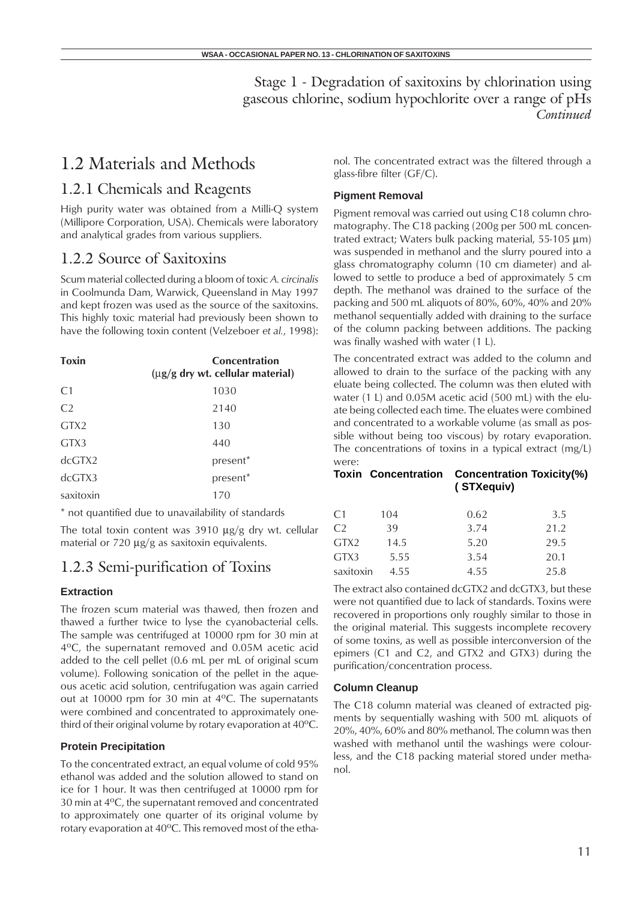Stage 1 - Degradation of saxitoxins by chlorination using gaseous chlorine, sodium hypochlorite over a range of pHs *Continued*

# 1.2 Materials and Methods

## 1.2.1 Chemicals and Reagents

High purity water was obtained from a Milli-Q system (Millipore Corporation, USA). Chemicals were laboratory and analytical grades from various suppliers.

## 1.2.2 Source of Saxitoxins

Scum material collected during a bloom of toxic *A. circinalis* in Coolmunda Dam, Warwick, Queensland in May 1997 and kept frozen was used as the source of the saxitoxins. This highly toxic material had previously been shown to have the following toxin content (Velzeboer *et al.*, 1998):

| Toxin | Concentration (µg/g dry wt. cellular material) |
|---|---|
| C1 | 1030 |
| C2 | 2140 |
| GTX2 | 130 |
| GTX3 | 440 |
| dcGTX2 | present* |
| dcGTX3 | present* |
| saxitoxin | 170 |

\* not quantified due to unavailability of standards

The total toxin content was 3910 µg/g dry wt. cellular material or 720 µg/g as saxitoxin equivalents.

## 1.2.3 Semi-purification of Toxins

### Extraction

The frozen scum material was thawed, then frozen and thawed a further twice to lyse the cyanobacterial cells. The sample was centrifuged at 10000 rpm for 30 min at 4ºC, the supernatant removed and 0.05M acetic acid added to the cell pellet (0.6 mL per mL of original scum volume). Following sonication of the pellet in the aqueous acetic acid solution, centrifugation was again carried out at 10000 rpm for 30 min at 4ºC. The supernatants were combined and concentrated to approximately one-third of their original volume by rotary evaporation at 40ºC.

### Protein Precipitation

To the concentrated extract, an equal volume of cold 95% ethanol was added and the solution allowed to stand on ice for 1 hour. It was then centrifuged at 10000 rpm for 30 min at 4ºC, the supernatant removed and concentrated to approximately one quarter of its original volume by rotary evaporation at 40ºC. This removed most of the ethanol. The concentrated extract was the filtered through a glass-fibre filter (GF/C).

### Pigment Removal

Pigment removal was carried out using C18 column chromatography. The C18 packing (200g per 500 mL concentrated extract; Waters bulk packing material, 55-105 µm) was suspended in methanol and the slurry poured into a glass chromatography column (10 cm diameter) and allowed to settle to produce a bed of approximately 5 cm depth. The methanol was drained to the surface of the packing and 500 mL aliquots of 80%, 60%, 40% and 20% methanol sequentially added with draining to the surface of the column packing between additions. The packing was finally washed with water (1 L).

The concentrated extract was added to the column and allowed to drain to the surface of the packing with any eluate being collected. The column was then eluted with water (1 L) and 0.05M acetic acid (500 mL) with the eluate being collected each time. The eluates were combined and concentrated to a workable volume (as small as possible without being too viscous) by rotary evaporation. The concentrations of toxins in a typical extract (mg/L) were:

| Toxin | Concentration | Concentration (STXequiv) | Toxicity(%) |
|---|---|---|---|
| C1 | 104 | 0.62 | 3.5 |
| C2 | 39 | 3.74 | 21.2 |
| GTX2 | 14.5 | 5.20 | 29.5 |
| GTX3 | 5.55 | 3.54 | 20.1 |
| saxitoxin | 4.55 | 4.55 | 25.8 |

The extract also contained dcGTX2 and dcGTX3, but these were not quantified due to lack of standards. Toxins were recovered in proportions only roughly similar to those in the original material. This suggests incomplete recovery of some toxins, as well as possible interconversion of the epimers (C1 and C2, and GTX2 and GTX3) during the purification/concentration process.

### Column Cleanup

The C18 column material was cleaned of extracted pigments by sequentially washing with 500 mL aliquots of 20%, 40%, 60% and 80% methanol. The column was then washed with methanol until the washings were colourless, and the C18 packing material stored under methanol.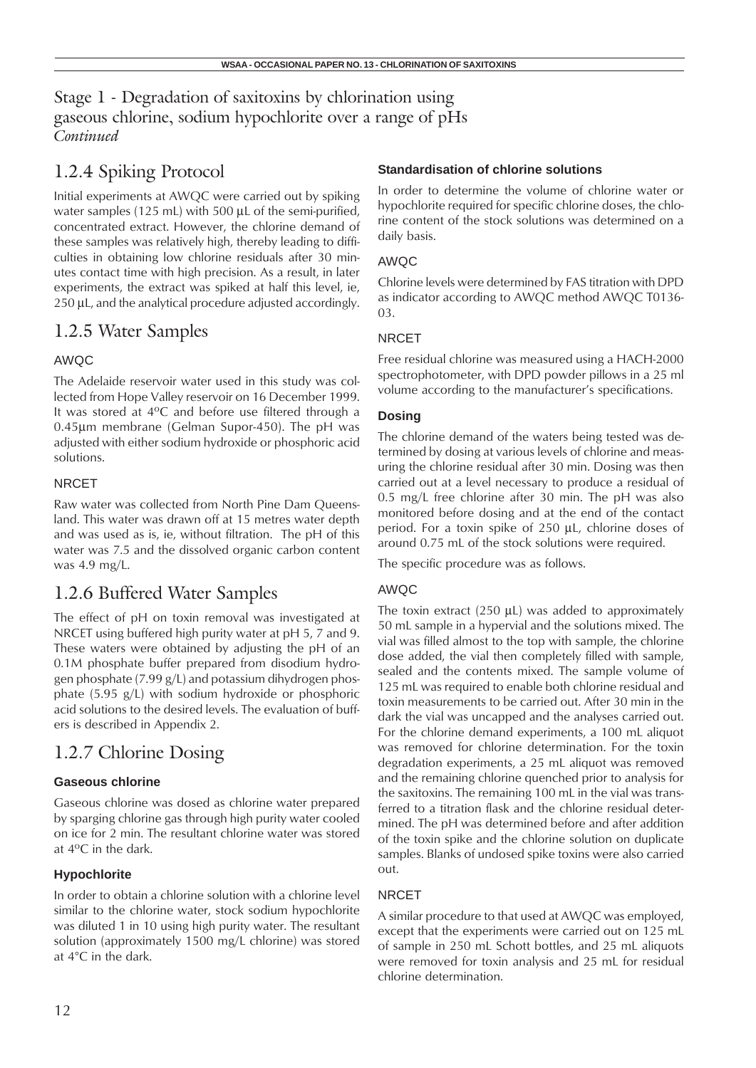## Stage 1 - Degradation of saxitoxins by chlorination using gaseous chlorine, sodium hypochlorite over a range of pHs *Continued*

## 1.2.4 Spiking Protocol

Initial experiments at AWQC were carried out by spiking water samples (125 mL) with 500 µL of the semi-purified, concentrated extract. However, the chlorine demand of these samples was relatively high, thereby leading to difficulties in obtaining low chlorine residuals after 30 minutes contact time with high precision. As a result, in later experiments, the extract was spiked at half this level, ie, 250 µL, and the analytical procedure adjusted accordingly.

## 1.2.5 Water Samples

### AWQC

The Adelaide reservoir water used in this study was collected from Hope Valley reservoir on 16 December 1999. It was stored at 4°C and before use filtered through a 0.45µm membrane (Gelman Supor-450). The pH was adjusted with either sodium hydroxide or phosphoric acid solutions.

### NRCET

Raw water was collected from North Pine Dam Queensland. This water was drawn off at 15 metres water depth and was used as is, ie, without filtration. The pH of this water was 7.5 and the dissolved organic carbon content was 4.9 mg/L.

## 1.2.6 Buffered Water Samples

The effect of pH on toxin removal was investigated at NRCET using buffered high purity water at pH 5, 7 and 9. These waters were obtained by adjusting the pH of an 0.1M phosphate buffer prepared from disodium hydrogen phosphate (7.99 g/L) and potassium dihydrogen phosphate (5.95 g/L) with sodium hydroxide or phosphoric acid solutions to the desired levels. The evaluation of buffers is described in Appendix 2.

## 1.2.7 Chlorine Dosing

### Gaseous chlorine

Gaseous chlorine was dosed as chlorine water prepared by sparging chlorine gas through high purity water cooled on ice for 2 min. The resultant chlorine water was stored at 4°C in the dark.

### Hypochlorite

In order to obtain a chlorine solution with a chlorine level similar to the chlorine water, stock sodium hypochlorite was diluted 1 in 10 using high purity water. The resultant solution (approximately 1500 mg/L chlorine) was stored at 4°C in the dark.

### Standardisation of chlorine solutions

In order to determine the volume of chlorine water or hypochlorite required for specific chlorine doses, the chlorine content of the stock solutions was determined on a daily basis.

#### AWQC

Chlorine levels were determined by FAS titration with DPD as indicator according to AWQC method AWQC T0136-03.

#### NRCET

Free residual chlorine was measured using a HACH-2000 spectrophotometer, with DPD powder pillows in a 25 ml volume according to the manufacturer's specifications.

### Dosing

The chlorine demand of the waters being tested was determined by dosing at various levels of chlorine and measuring the chlorine residual after 30 min. Dosing was then carried out at a level necessary to produce a residual of 0.5 mg/L free chlorine after 30 min. The pH was also monitored before dosing and at the end of the contact period. For a toxin spike of 250 µL, chlorine doses of around 0.75 mL of the stock solutions were required.

The specific procedure was as follows.

#### AWQC

The toxin extract (250 µL) was added to approximately 50 mL sample in a hypervial and the solutions mixed. The vial was filled almost to the top with sample, the chlorine dose added, the vial then completely filled with sample, sealed and the contents mixed. The sample volume of 125 mL was required to enable both chlorine residual and toxin measurements to be carried out. After 30 min in the dark the vial was uncapped and the analyses carried out. For the chlorine demand experiments, a 100 mL aliquot was removed for chlorine determination. For the toxin degradation experiments, a 25 mL aliquot was removed and the remaining chlorine quenched prior to analysis for the saxitoxins. The remaining 100 mL in the vial was transferred to a titration flask and the chlorine residual determined. The pH was determined before and after addition of the toxin spike and the chlorine solution on duplicate samples. Blanks of undosed spike toxins were also carried out.

#### NRCET

A similar procedure to that used at AWQC was employed, except that the experiments were carried out on 125 mL of sample in 250 mL Schott bottles, and 25 mL aliquots were removed for toxin analysis and 25 mL for residual chlorine determination.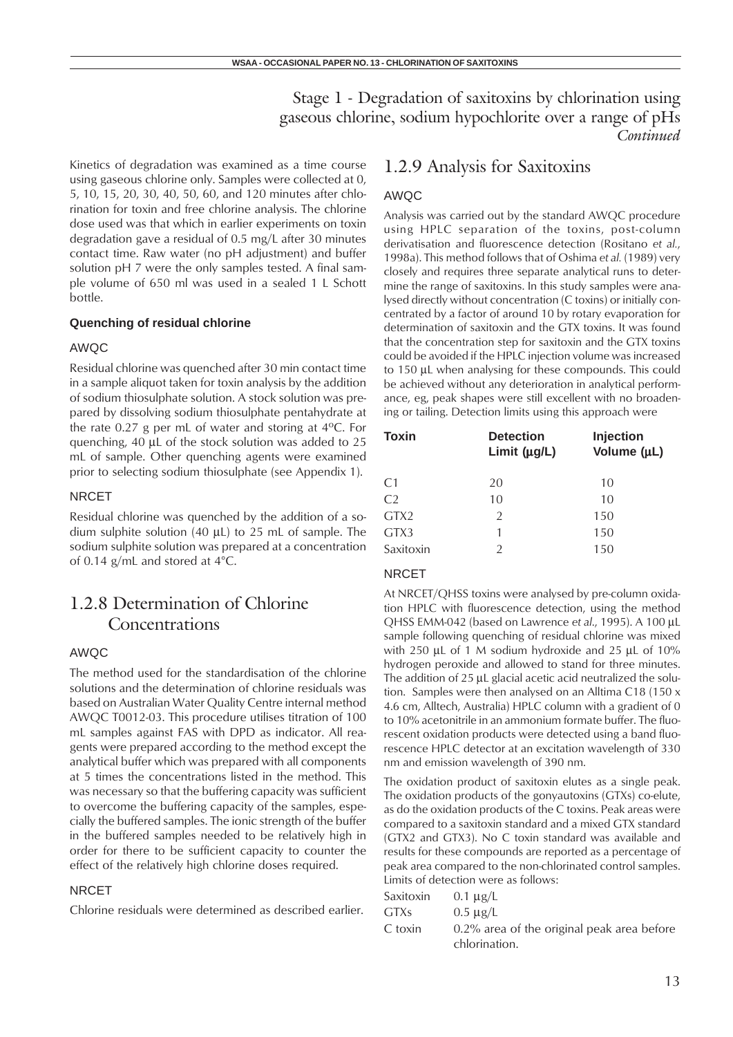# Stage 1 - Degradation of saxitoxins by chlorination using gaseous chlorine, sodium hypochlorite over a range of pHs *Continued*

Kinetics of degradation was examined as a time course using gaseous chlorine only. Samples were collected at 0, 5, 10, 15, 20, 30, 40, 50, 60, and 120 minutes after chlorination for toxin and free chlorine analysis. The chlorine dose used was that which in earlier experiments on toxin degradation gave a residual of 0.5 mg/L after 30 minutes contact time. Raw water (no pH adjustment) and buffer solution pH 7 were the only samples tested. A final sample volume of 650 ml was used in a sealed 1 L Schott bottle.

#### Quenching of residual chlorine

AWQC

Residual chlorine was quenched after 30 min contact time in a sample aliquot taken for toxin analysis by the addition of sodium thiosulphate solution. A stock solution was prepared by dissolving sodium thiosulphate pentahydrate at the rate 0.27 g per mL of water and storing at 4ºC. For quenching, 40 µL of the stock solution was added to 25 mL of sample. Other quenching agents were examined prior to selecting sodium thiosulphate (see Appendix 1).

NRCET

Residual chlorine was quenched by the addition of a sodium sulphite solution (40 µL) to 25 mL of sample. The sodium sulphite solution was prepared at a concentration of 0.14 g/mL and stored at 4°C.

## 1.2.8 Determination of Chlorine Concentrations

AWQC

The method used for the standardisation of the chlorine solutions and the determination of chlorine residuals was based on Australian Water Quality Centre internal method AWQC T0012-03. This procedure utilises titration of 100 mL samples against FAS with DPD as indicator. All reagents were prepared according to the method except the analytical buffer which was prepared with all components at 5 times the concentrations listed in the method. This was necessary so that the buffering capacity was sufficient to overcome the buffering capacity of the samples, especially the buffered samples. The ionic strength of the buffer in the buffered samples needed to be relatively high in order for there to be sufficient capacity to counter the effect of the relatively high chlorine doses required.

NRCET

Chlorine residuals were determined as described earlier.

## 1.2.9 Analysis for Saxitoxins

AWQC

Analysis was carried out by the standard AWQC procedure using HPLC separation of the toxins, post-column derivatisation and fluorescence detection (Rositano *et al.*, 1998a). This method follows that of Oshima *et al.* (1989) very closely and requires three separate analytical runs to determine the range of saxitoxins. In this study samples were analysed directly without concentration (C toxins) or initially concentrated by a factor of around 10 by rotary evaporation for determination of saxitoxin and the GTX toxins. It was found that the concentration step for saxitoxin and the GTX toxins could be avoided if the HPLC injection volume was increased to 150 µL when analysing for these compounds. This could be achieved without any deterioration in analytical performance, eg, peak shapes were still excellent with no broadening or tailing. Detection limits using this approach were

| Toxin | Detection Limit (µg/L) | Injection Volume (µL) |
|---|---|---|
| C1 | 20 | 10 |
| C2 | 10 | 10 |
| GTX2 | 2 | 150 |
| GTX3 | 1 | 150 |
| Saxitoxin | 2 | 150 |

NRCET

At NRCET/QHSS toxins were analysed by pre-column oxidation HPLC with fluorescence detection, using the method QHSS EMM-042 (based on Lawrence *et al.*, 1995). A 100 µL sample following quenching of residual chlorine was mixed with 250 µL of 1 M sodium hydroxide and 25 µL of 10% hydrogen peroxide and allowed to stand for three minutes. The addition of 25 µL glacial acetic acid neutralized the solution. Samples were then analysed on an Alltima C18 (150 x 4.6 cm, Alltech, Australia) HPLC column with a gradient of 0 to 10% acetonitrile in an ammonium formate buffer. The fluorescent oxidation products were detected using a band fluorescence HPLC detector at an excitation wavelength of 330 nm and emission wavelength of 390 nm.

The oxidation product of saxitoxin elutes as a single peak. The oxidation products of the gonyautoxins (GTXs) co-elute, as do the oxidation products of the C toxins. Peak areas were compared to a saxitoxin standard and a mixed GTX standard (GTX2 and GTX3). No C toxin standard was available and results for these compounds are reported as a percentage of peak area compared to the non-chlorinated control samples. Limits of detection were as follows:

| | |
|---|---|
| Saxitoxin | 0.1 µg/L |
| GTXs | 0.5 µg/L |
| C toxin | 0.2% area of the original peak area before chlorination. |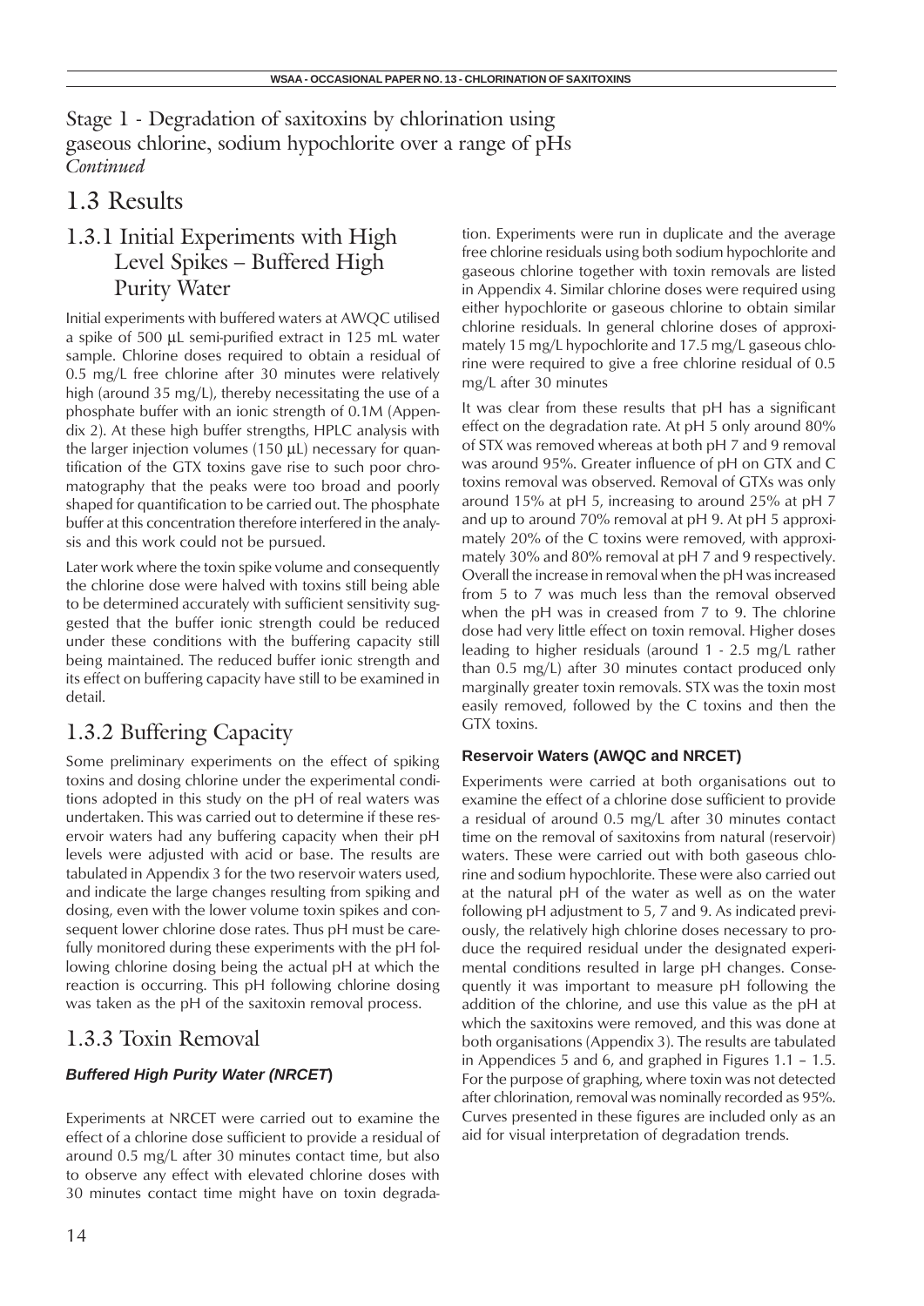Stage 1 - Degradation of saxitoxins by chlorination using gaseous chlorine, sodium hypochlorite over a range of pHs
*Continued*

# 1.3 Results

## 1.3.1 Initial Experiments with High Level Spikes – Buffered High Purity Water

Initial experiments with buffered waters at AWQC utilised a spike of 500 µL semi-purified extract in 125 mL water sample. Chlorine doses required to obtain a residual of 0.5 mg/L free chlorine after 30 minutes were relatively high (around 35 mg/L), thereby necessitating the use of a phosphate buffer with an ionic strength of 0.1M (Appendix 2). At these high buffer strengths, HPLC analysis with the larger injection volumes (150 µL) necessary for quantification of the GTX toxins gave rise to such poor chromatography that the peaks were too broad and poorly shaped for quantification to be carried out. The phosphate buffer at this concentration therefore interfered in the analysis and this work could not be pursued.

Later work where the toxin spike volume and consequently the chlorine dose were halved with toxins still being able to be determined accurately with sufficient sensitivity suggested that the buffer ionic strength could be reduced under these conditions with the buffering capacity still being maintained. The reduced buffer ionic strength and its effect on buffering capacity have still to be examined in detail.

## 1.3.2 Buffering Capacity

Some preliminary experiments on the effect of spiking toxins and dosing chlorine under the experimental conditions adopted in this study on the pH of real waters was undertaken. This was carried out to determine if these reservoir waters had any buffering capacity when their pH levels were adjusted with acid or base. The results are tabulated in Appendix 3 for the two reservoir waters used, and indicate the large changes resulting from spiking and dosing, even with the lower volume toxin spikes and consequent lower chlorine dose rates. Thus pH must be carefully monitored during these experiments with the pH following chlorine dosing being the actual pH at which the reaction is occurring. This pH following chlorine dosing was taken as the pH of the saxitoxin removal process.

## 1.3.3 Toxin Removal

### *Buffered High Purity Water (NRCET)*

Experiments at NRCET were carried out to examine the effect of a chlorine dose sufficient to provide a residual of around 0.5 mg/L after 30 minutes contact time, but also to observe any effect with elevated chlorine doses with 30 minutes contact time might have on toxin degradation. Experiments were run in duplicate and the average free chlorine residuals using both sodium hypochlorite and gaseous chlorine together with toxin removals are listed in Appendix 4. Similar chlorine doses were required using either hypochlorite or gaseous chlorine to obtain similar chlorine residuals. In general chlorine doses of approximately 15 mg/L hypochlorite and 17.5 mg/L gaseous chlorine were required to give a free chlorine residual of 0.5 mg/L after 30 minutes

It was clear from these results that pH has a significant effect on the degradation rate. At pH 5 only around 80% of STX was removed whereas at both pH 7 and 9 removal was around 95%. Greater influence of pH on GTX and C toxins removal was observed. Removal of GTXs was only around 15% at pH 5, increasing to around 25% at pH 7 and up to around 70% removal at pH 9. At pH 5 approximately 20% of the C toxins were removed, with approximately 30% and 80% removal at pH 7 and 9 respectively. Overall the increase in removal when the pH was increased from 5 to 7 was much less than the removal observed when the pH was in creased from 7 to 9. The chlorine dose had very little effect on toxin removal. Higher doses leading to higher residuals (around 1 - 2.5 mg/L rather than 0.5 mg/L) after 30 minutes contact produced only marginally greater toxin removals. STX was the toxin most easily removed, followed by the C toxins and then the GTX toxins.

### Reservoir Waters (AWQC and NRCET)

Experiments were carried at both organisations out to examine the effect of a chlorine dose sufficient to provide a residual of around 0.5 mg/L after 30 minutes contact time on the removal of saxitoxins from natural (reservoir) waters. These were carried out with both gaseous chlorine and sodium hypochlorite. These were also carried out at the natural pH of the water as well as on the water following pH adjustment to 5, 7 and 9. As indicated previously, the relatively high chlorine doses necessary to produce the required residual under the designated experimental conditions resulted in large pH changes. Consequently it was important to measure pH following the addition of the chlorine, and use this value as the pH at which the saxitoxins were removed, and this was done at both organisations (Appendix 3). The results are tabulated in Appendices 5 and 6, and graphed in Figures 1.1 – 1.5. For the purpose of graphing, where toxin was not detected after chlorination, removal was nominally recorded as 95%. Curves presented in these figures are included only as an aid for visual interpretation of degradation trends.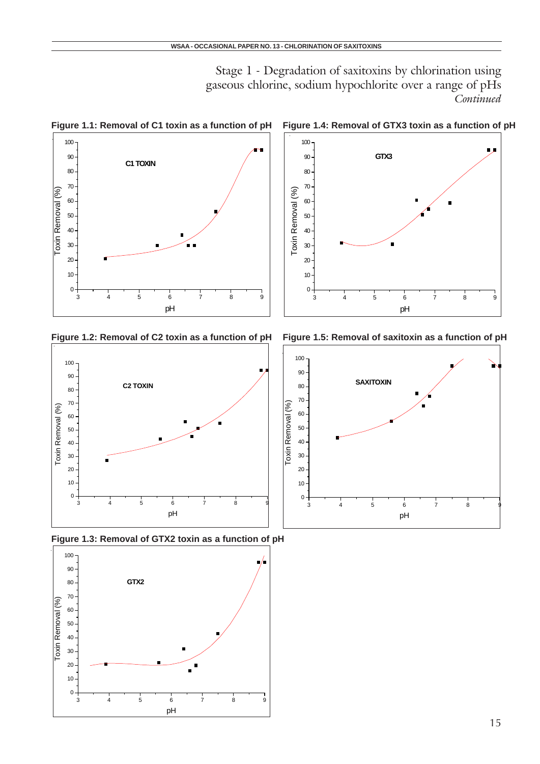## Stage 1 - Degradation of saxitoxins by chlorination using gaseous chlorine, sodium hypochlorite over a range of pHs

*Continued*

**Figure 1.1: Removal of C1 toxin as a function of pH**

**Figure 1.4: Removal of GTX3 toxin as a function of pH**

**Figure 1.2: Removal of C2 toxin as a function of pH**

**Figure 1.5: Removal of saxitoxin as a function of pH**

**Figure 1.3: Removal of GTX2 toxin as a function of pH**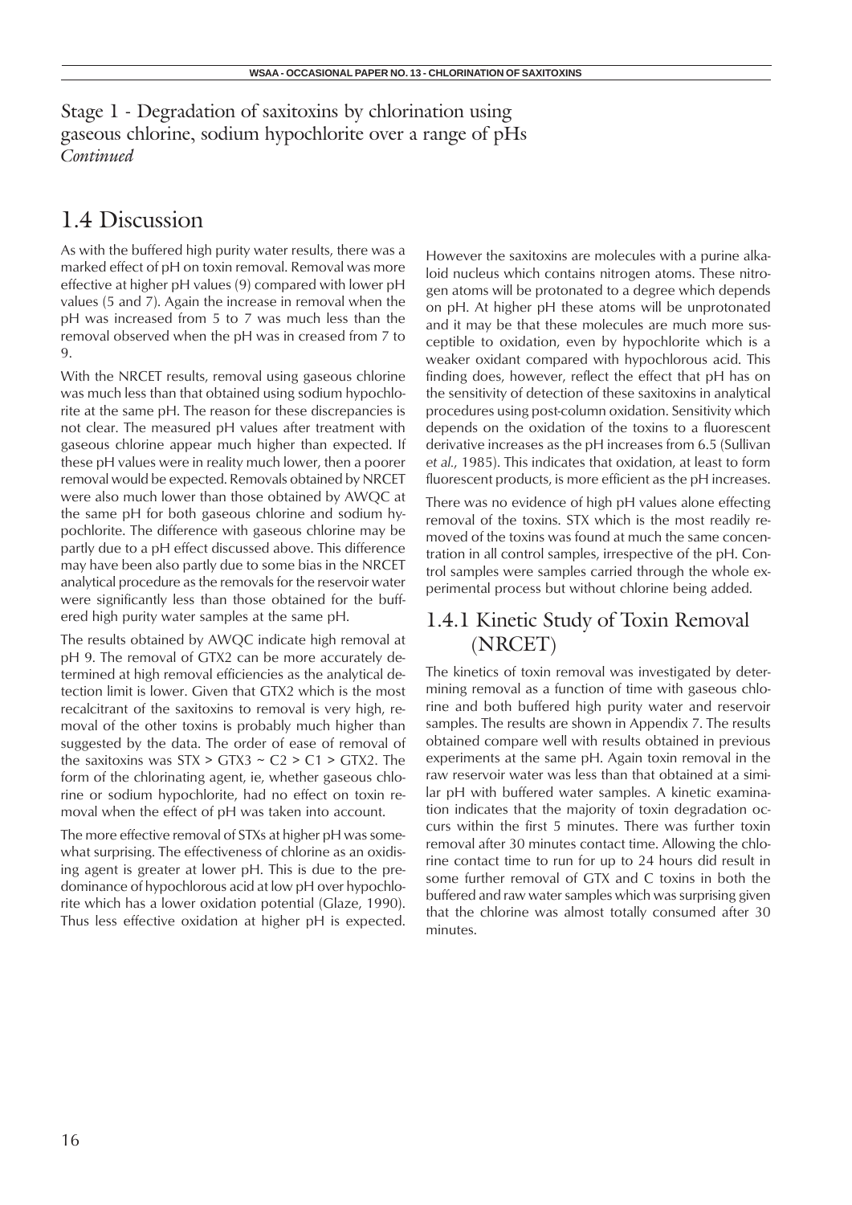Stage 1 - Degradation of saxitoxins by chlorination using gaseous chlorine, sodium hypochlorite over a range of pHs
*Continued*

## 1.4 Discussion

As with the buffered high purity water results, there was a marked effect of pH on toxin removal. Removal was more effective at higher pH values (9) compared with lower pH values (5 and 7). Again the increase in removal when the pH was increased from 5 to 7 was much less than the removal observed when the pH was in creased from 7 to 9.

With the NRCET results, removal using gaseous chlorine was much less than that obtained using sodium hypochlorite at the same pH. The reason for these discrepancies is not clear. The measured pH values after treatment with gaseous chlorine appear much higher than expected. If these pH values were in reality much lower, then a poorer removal would be expected. Removals obtained by NRCET were also much lower than those obtained by AWQC at the same pH for both gaseous chlorine and sodium hypochlorite. The difference with gaseous chlorine may be partly due to a pH effect discussed above. This difference may have been also partly due to some bias in the NRCET analytical procedure as the removals for the reservoir water were significantly less than those obtained for the buffered high purity water samples at the same pH.

The results obtained by AWQC indicate high removal at pH 9. The removal of GTX2 can be more accurately determined at high removal efficiencies as the analytical detection limit is lower. Given that GTX2 which is the most recalcitrant of the saxitoxins to removal is very high, removal of the other toxins is probably much higher than suggested by the data. The order of ease of removal of the saxitoxins was STX > GTX3 ~ C2 > C1 > GTX2. The form of the chlorinating agent, ie, whether gaseous chlorine or sodium hypochlorite, had no effect on toxin removal when the effect of pH was taken into account.

The more effective removal of STXs at higher pH was somewhat surprising. The effectiveness of chlorine as an oxidising agent is greater at lower pH. This is due to the predominance of hypochlorous acid at low pH over hypochlorite which has a lower oxidation potential (Glaze, 1990). Thus less effective oxidation at higher pH is expected. However the saxitoxins are molecules with a purine alkaloid nucleus which contains nitrogen atoms. These nitrogen atoms will be protonated to a degree which depends on pH. At higher pH these atoms will be unprotonated and it may be that these molecules are much more susceptible to oxidation, even by hypochlorite which is a weaker oxidant compared with hypochlorous acid. This finding does, however, reflect the effect that pH has on the sensitivity of detection of these saxitoxins in analytical procedures using post-column oxidation. Sensitivity which depends on the oxidation of the toxins to a fluorescent derivative increases as the pH increases from 6.5 (Sullivan *et al.*, 1985). This indicates that oxidation, at least to form fluorescent products, is more efficient as the pH increases.

There was no evidence of high pH values alone effecting removal of the toxins. STX which is the most readily removed of the toxins was found at much the same concentration in all control samples, irrespective of the pH. Control samples were samples carried through the whole experimental process but without chlorine being added.

### 1.4.1 Kinetic Study of Toxin Removal (NRCET)

The kinetics of toxin removal was investigated by determining removal as a function of time with gaseous chlorine and both buffered high purity water and reservoir samples. The results are shown in Appendix 7. The results obtained compare well with results obtained in previous experiments at the same pH. Again toxin removal in the raw reservoir water was less than that obtained at a similar pH with buffered water samples. A kinetic examination indicates that the majority of toxin degradation occurs within the first 5 minutes. There was further toxin removal after 30 minutes contact time. Allowing the chlorine contact time to run for up to 24 hours did result in some further removal of GTX and C toxins in both the buffered and raw water samples which was surprising given that the chlorine was almost totally consumed after 30 minutes.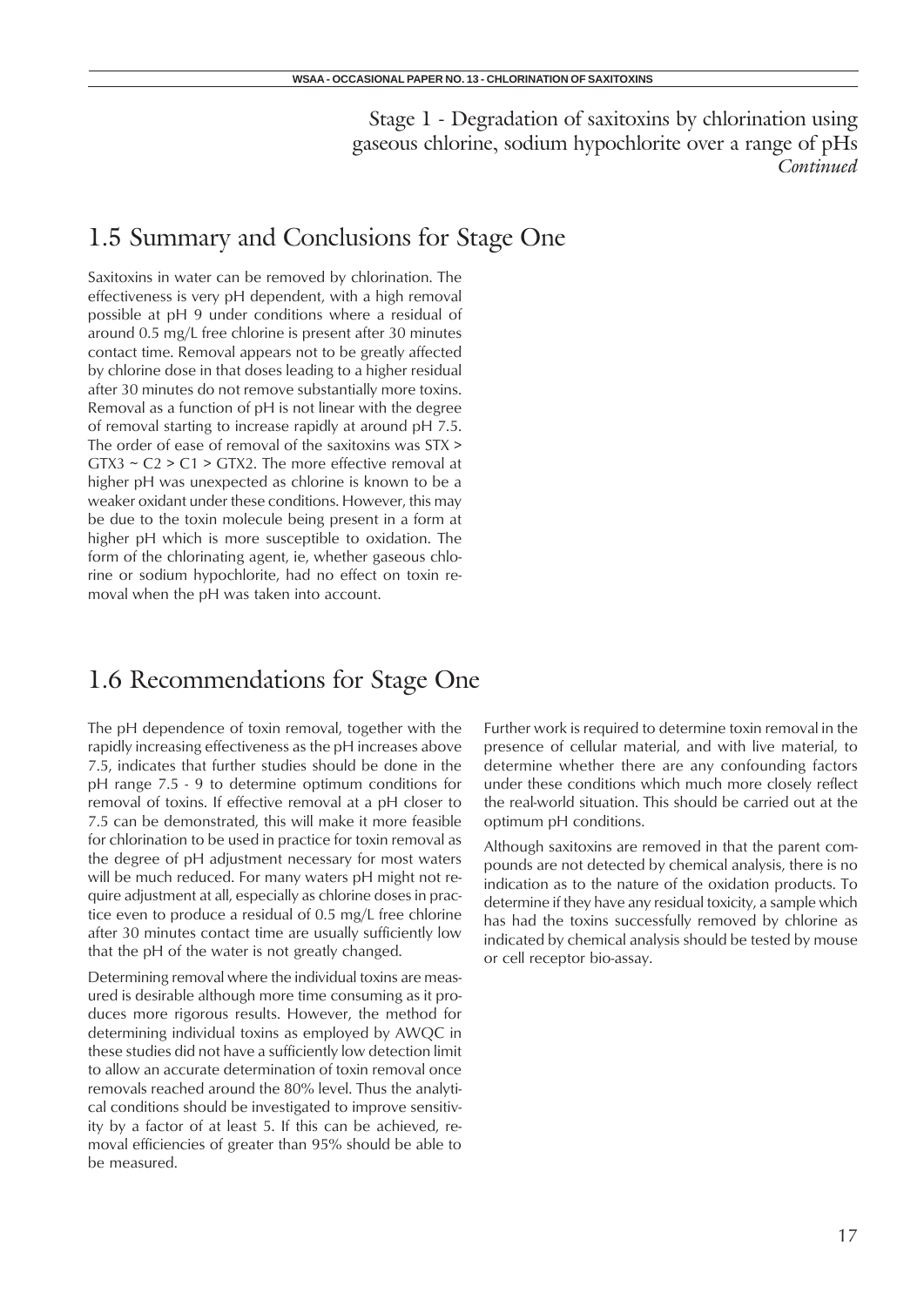Stage 1 - Degradation of saxitoxins by chlorination using gaseous chlorine, sodium hypochlorite over a range of pHs *Continued*

## 1.5 Summary and Conclusions for Stage One

Saxitoxins in water can be removed by chlorination. The effectiveness is very pH dependent, with a high removal possible at pH 9 under conditions where a residual of around 0.5 mg/L free chlorine is present after 30 minutes contact time. Removal appears not to be greatly affected by chlorine dose in that doses leading to a higher residual after 30 minutes do not remove substantially more toxins. Removal as a function of pH is not linear with the degree of removal starting to increase rapidly at around pH 7.5. The order of ease of removal of the saxitoxins was STX > GTX3 ~ C2 > C1 > GTX2. The more effective removal at higher pH was unexpected as chlorine is known to be a weaker oxidant under these conditions. However, this may be due to the toxin molecule being present in a form at higher pH which is more susceptible to oxidation. The form of the chlorinating agent, ie, whether gaseous chlorine or sodium hypochlorite, had no effect on toxin removal when the pH was taken into account.

## 1.6 Recommendations for Stage One

The pH dependence of toxin removal, together with the rapidly increasing effectiveness as the pH increases above 7.5, indicates that further studies should be done in the pH range 7.5 - 9 to determine optimum conditions for removal of toxins. If effective removal at a pH closer to 7.5 can be demonstrated, this will make it more feasible for chlorination to be used in practice for toxin removal as the degree of pH adjustment necessary for most waters will be much reduced. For many waters pH might not require adjustment at all, especially as chlorine doses in practice even to produce a residual of 0.5 mg/L free chlorine after 30 minutes contact time are usually sufficiently low that the pH of the water is not greatly changed.

Determining removal where the individual toxins are measured is desirable although more time consuming as it produces more rigorous results. However, the method for determining individual toxins as employed by AWQC in these studies did not have a sufficiently low detection limit to allow an accurate determination of toxin removal once removals reached around the 80% level. Thus the analytical conditions should be investigated to improve sensitivity by a factor of at least 5. If this can be achieved, removal efficiencies of greater than 95% should be able to be measured.

Further work is required to determine toxin removal in the presence of cellular material, and with live material, to determine whether there are any confounding factors under these conditions which much more closely reflect the real-world situation. This should be carried out at the optimum pH conditions.

Although saxitoxins are removed in that the parent compounds are not detected by chemical analysis, there is no indication as to the nature of the oxidation products. To determine if they have any residual toxicity, a sample which has had the toxins successfully removed by chlorine as indicated by chemical analysis should be tested by mouse or cell receptor bio-assay.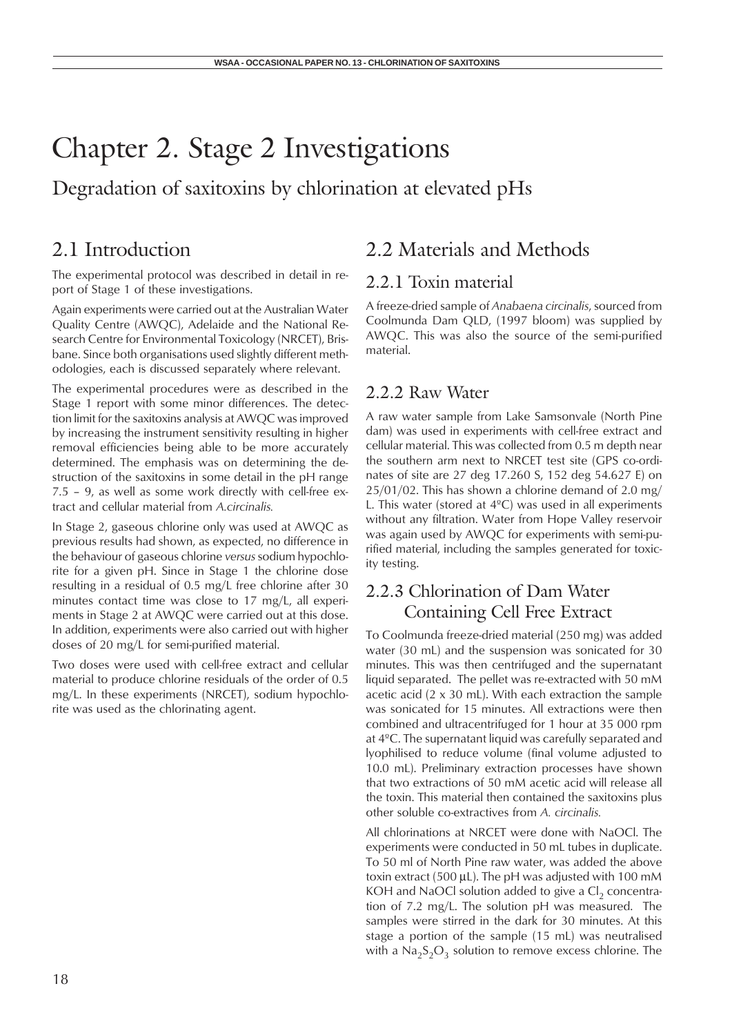# Chapter 2. Stage 2 Investigations

Degradation of saxitoxins by chlorination at elevated pHs

## 2.1 Introduction

The experimental protocol was described in detail in report of Stage 1 of these investigations.

Again experiments were carried out at the Australian Water Quality Centre (AWQC), Adelaide and the National Research Centre for Environmental Toxicology (NRCET), Brisbane. Since both organisations used slightly different methodologies, each is discussed separately where relevant.

The experimental procedures were as described in the Stage 1 report with some minor differences. The detection limit for the saxitoxins analysis at AWQC was improved by increasing the instrument sensitivity resulting in higher removal efficiencies being able to be more accurately determined. The emphasis was on determining the destruction of the saxitoxins in some detail in the pH range 7.5 – 9, as well as some work directly with cell-free extract and cellular material from *A.circinalis.*

In Stage 2, gaseous chlorine only was used at AWQC as previous results had shown, as expected, no difference in the behaviour of gaseous chlorine *versus* sodium hypochlorite for a given pH. Since in Stage 1 the chlorine dose resulting in a residual of 0.5 mg/L free chlorine after 30 minutes contact time was close to 17 mg/L, all experiments in Stage 2 at AWQC were carried out at this dose. In addition, experiments were also carried out with higher doses of 20 mg/L for semi-purified material.

Two doses were used with cell-free extract and cellular material to produce chlorine residuals of the order of 0.5 mg/L. In these experiments (NRCET), sodium hypochlorite was used as the chlorinating agent.

## 2.2 Materials and Methods

### 2.2.1 Toxin material

A freeze-dried sample of *Anabaena circinalis*, sourced from Coolmunda Dam QLD, (1997 bloom) was supplied by AWQC. This was also the source of the semi-purified material.

### 2.2.2 Raw Water

A raw water sample from Lake Samsonvale (North Pine dam) was used in experiments with cell-free extract and cellular material. This was collected from 0.5 m depth near the southern arm next to NRCET test site (GPS co-ordinates of site are 27 deg 17.260 S, 152 deg 54.627 E) on 25/01/02. This has shown a chlorine demand of 2.0 mg/L. This water (stored at 4ºC) was used in all experiments without any filtration. Water from Hope Valley reservoir was again used by AWQC for experiments with semi-purified material, including the samples generated for toxicity testing.

### 2.2.3 Chlorination of Dam Water Containing Cell Free Extract

To Coolmunda freeze-dried material (250 mg) was added water (30 mL) and the suspension was sonicated for 30 minutes. This was then centrifuged and the supernatant liquid separated. The pellet was re-extracted with 50 mM acetic acid (2 x 30 mL). With each extraction the sample was sonicated for 15 minutes. All extractions were then combined and ultracentrifuged for 1 hour at 35 000 rpm at 4ºC. The supernatant liquid was carefully separated and lyophilised to reduce volume (final volume adjusted to 10.0 mL). Preliminary extraction processes have shown that two extractions of 50 mM acetic acid will release all the toxin. This material then contained the saxitoxins plus other soluble co-extractives from *A. circinalis.*

All chlorinations at NRCET were done with NaOCl. The experiments were conducted in 50 mL tubes in duplicate. To 50 ml of North Pine raw water, was added the above toxin extract (500 μL). The pH was adjusted with 100 mM KOH and NaOCl solution added to give a $Cl_2$ concentration of 7.2 mg/L. The solution pH was measured. The samples were stirred in the dark for 30 minutes. At this stage a portion of the sample (15 mL) was neutralised with a $Na_2S_2O_3$ solution to remove excess chlorine. The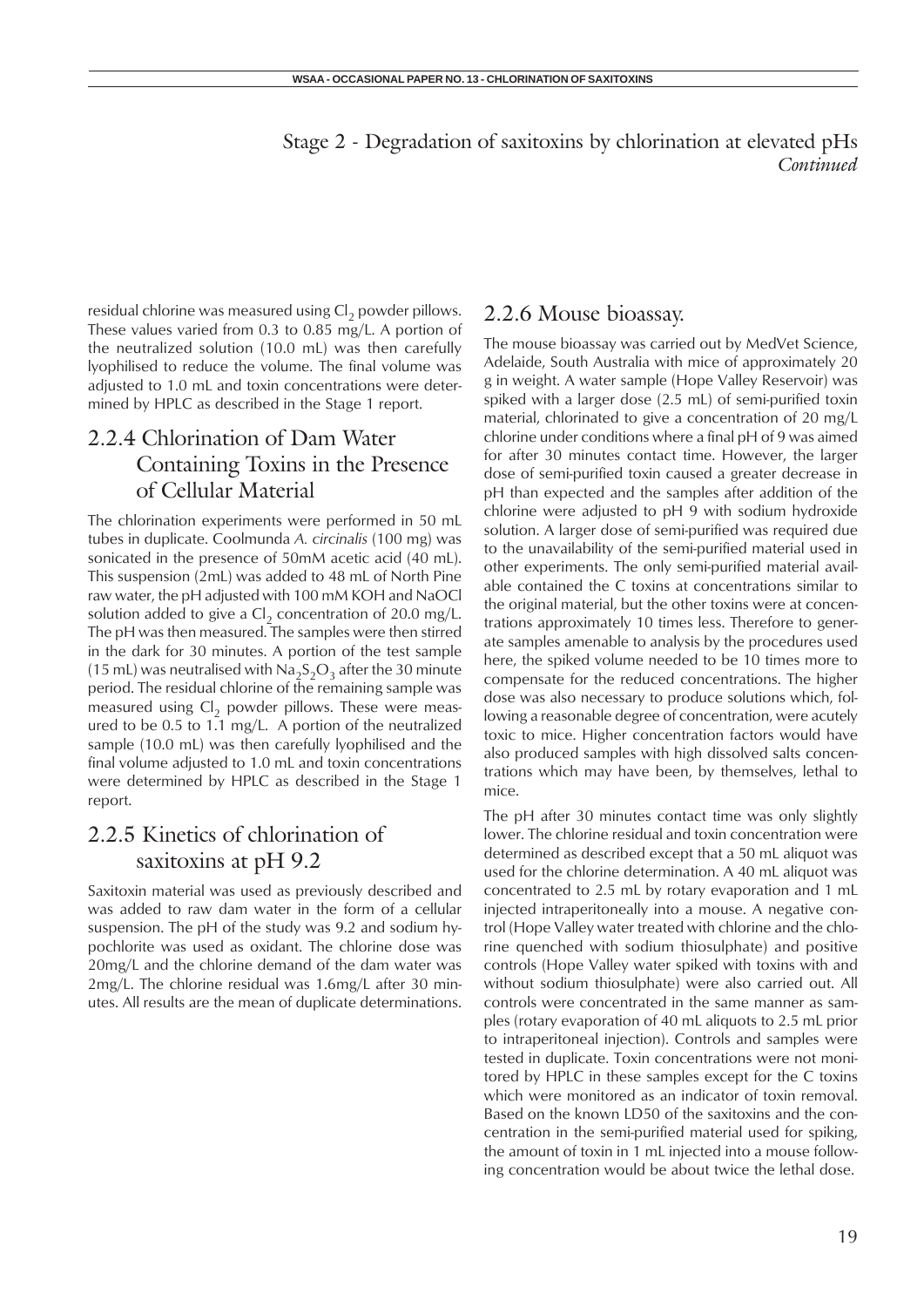## Stage 2 - Degradation of saxitoxins by chlorination at elevated pHs *Continued*

residual chlorine was measured using $Cl_2$ powder pillows. These values varied from 0.3 to 0.85 mg/L. A portion of the neutralized solution (10.0 mL) was then carefully lyophilised to reduce the volume. The final volume was adjusted to 1.0 mL and toxin concentrations were determined by HPLC as described in the Stage 1 report.

### 2.2.4 Chlorination of Dam Water Containing Toxins in the Presence of Cellular Material

The chlorination experiments were performed in 50 mL tubes in duplicate. Coolmunda *A. circinalis* (100 mg) was sonicated in the presence of 50mM acetic acid (40 mL). This suspension (2mL) was added to 48 mL of North Pine raw water, the pH adjusted with 100 mM KOH and NaOCl solution added to give a $Cl_2$ concentration of 20.0 mg/L. The pH was then measured. The samples were then stirred in the dark for 30 minutes. A portion of the test sample (15 mL) was neutralised with $Na_2S_2O_3$ after the 30 minute period. The residual chlorine of the remaining sample was measured using $Cl_2$ powder pillows. These were measured to be 0.5 to 1.1 mg/L. A portion of the neutralized sample (10.0 mL) was then carefully lyophilised and the final volume adjusted to 1.0 mL and toxin concentrations were determined by HPLC as described in the Stage 1 report.

### 2.2.5 Kinetics of chlorination of saxitoxins at pH 9.2

Saxitoxin material was used as previously described and was added to raw dam water in the form of a cellular suspension. The pH of the study was 9.2 and sodium hypochlorite was used as oxidant. The chlorine dose was 20mg/L and the chlorine demand of the dam water was 2mg/L. The chlorine residual was 1.6mg/L after 30 minutes. All results are the mean of duplicate determinations.

### 2.2.6 Mouse bioassay.

The mouse bioassay was carried out by MedVet Science, Adelaide, South Australia with mice of approximately 20 g in weight. A water sample (Hope Valley Reservoir) was spiked with a larger dose (2.5 mL) of semi-purified toxin material, chlorinated to give a concentration of 20 mg/L chlorine under conditions where a final pH of 9 was aimed for after 30 minutes contact time. However, the larger dose of semi-purified toxin caused a greater decrease in pH than expected and the samples after addition of the chlorine were adjusted to pH 9 with sodium hydroxide solution. A larger dose of semi-purified was required due to the unavailability of the semi-purified material used in other experiments. The only semi-purified material available contained the C toxins at concentrations similar to the original material, but the other toxins were at concentrations approximately 10 times less. Therefore to generate samples amenable to analysis by the procedures used here, the spiked volume needed to be 10 times more to compensate for the reduced concentrations. The higher dose was also necessary to produce solutions which, following a reasonable degree of concentration, were acutely toxic to mice. Higher concentration factors would have also produced samples with high dissolved salts concentrations which may have been, by themselves, lethal to mice.

The pH after 30 minutes contact time was only slightly lower. The chlorine residual and toxin concentration were determined as described except that a 50 mL aliquot was used for the chlorine determination. A 40 mL aliquot was concentrated to 2.5 mL by rotary evaporation and 1 mL injected intraperitoneally into a mouse. A negative control (Hope Valley water treated with chlorine and the chlorine quenched with sodium thiosulphate) and positive controls (Hope Valley water spiked with toxins with and without sodium thiosulphate) were also carried out. All controls were concentrated in the same manner as samples (rotary evaporation of 40 mL aliquots to 2.5 mL prior to intraperitoneal injection). Controls and samples were tested in duplicate. Toxin concentrations were not monitored by HPLC in these samples except for the C toxins which were monitored as an indicator of toxin removal. Based on the known LD50 of the saxitoxins and the concentration in the semi-purified material used for spiking, the amount of toxin in 1 mL injected into a mouse following concentration would be about twice the lethal dose.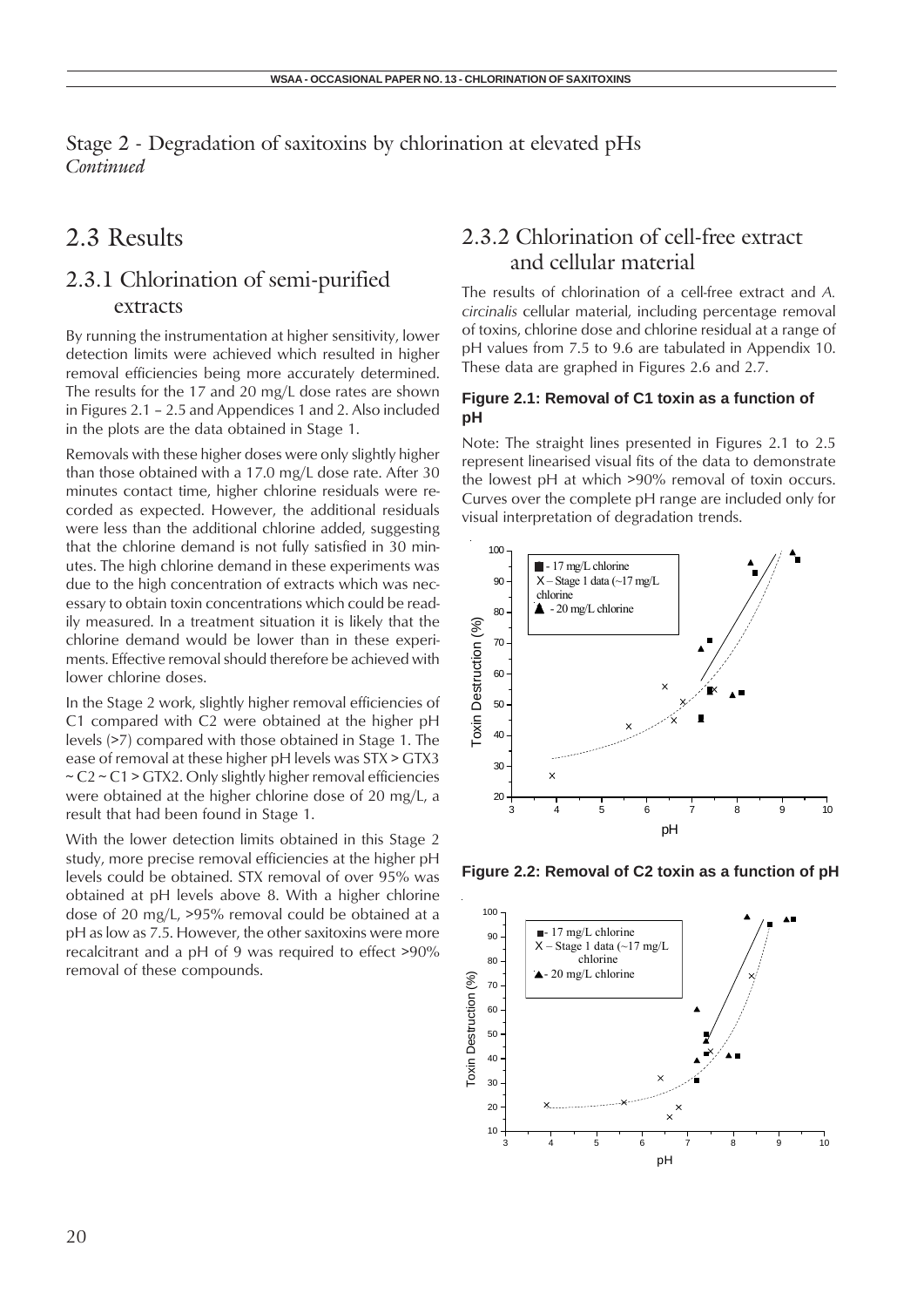Stage 2 - Degradation of saxitoxins by chlorination at elevated pHs
*Continued*

# 2.3 Results

## 2.3.1 Chlorination of semi-purified extracts

By running the instrumentation at higher sensitivity, lower detection limits were achieved which resulted in higher removal efficiencies being more accurately determined. The results for the 17 and 20 mg/L dose rates are shown in Figures 2.1 – 2.5 and Appendices 1 and 2. Also included in the plots are the data obtained in Stage 1.

Removals with these higher doses were only slightly higher than those obtained with a 17.0 mg/L dose rate. After 30 minutes contact time, higher chlorine residuals were recorded as expected. However, the additional residuals were less than the additional chlorine added, suggesting that the chlorine demand is not fully satisfied in 30 minutes. The high chlorine demand in these experiments was due to the high concentration of extracts which was necessary to obtain toxin concentrations which could be readily measured. In a treatment situation it is likely that the chlorine demand would be lower than in these experiments. Effective removal should therefore be achieved with lower chlorine doses.

In the Stage 2 work, slightly higher removal efficiencies of C1 compared with C2 were obtained at the higher pH levels (>7) compared with those obtained in Stage 1. The ease of removal at these higher pH levels was STX > GTX3 ~ C2 ~ C1 > GTX2. Only slightly higher removal efficiencies were obtained at the higher chlorine dose of 20 mg/L, a result that had been found in Stage 1.

With the lower detection limits obtained in this Stage 2 study, more precise removal efficiencies at the higher pH levels could be obtained. STX removal of over 95% was obtained at pH levels above 8. With a higher chlorine dose of 20 mg/L, >95% removal could be obtained at a pH as low as 7.5. However, the other saxitoxins were more recalcitrant and a pH of 9 was required to effect >90% removal of these compounds.

## 2.3.2 Chlorination of cell-free extract and cellular material

The results of chlorination of a cell-free extract and *A. circinalis* cellular material, including percentage removal of toxins, chlorine dose and chlorine residual at a range of pH values from 7.5 to 9.6 are tabulated in Appendix 10. These data are graphed in Figures 2.6 and 2.7.

**Figure 2.1: Removal of C1 toxin as a function of pH**

Note: The straight lines presented in Figures 2.1 to 2.5 represent linearised visual fits of the data to demonstrate the lowest pH at which >90% removal of toxin occurs. Curves over the complete pH range are included only for visual interpretation of degradation trends.

**Figure 2.2: Removal of C2 toxin as a function of pH**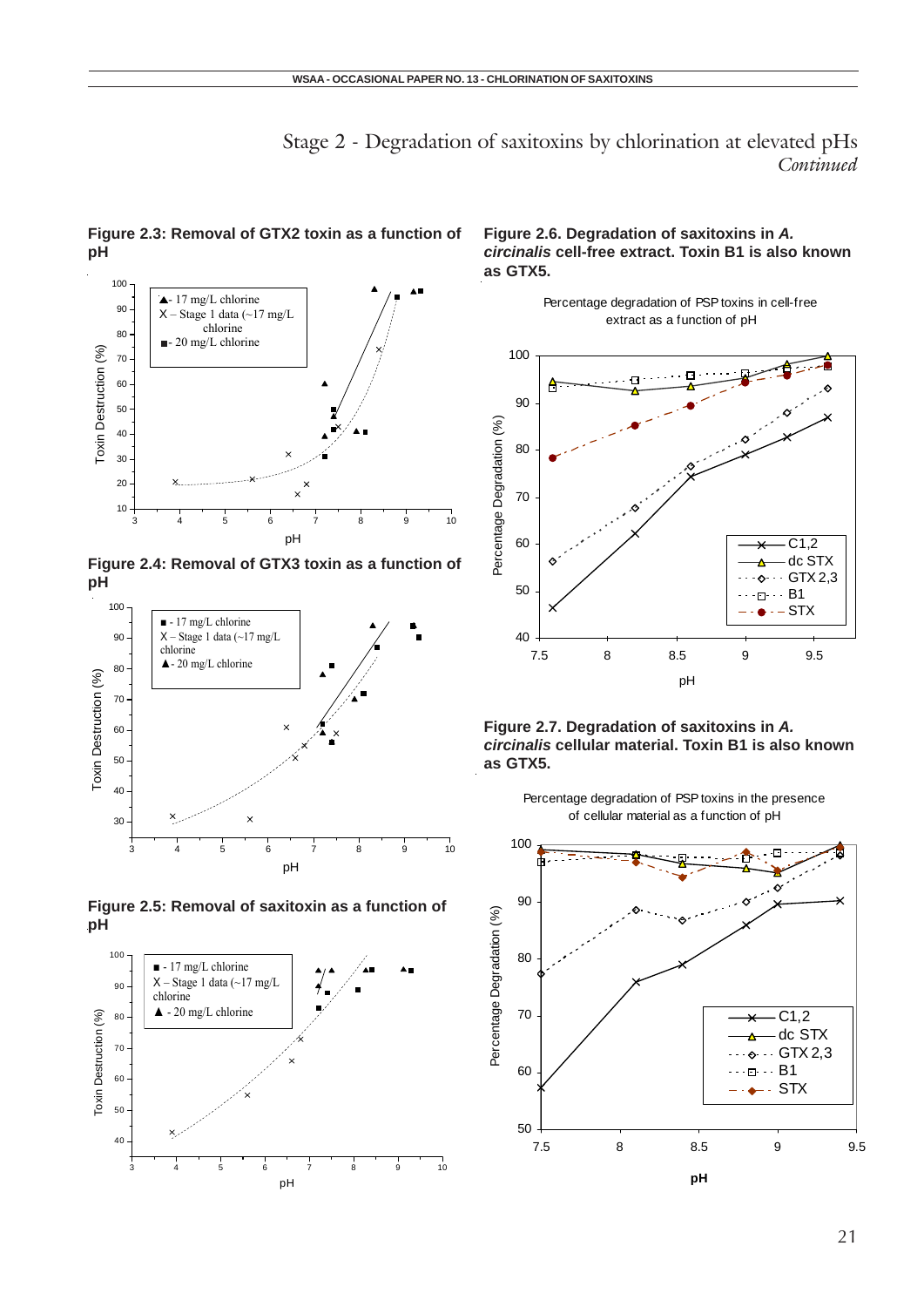## Stage 2 - Degradation of saxitoxins by chlorination at elevated pHs *Continued*

**Figure 2.3: Removal of GTX2 toxin as a function of pH**

**Figure 2.4: Removal of GTX3 toxin as a function of pH**

**Figure 2.5: Removal of saxitoxin as a function of pH**

**Figure 2.6. Degradation of saxitoxins in *A. circinalis* cell-free extract. Toxin B1 is also known as GTX5.**

**Figure 2.7. Degradation of saxitoxins in *A. circinalis* cellular material. Toxin B1 is also known as GTX5.**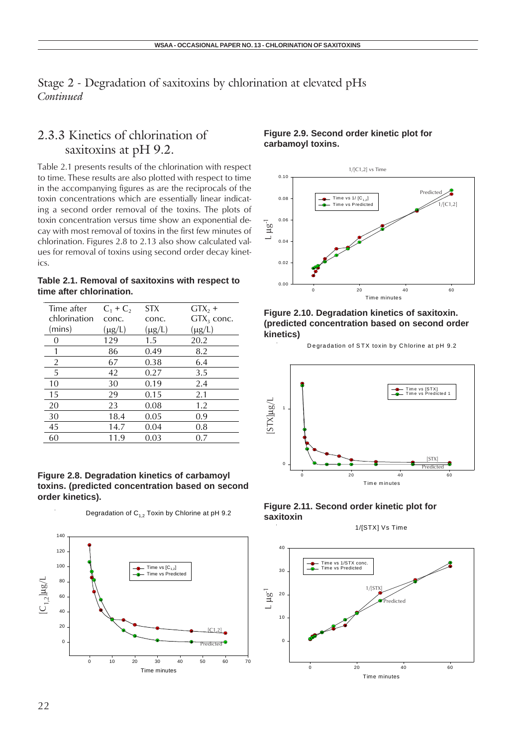## Stage 2 - Degradation of saxitoxins by chlorination at elevated pHs

*Continued*

### 2.3.3 Kinetics of chlorination of saxitoxins at pH 9.2.

Table 2.1 presents results of the chlorination with respect to time. These results are also plotted with respect to time in the accompanying figures as are the reciprocals of the toxin concentrations which are essentially linear indicating a second order removal of the toxins. The plots of toxin concentration versus time show an exponential decay with most removal of toxins in the first few minutes of chlorination. Figures 2.8 to 2.13 also show calculated values for removal of toxins using second order decay kinetics.

**Table 2.1. Removal of saxitoxins with respect to time after chlorination.**

| Time after chlorination (mins) | $C_1 + C_2$ conc. (μg/L) | STX conc. (μg/L) | $GTX_2$ + $GTX_3$ conc. (μg/L) |
|---|---|---|---|
| 0 | 129 | 1.5 | 20.2 |
| 1 | 86 | 0.49 | 8.2 |
| 2 | 67 | 0.38 | 6.4 |
| 5 | 42 | 0.27 | 3.5 |
| 10 | 30 | 0.19 | 2.4 |
| 15 | 29 | 0.15 | 2.1 |
| 20 | 23 | 0.08 | 1.2 |
| 30 | 18.4 | 0.05 | 0.9 |
| 45 | 14.7 | 0.04 | 0.8 |
| 60 | 11.9 | 0.03 | 0.7 |

**Figure 2.8. Degradation kinetics of carbamoyl toxins. (predicted concentration based on second order kinetics).**

**Figure 2.9. Second order kinetic plot for carbamoyl toxins.**

**Figure 2.10. Degradation kinetics of saxitoxin. (predicted concentration based on second order kinetics)**

**Figure 2.11. Second order kinetic plot for saxitoxin**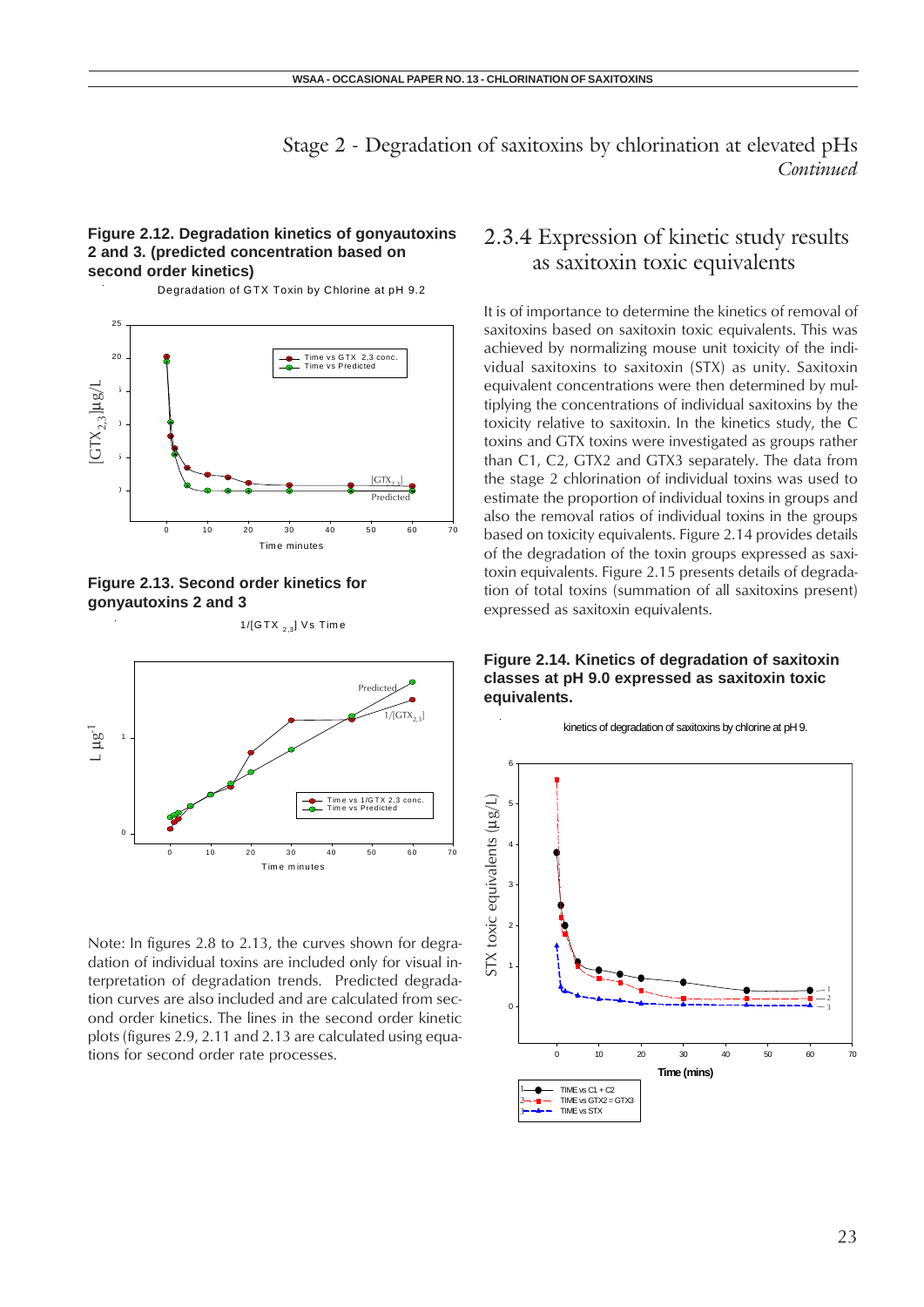## Stage 2 - Degradation of saxitoxins by chlorination at elevated pHs *Continued*

**Figure 2.12. Degradation kinetics of gonyautoxins 2 and 3. (predicted concentration based on second order kinetics)**

**Figure 2.13. Second order kinetics for gonyautoxins 2 and 3**

Note: In figures 2.8 to 2.13, the curves shown for degradation of individual toxins are included only for visual interpretation of degradation trends. Predicted degradation curves are also included and are calculated from second order kinetics. The lines in the second order kinetic plots (figures 2.9, 2.11 and 2.13 are calculated using equations for second order rate processes.

## 2.3.4 Expression of kinetic study results as saxitoxin toxic equivalents

It is of importance to determine the kinetics of removal of saxitoxins based on saxitoxin toxic equivalents. This was achieved by normalizing mouse unit toxicity of the individual saxitoxins to saxitoxin (STX) as unity. Saxitoxin equivalent concentrations were then determined by multiplying the concentrations of individual saxitoxins by the toxicity relative to saxitoxin. In the kinetics study, the C toxins and GTX toxins were investigated as groups rather than C1, C2, GTX2 and GTX3 separately. The data from the stage 2 chlorination of individual toxins was used to estimate the proportion of individual toxins in groups and also the removal ratios of individual toxins in the groups based on toxicity equivalents. Figure 2.14 provides details of the degradation of the toxin groups expressed as saxitoxin equivalents. Figure 2.15 presents details of degradation of total toxins (summation of all saxitoxins present) expressed as saxitoxin equivalents.

**Figure 2.14. Kinetics of degradation of saxitoxin classes at pH 9.0 expressed as saxitoxin toxic equivalents.**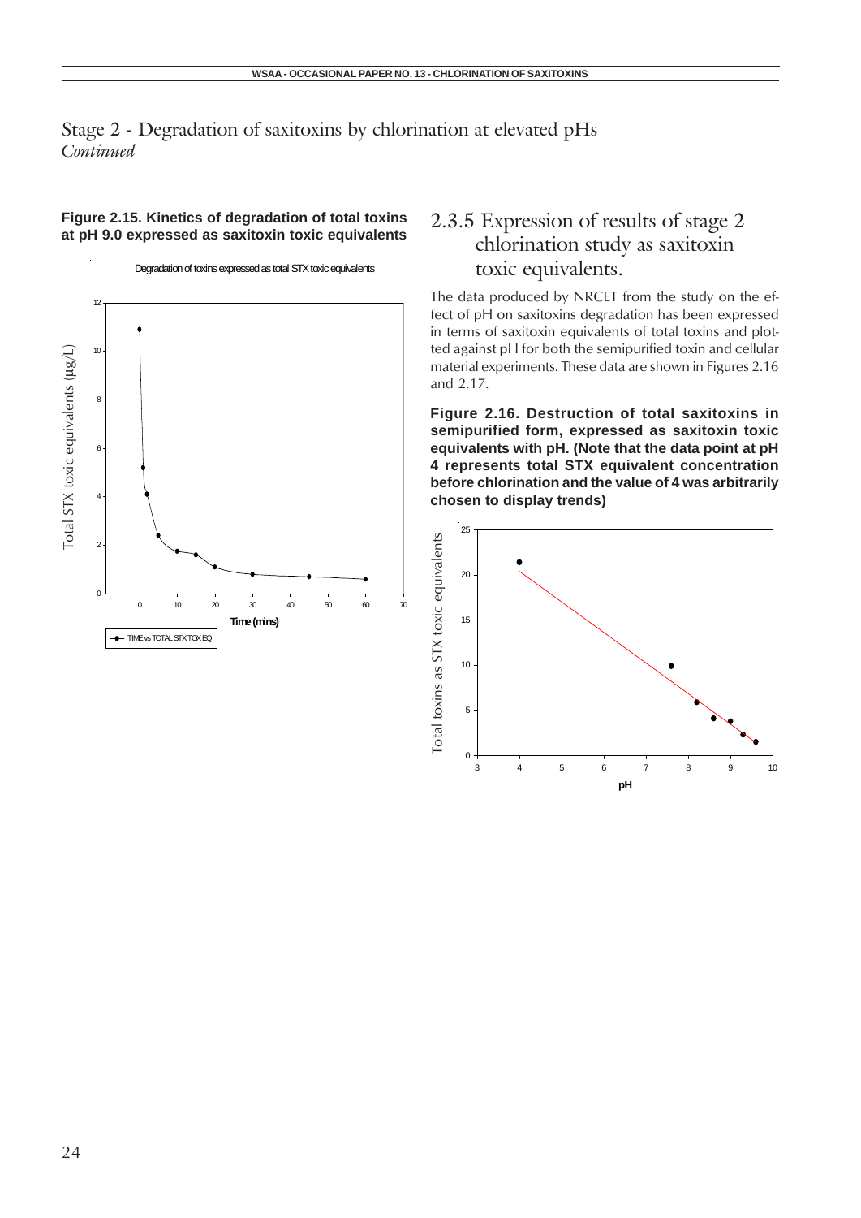## Stage 2 - Degradation of saxitoxins by chlorination at elevated pHs
*Continued*

**Figure 2.15. Kinetics of degradation of total toxins at pH 9.0 expressed as saxitoxin toxic equivalents**

### 2.3.5 Expression of results of stage 2 chlorination study as saxitoxin toxic equivalents.

The data produced by NRCET from the study on the effect of pH on saxitoxins degradation has been expressed in terms of saxitoxin equivalents of total toxins and plotted against pH for both the semipurified toxin and cellular material experiments. These data are shown in Figures 2.16 and 2.17.

**Figure 2.16. Destruction of total saxitoxins in semipurified form, expressed as saxitoxin toxic equivalents with pH. (Note that the data point at pH 4 represents total STX equivalent concentration before chlorination and the value of 4 was arbitrarily chosen to display trends)**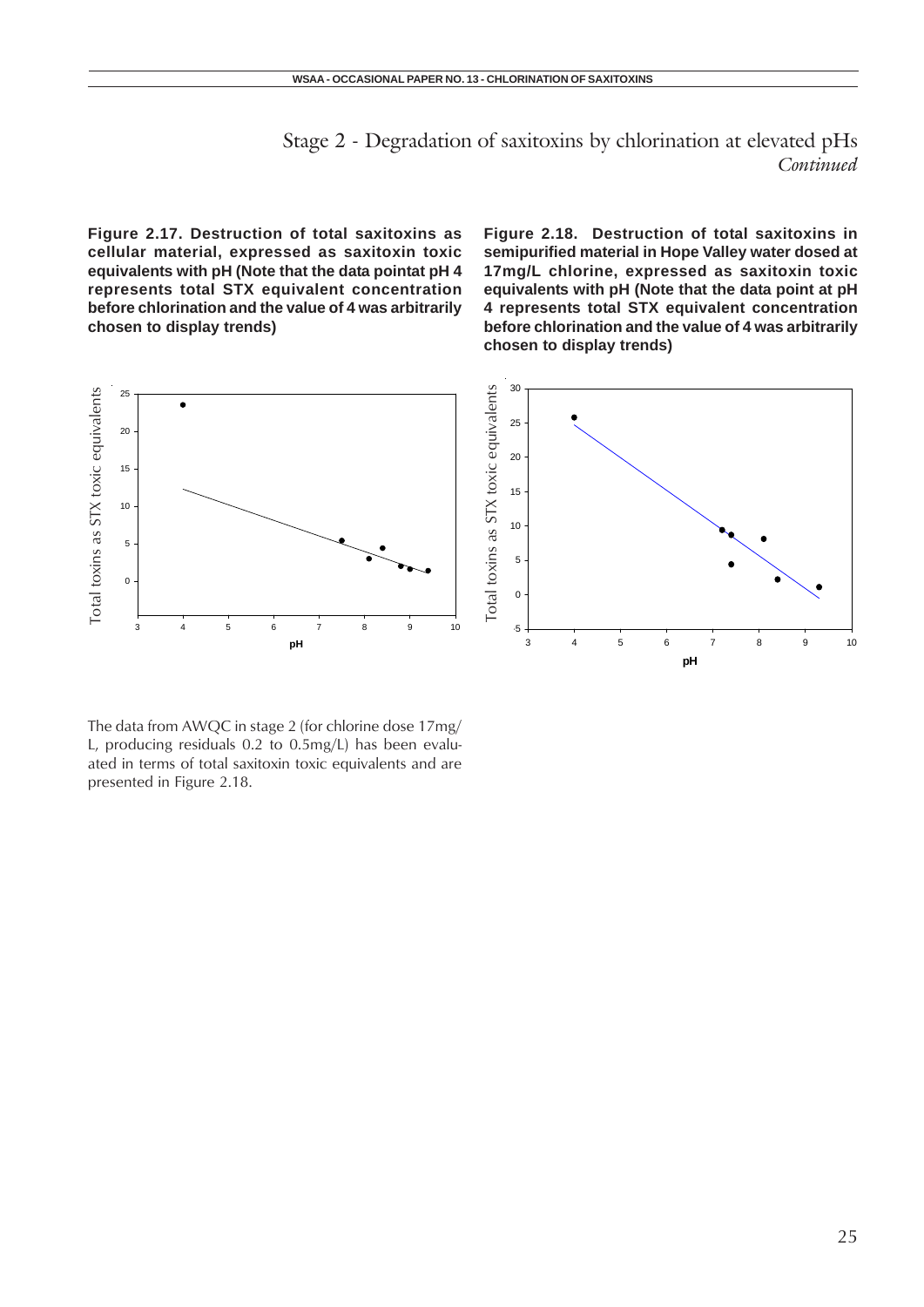## Stage 2 - Degradation of saxitoxins by chlorination at elevated pHs

*Continued*

**Figure 2.17. Destruction of total saxitoxins as cellular material, expressed as saxitoxin toxic equivalents with pH (Note that the data pointat pH 4 represents total STX equivalent concentration before chlorination and the value of 4 was arbitrarily chosen to display trends)**

**Figure 2.18. Destruction of total saxitoxins in semipurified material in Hope Valley water dosed at 17mg/L chlorine, expressed as saxitoxin toxic equivalents with pH (Note that the data point at pH 4 represents total STX equivalent concentration before chlorination and the value of 4 was arbitrarily chosen to display trends)**

The data from AWQC in stage 2 (for chlorine dose 17mg/L, producing residuals 0.2 to 0.5mg/L) has been evaluated in terms of total saxitoxin toxic equivalents and are presented in Figure 2.18.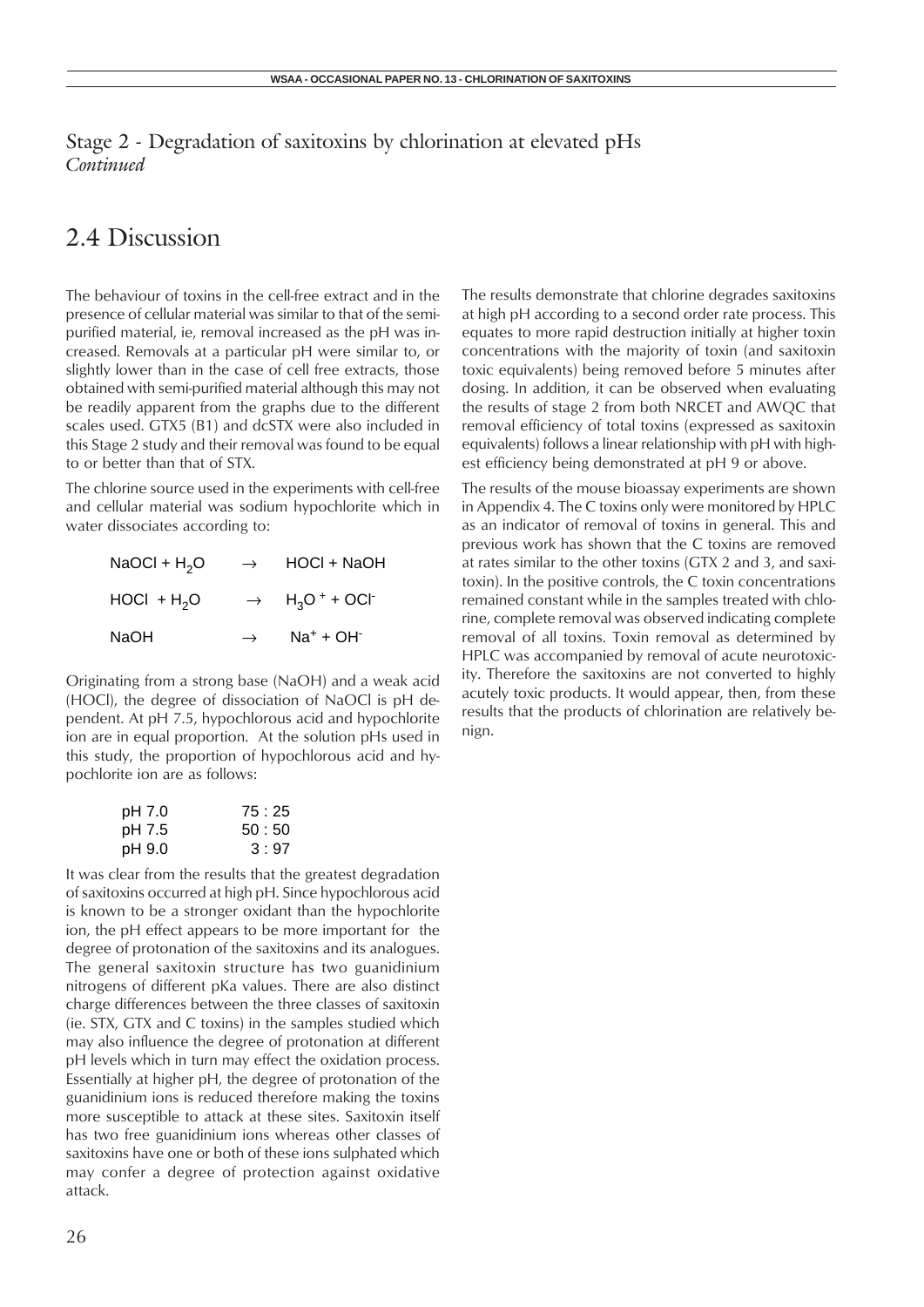Stage 2 - Degradation of saxitoxins by chlorination at elevated pHs
*Continued*

## 2.4 Discussion

The behaviour of toxins in the cell-free extract and in the presence of cellular material was similar to that of the semi-purified material, ie, removal increased as the pH was increased. Removals at a particular pH were similar to, or slightly lower than in the case of cell free extracts, those obtained with semi-purified material although this may not be readily apparent from the graphs due to the different scales used. GTX5 (B1) and dcSTX were also included in this Stage 2 study and their removal was found to be equal to or better than that of STX.

The chlorine source used in the experiments with cell-free and cellular material was sodium hypochlorite which in water dissociates according to:

$$NaOCl + H_2O \rightarrow HOCl + NaOH$$

$$HOCl + H_2O \rightarrow H_3O^+ + OCl^-$$

$$NaOH \rightarrow Na^+ + OH^-$$

Originating from a strong base (NaOH) and a weak acid (HOCl), the degree of dissociation of NaOCl is pH dependent. At pH 7.5, hypochlorous acid and hypochlorite ion are in equal proportion. At the solution pHs used in this study, the proportion of hypochlorous acid and hypochlorite ion are as follows:

| | |
|---|---|
| pH 7.0 | 75 : 25 |
| pH 7.5 | 50 : 50 |
| pH 9.0 | 3 : 97 |

It was clear from the results that the greatest degradation of saxitoxins occurred at high pH. Since hypochlorous acid is known to be a stronger oxidant than the hypochlorite ion, the pH effect appears to be more important for the degree of protonation of the saxitoxins and its analogues. The general saxitoxin structure has two guanidinium nitrogens of different pKa values. There are also distinct charge differences between the three classes of saxitoxin (ie. STX, GTX and C toxins) in the samples studied which may also influence the degree of protonation at different pH levels which in turn may effect the oxidation process. Essentially at higher pH, the degree of protonation of the guanidinium ions is reduced therefore making the toxins more susceptible to attack at these sites. Saxitoxin itself has two free guanidinium ions whereas other classes of saxitoxins have one or both of these ions sulphated which may confer a degree of protection against oxidative attack.

The results demonstrate that chlorine degrades saxitoxins at high pH according to a second order rate process. This equates to more rapid destruction initially at higher toxin concentrations with the majority of toxin (and saxitoxin toxic equivalents) being removed before 5 minutes after dosing. In addition, it can be observed when evaluating the results of stage 2 from both NRCET and AWQC that removal efficiency of total toxins (expressed as saxitoxin equivalents) follows a linear relationship with pH with highest efficiency being demonstrated at pH 9 or above.

The results of the mouse bioassay experiments are shown in Appendix 4. The C toxins only were monitored by HPLC as an indicator of removal of toxins in general. This and previous work has shown that the C toxins are removed at rates similar to the other toxins (GTX 2 and 3, and saxitoxin). In the positive controls, the C toxin concentrations remained constant while in the samples treated with chlorine, complete removal was observed indicating complete removal of all toxins. Toxin removal as determined by HPLC was accompanied by removal of acute neurotoxicity. Therefore the saxitoxins are not converted to highly acutely toxic products. It would appear, then, from these results that the products of chlorination are relatively benign.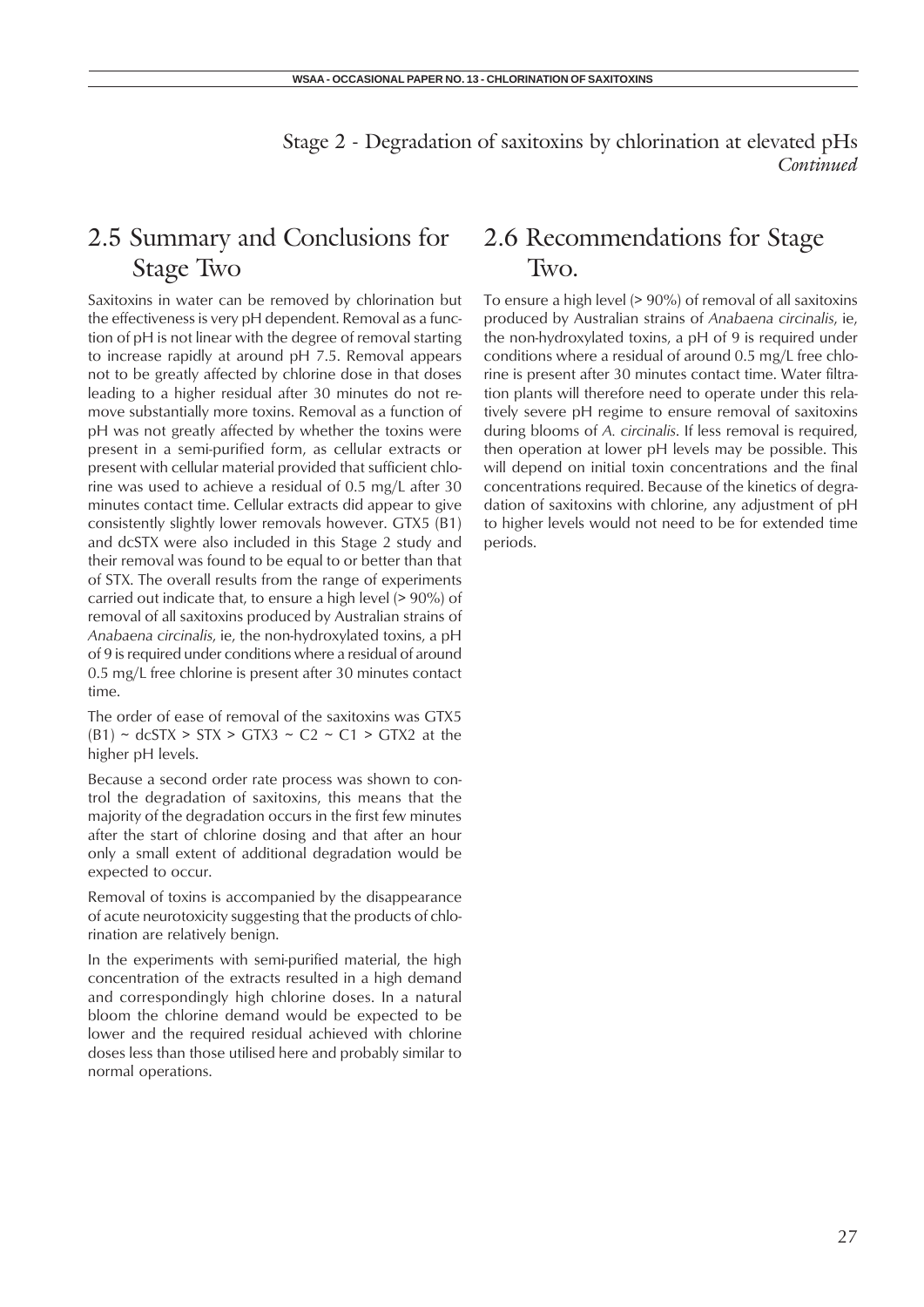Stage 2 - Degradation of saxitoxins by chlorination at elevated pHs *Continued*

## 2.5 Summary and Conclusions for Stage Two

Saxitoxins in water can be removed by chlorination but the effectiveness is very pH dependent. Removal as a function of pH is not linear with the degree of removal starting to increase rapidly at around pH 7.5. Removal appears not to be greatly affected by chlorine dose in that doses leading to a higher residual after 30 minutes do not remove substantially more toxins. Removal as a function of pH was not greatly affected by whether the toxins were present in a semi-purified form, as cellular extracts or present with cellular material provided that sufficient chlorine was used to achieve a residual of 0.5 mg/L after 30 minutes contact time. Cellular extracts did appear to give consistently slightly lower removals however. GTX5 (B1) and dcSTX were also included in this Stage 2 study and their removal was found to be equal to or better than that of STX. The overall results from the range of experiments carried out indicate that, to ensure a high level (> 90%) of removal of all saxitoxins produced by Australian strains of *Anabaena circinalis*, ie, the non-hydroxylated toxins, a pH of 9 is required under conditions where a residual of around 0.5 mg/L free chlorine is present after 30 minutes contact time.

The order of ease of removal of the saxitoxins was GTX5 (B1) ~ dcSTX > STX > GTX3 ~ C2 ~ C1 > GTX2 at the higher pH levels.

Because a second order rate process was shown to control the degradation of saxitoxins, this means that the majority of the degradation occurs in the first few minutes after the start of chlorine dosing and that after an hour only a small extent of additional degradation would be expected to occur.

Removal of toxins is accompanied by the disappearance of acute neurotoxicity suggesting that the products of chlorination are relatively benign.

In the experiments with semi-purified material, the high concentration of the extracts resulted in a high demand and correspondingly high chlorine doses. In a natural bloom the chlorine demand would be expected to be lower and the required residual achieved with chlorine doses less than those utilised here and probably similar to normal operations.

## 2.6 Recommendations for Stage Two.

To ensure a high level (> 90%) of removal of all saxitoxins produced by Australian strains of *Anabaena circinalis*, ie, the non-hydroxylated toxins, a pH of 9 is required under conditions where a residual of around 0.5 mg/L free chlorine is present after 30 minutes contact time. Water filtration plants will therefore need to operate under this relatively severe pH regime to ensure removal of saxitoxins during blooms of *A. circinalis*. If less removal is required, then operation at lower pH levels may be possible. This will depend on initial toxin concentrations and the final concentrations required. Because of the kinetics of degradation of saxitoxins with chlorine, any adjustment of pH to higher levels would not need to be for extended time periods.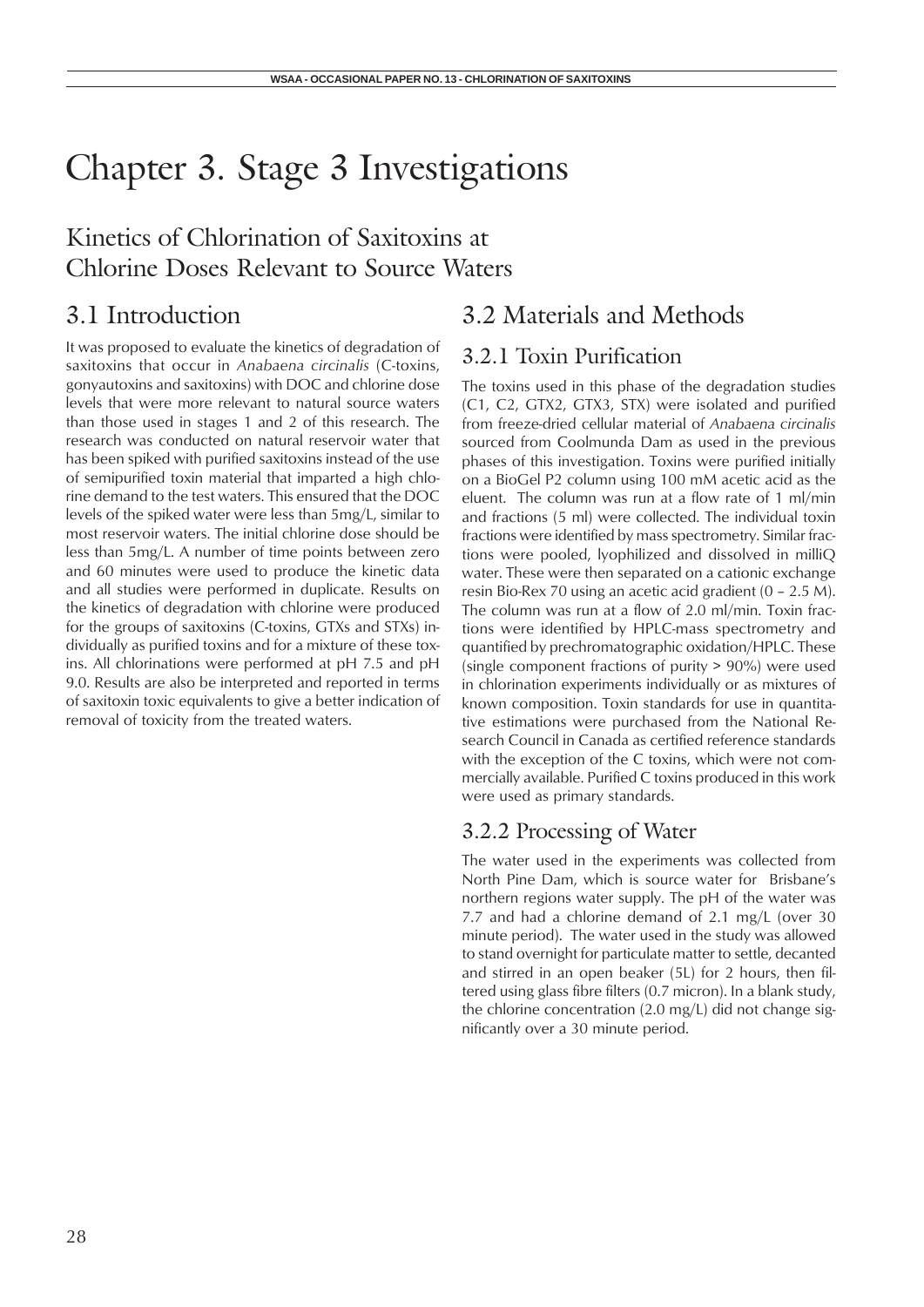# Chapter 3. Stage 3 Investigations

## Kinetics of Chlorination of Saxitoxins at Chlorine Doses Relevant to Source Waters

## 3.1 Introduction

It was proposed to evaluate the kinetics of degradation of saxitoxins that occur in *Anabaena circinalis* (C-toxins, gonyautoxins and saxitoxins) with DOC and chlorine dose levels that were more relevant to natural source waters than those used in stages 1 and 2 of this research. The research was conducted on natural reservoir water that has been spiked with purified saxitoxins instead of the use of semipurified toxin material that imparted a high chlorine demand to the test waters. This ensured that the DOC levels of the spiked water were less than 5mg/L, similar to most reservoir waters. The initial chlorine dose should be less than 5mg/L. A number of time points between zero and 60 minutes were used to produce the kinetic data and all studies were performed in duplicate. Results on the kinetics of degradation with chlorine were produced for the groups of saxitoxins (C-toxins, GTXs and STXs) individually as purified toxins and for a mixture of these toxins. All chlorinations were performed at pH 7.5 and pH 9.0. Results are also be interpreted and reported in terms of saxitoxin toxic equivalents to give a better indication of removal of toxicity from the treated waters.

## 3.2 Materials and Methods

### 3.2.1 Toxin Purification

The toxins used in this phase of the degradation studies (C1, C2, GTX2, GTX3, STX) were isolated and purified from freeze-dried cellular material of *Anabaena circinalis* sourced from Coolmunda Dam as used in the previous phases of this investigation. Toxins were purified initially on a BioGel P2 column using 100 mM acetic acid as the eluent. The column was run at a flow rate of 1 ml/min and fractions (5 ml) were collected. The individual toxin fractions were identified by mass spectrometry. Similar fractions were pooled, lyophilized and dissolved in milliQ water. These were then separated on a cationic exchange resin Bio-Rex 70 using an acetic acid gradient (0 – 2.5 M). The column was run at a flow of 2.0 ml/min. Toxin fractions were identified by HPLC-mass spectrometry and quantified by prechromatographic oxidation/HPLC. These (single component fractions of purity > 90%) were used in chlorination experiments individually or as mixtures of known composition. Toxin standards for use in quantitative estimations were purchased from the National Research Council in Canada as certified reference standards with the exception of the C toxins, which were not commercially available. Purified C toxins produced in this work were used as primary standards.

### 3.2.2 Processing of Water

The water used in the experiments was collected from North Pine Dam, which is source water for Brisbane's northern regions water supply. The pH of the water was 7.7 and had a chlorine demand of 2.1 mg/L (over 30 minute period). The water used in the study was allowed to stand overnight for particulate matter to settle, decanted and stirred in an open beaker (5L) for 2 hours, then filtered using glass fibre filters (0.7 micron). In a blank study, the chlorine concentration (2.0 mg/L) did not change significantly over a 30 minute period.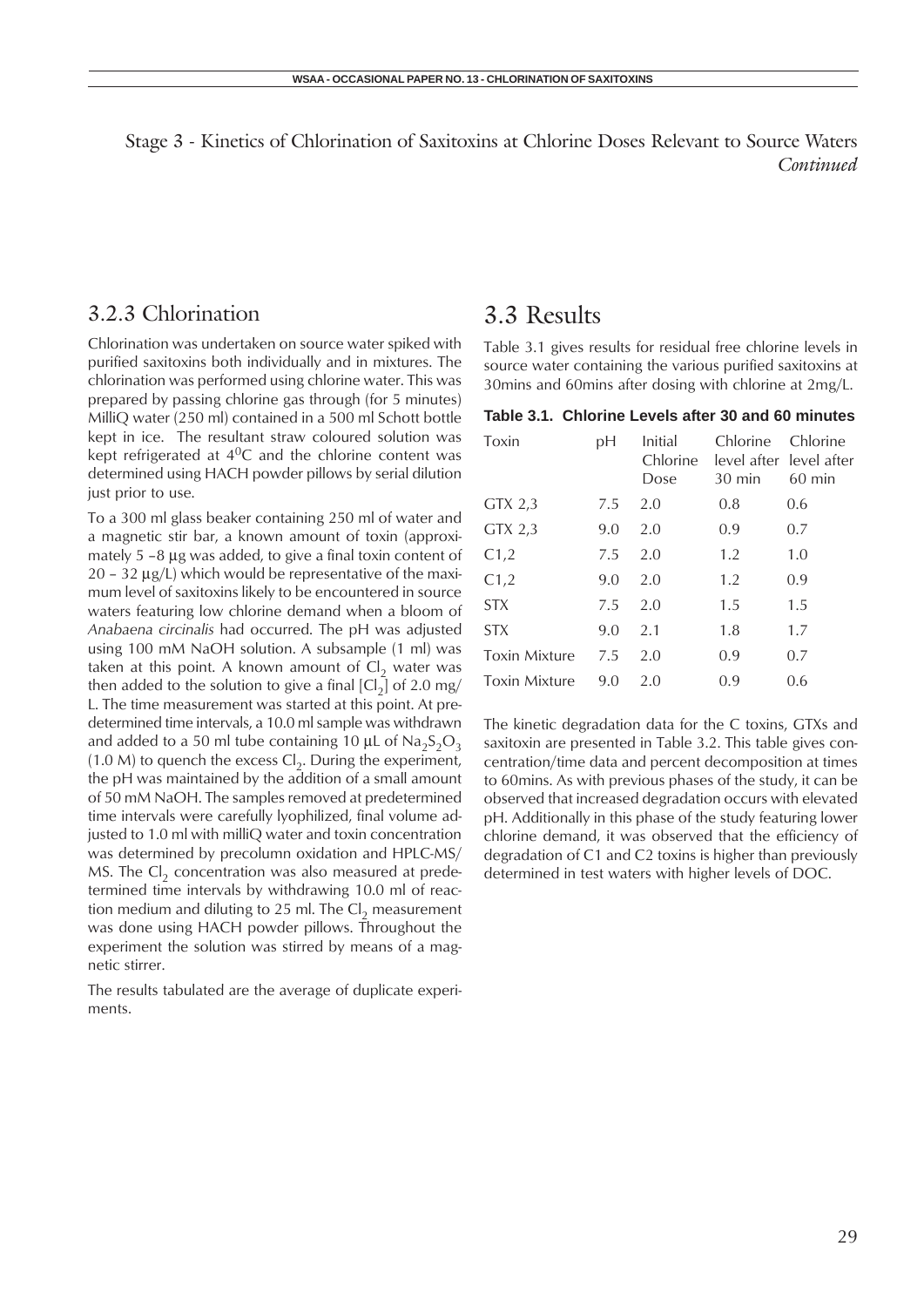Stage 3 - Kinetics of Chlorination of Saxitoxins at Chlorine Doses Relevant to Source Waters *Continued*

## 3.2.3 Chlorination

Chlorination was undertaken on source water spiked with purified saxitoxins both individually and in mixtures. The chlorination was performed using chlorine water. This was prepared by passing chlorine gas through (for 5 minutes) MilliQ water (250 ml) contained in a 500 ml Schott bottle kept in ice. The resultant straw coloured solution was kept refrigerated at $4^0C$ and the chlorine content was determined using HACH powder pillows by serial dilution just prior to use.

To a 300 ml glass beaker containing 250 ml of water and a magnetic stir bar, a known amount of toxin (approximately 5 –8 µg was added, to give a final toxin content of 20 – 32 µg/L) which would be representative of the maximum level of saxitoxins likely to be encountered in source waters featuring low chlorine demand when a bloom of *Anabaena circinalis* had occurred. The pH was adjusted using 100 mM NaOH solution. A subsample (1 ml) was taken at this point. A known amount of $Cl_2$ water was then added to the solution to give a final $[Cl_2]$ of 2.0 mg/L. The time measurement was started at this point. At predetermined time intervals, a 10.0 ml sample was withdrawn and added to a 50 ml tube containing 10 µL of $Na_2S_2O_3$ (1.0 M) to quench the excess $Cl_2$. During the experiment, the pH was maintained by the addition of a small amount of 50 mM NaOH. The samples removed at predetermined time intervals were carefully lyophilized, final volume adjusted to 1.0 ml with milliQ water and toxin concentration was determined by precolumn oxidation and HPLC-MS/MS. The $Cl_2$ concentration was also measured at predetermined time intervals by withdrawing 10.0 ml of reaction medium and diluting to 25 ml. The $Cl_2$ measurement was done using HACH powder pillows. Throughout the experiment the solution was stirred by means of a magnetic stirrer.

The results tabulated are the average of duplicate experiments.

## 3.3 Results

Table 3.1 gives results for residual free chlorine levels in source water containing the various purified saxitoxins at 30mins and 60mins after dosing with chlorine at 2mg/L.

**Table 3.1. Chlorine Levels after 30 and 60 minutes**

| Toxin | pH | Initial Chlorine Dose | Chlorine level after 30 min | Chlorine level after 60 min |
|---|---|---|---|---|
| GTX 2,3 | 7.5 | 2.0 | 0.8 | 0.6 |
| GTX 2,3 | 9.0 | 2.0 | 0.9 | 0.7 |
| C1,2 | 7.5 | 2.0 | 1.2 | 1.0 |
| C1,2 | 9.0 | 2.0 | 1.2 | 0.9 |
| STX | 7.5 | 2.0 | 1.5 | 1.5 |
| STX | 9.0 | 2.1 | 1.8 | 1.7 |
| Toxin Mixture | 7.5 | 2.0 | 0.9 | 0.7 |
| Toxin Mixture | 9.0 | 2.0 | 0.9 | 0.6 |

The kinetic degradation data for the C toxins, GTXs and saxitoxin are presented in Table 3.2. This table gives concentration/time data and percent decomposition at times to 60mins. As with previous phases of the study, it can be observed that increased degradation occurs with elevated pH. Additionally in this phase of the study featuring lower chlorine demand, it was observed that the efficiency of degradation of C1 and C2 toxins is higher than previously determined in test waters with higher levels of DOC.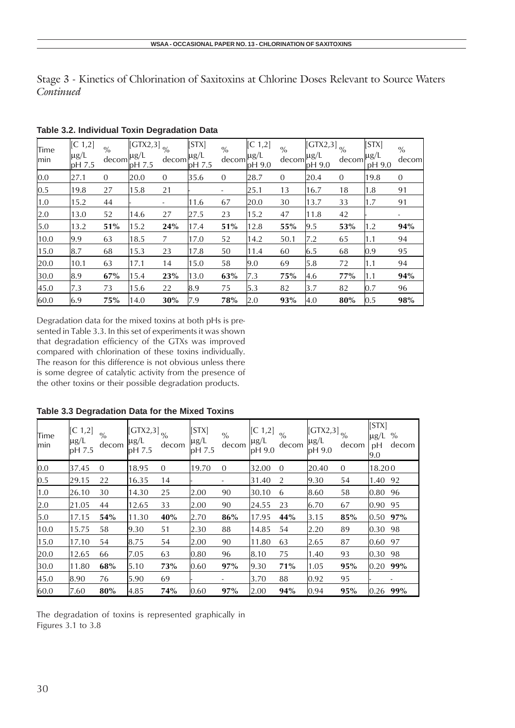## Stage 3 - Kinetics of Chlorination of Saxitoxins at Chlorine Doses Relevant to Source Waters *Continued*

**Table 3.2. Individual Toxin Degradation Data**

| Time min | [C 1,2] μg/L pH 7.5 | % decom | [GTX2,3] μg/L pH 7.5 | % decom | [STX] μg/L pH 7.5 | % decom | [C 1,2] μg/L pH 9.0 | % decom | [GTX2,3] μg/L pH 9.0 | % decom | [STX] μg/L pH 9.0 | % decom |
|---|---|---|---|---|---|---|---|---|---|---|---|---|
| 0.0 | 27.1 | 0 | 20.0 | 0 | 35.6 | 0 | 28.7 | 0 | 20.4 | 0 | 19.8 | 0 |
| 0.5 | 19.8 | 27 | 15.8 | 21 | - | - | 25.1 | 13 | 16.7 | 18 | 1.8 | 91 |
| 1.0 | 15.2 | 44 | - | - | 11.6 | 67 | 20.0 | 30 | 13.7 | 33 | 1.7 | 91 |
| 2.0 | 13.0 | 52 | 14.6 | 27 | 27.5 | 23 | 15.2 | 47 | 11.8 | 42 | - | - |
| 5.0 | 13.2 | **51%** | 15.2 | **24%** | 17.4 | **51%** | 12.8 | **55%** | 9.5 | **53%** | 1.2 | **94%** |
| 10.0 | 9.9 | 63 | 18.5 | 7 | 17.0 | 52 | 14.2 | 50.1 | 7.2 | 65 | 1.1 | 94 |
| 15.0 | 8.7 | 68 | 15.3 | 23 | 17.8 | 50 | 11.4 | 60 | 6.5 | 68 | 0.9 | 95 |
| 20.0 | 10.1 | 63 | 17.1 | 14 | 15.0 | 58 | 9.0 | 69 | 5.8 | 72 | 1.1 | 94 |
| 30.0 | 8.9 | **67%** | 15.4 | **23%** | 13.0 | **63%** | 7.3 | **75%** | 4.6 | **77%** | 1.1 | **94%** |
| 45.0 | 7.3 | 73 | 15.6 | 22 | 8.9 | 75 | 5.3 | 82 | 3.7 | 82 | 0.7 | 96 |
| 60.0 | 6.9 | **75%** | 14.0 | **30%** | 7.9 | **78%** | 2.0 | **93%** | 4.0 | **80%** | 0.5 | **98%** |

Degradation data for the mixed toxins at both pHs is presented in Table 3.3. In this set of experiments it was shown that degradation efficiency of the GTXs was improved compared with chlorination of these toxins individually. The reason for this difference is not obvious unless there is some degree of catalytic activity from the presence of the other toxins or their possible degradation products.

**Table 3.3 Degradation Data for the Mixed Toxins**

| Time min | [C 1,2] μg/L pH 7.5 | % decom | [GTX2,3] μg/L pH 7.5 | % decom | [STX] μg/L pH 7.5 | % decom | [C 1,2] μg/L pH 9.0 | % decom | [GTX2,3] μg/L pH 9.0 | % decom | [STX] μg/L pH 9.0 | % decom |
|---|---|---|---|---|---|---|---|---|---|---|---|---|
| 0.0 | 37.45 | 0 | 18.95 | 0 | 19.70 | 0 | 32.00 | 0 | 20.40 | 0 | 18.20 | 0 |
| 0.5 | 29.15 | 22 | 16.35 | 14 | - | - | 31.40 | 2 | 9.30 | 54 | 1.40 | 92 |
| 1.0 | 26.10 | 30 | 14.30 | 25 | 2.00 | 90 | 30.10 | 6 | 8.60 | 58 | 0.80 | 96 |
| 2.0 | 21.05 | 44 | 12.65 | 33 | 2.00 | 90 | 24.55 | 23 | 6.70 | 67 | 0.90 | 95 |
| 5.0 | 17.15 | **54%** | 11.30 | **40%** | 2.70 | **86%** | 17.95 | **44%** | 3.15 | **85%** | 0.50 | **97%** |
| 10.0 | 15.75 | 58 | 9.30 | 51 | 2.30 | 88 | 14.85 | 54 | 2.20 | 89 | 0.30 | 98 |
| 15.0 | 17.10 | 54 | 8.75 | 54 | 2.00 | 90 | 11.80 | 63 | 2.65 | 87 | 0.60 | 97 |
| 20.0 | 12.65 | 66 | 7.05 | 63 | 0.80 | 96 | 8.10 | 75 | 1.40 | 93 | 0.30 | 98 |
| 30.0 | 11.80 | **68%** | 5.10 | **73%** | 0.60 | **97%** | 9.30 | **71%** | 1.05 | **95%** | 0.20 | **99%** |
| 45.0 | 8.90 | 76 | 5.90 | 69 | - | - | 3.70 | 88 | 0.92 | 95 | - | - |
| 60.0 | 7.60 | **80%** | 4.85 | **74%** | 0.60 | **97%** | 2.00 | **94%** | 0.94 | **95%** | 0.26 | **99%** |

The degradation of toxins is represented graphically in Figures 3.1 to 3.8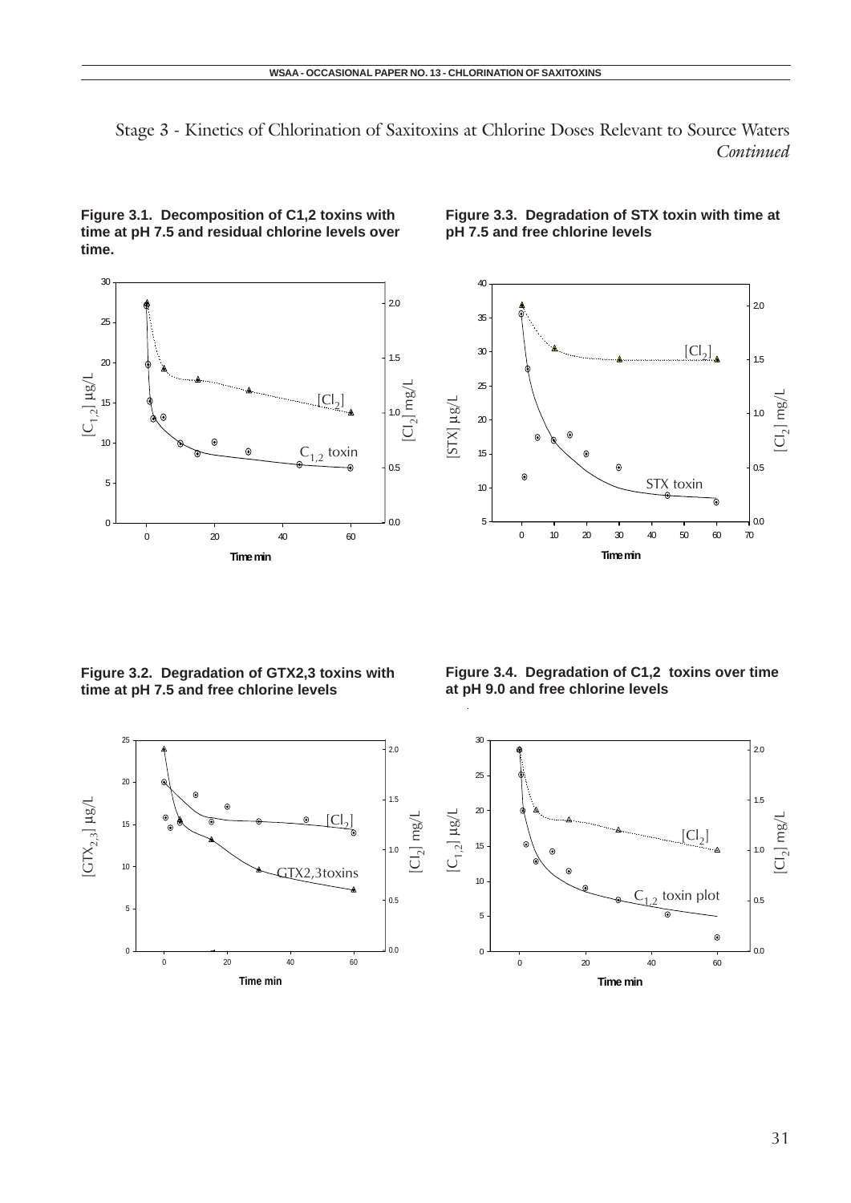Stage 3 - Kinetics of Chlorination of Saxitoxins at Chlorine Doses Relevant to Source Waters *Continued*

**Figure 3.1. Decomposition of C1,2 toxins with time at pH 7.5 and residual chlorine levels over time.**

**Figure 3.3. Degradation of STX toxin with time at pH 7.5 and free chlorine levels**

**Figure 3.2. Degradation of GTX2,3 toxins with time at pH 7.5 and free chlorine levels**

**Figure 3.4. Degradation of C1,2 toxins over time at pH 9.0 and free chlorine levels**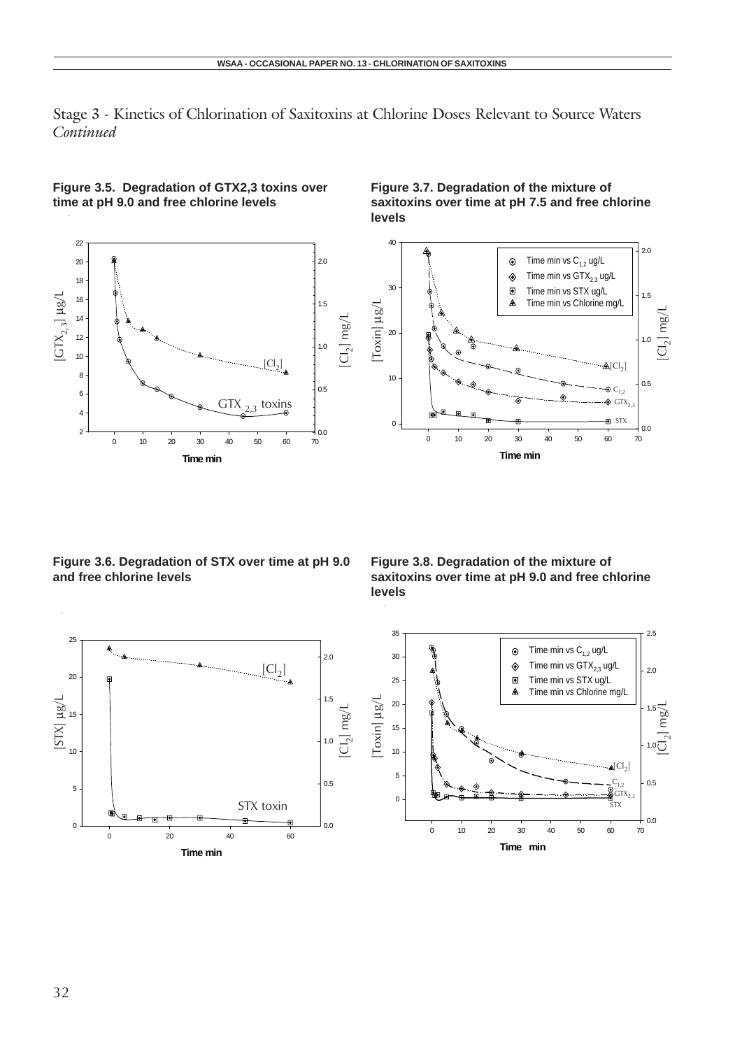Stage 3 - Kinetics of Chlorination of Saxitoxins at Chlorine Doses Relevant to Source Waters
*Continued*

**Figure 3.5. Degradation of GTX2,3 toxins over time at pH 9.0 and free chlorine levels**

**Figure 3.7. Degradation of the mixture of saxitoxins over time at pH 7.5 and free chlorine levels**

**Figure 3.6. Degradation of STX over time at pH 9.0 and free chlorine levels**

**Figure 3.8. Degradation of the mixture of saxitoxins over time at pH 9.0 and free chlorine levels**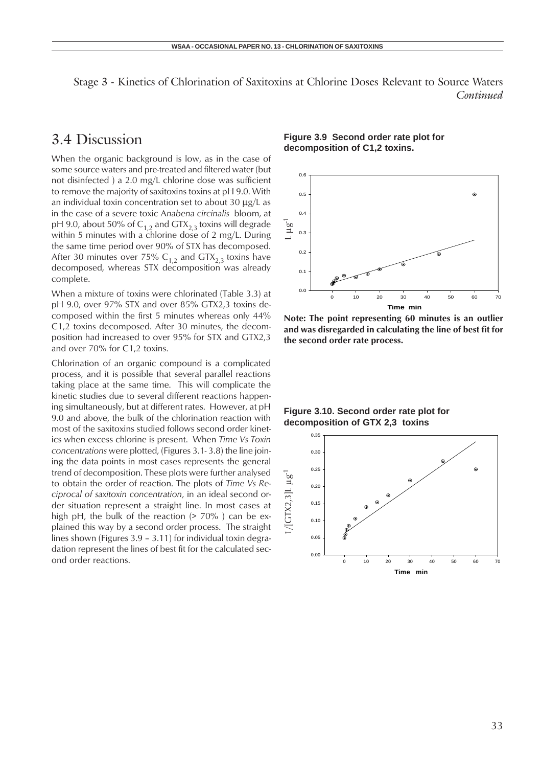Stage 3 - Kinetics of Chlorination of Saxitoxins at Chlorine Doses Relevant to Source Waters *Continued*

## 3.4 Discussion

When the organic background is low, as in the case of some source waters and pre-treated and filtered water (but not disinfected ) a 2.0 mg/L chlorine dose was sufficient to remove the majority of saxitoxins toxins at pH 9.0. With an individual toxin concentration set to about 30 µg/L as in the case of a severe toxic *Anabena circinalis* bloom, at pH 9.0, about 50% of $C_{1,2}$ and $GTX_{2,3}$ toxins will degrade within 5 minutes with a chlorine dose of 2 mg/L. During the same time period over 90% of STX has decomposed. After 30 minutes over 75% $C_{1,2}$ and $GTX_{2,3}$ toxins have decomposed, whereas STX decomposition was already complete.

When a mixture of toxins were chlorinated (Table 3.3) at pH 9.0, over 97% STX and over 85% GTX2,3 toxins decomposed within the first 5 minutes whereas only 44% C1,2 toxins decomposed. After 30 minutes, the decomposition had increased to over 95% for STX and GTX2,3 and over 70% for C1,2 toxins.

Chlorination of an organic compound is a complicated process, and it is possible that several parallel reactions taking place at the same time. This will complicate the kinetic studies due to several different reactions happening simultaneously, but at different rates. However, at pH 9.0 and above, the bulk of the chlorination reaction with most of the saxitoxins studied follows second order kinetics when excess chlorine is present. When *Time Vs Toxin concentrations* were plotted, (Figures 3.1- 3.8) the line joining the data points in most cases represents the general trend of decomposition. These plots were further analysed to obtain the order of reaction. The plots of *Time Vs Reciprocal of saxitoxin concentration*, in an ideal second order situation represent a straight line. In most cases at high pH, the bulk of the reaction (> 70% ) can be explained this way by a second order process. The straight lines shown (Figures 3.9 – 3.11) for individual toxin degradation represent the lines of best fit for the calculated second order reactions.

**Figure 3.9 Second order rate plot for decomposition of C1,2 toxins.**

**Note: The point representing 60 minutes is an outlier and was disregarded in calculating the line of best fit for the second order rate process.**

**Figure 3.10. Second order rate plot for decomposition of GTX 2,3 toxins**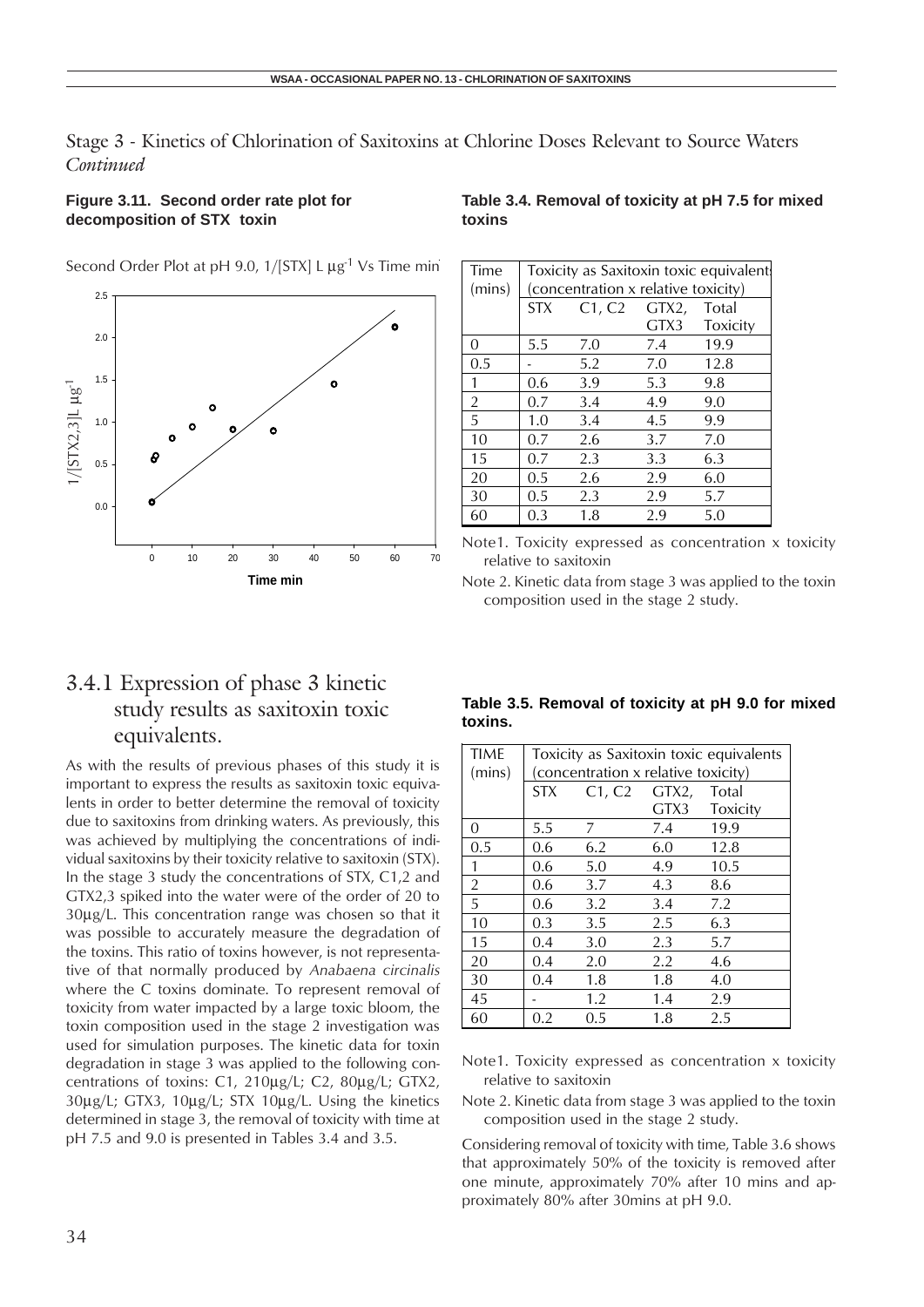## Stage 3 - Kinetics of Chlorination of Saxitoxins at Chlorine Doses Relevant to Source Waters *Continued*

**Figure 3.11. Second order rate plot for decomposition of STX toxin**

Second Order Plot at pH 9.0, 1/[STX] L µg$^{-1}$ Vs Time min

**Table 3.4. Removal of toxicity at pH 7.5 for mixed toxins**

| Time (mins) | Toxicity as Saxitoxin toxic equivalents (concentration x relative toxicity) | | | |
|---|---|---|---|---|
| | STX | C1, C2 | GTX2, GTX3 | Total Toxicity |
| 0 | 5.5 | 7.0 | 7.4 | 19.9 |
| 0.5 | - | 5.2 | 7.0 | 12.8 |
| 1 | 0.6 | 3.9 | 5.3 | 9.8 |
| 2 | 0.7 | 3.4 | 4.9 | 9.0 |
| 5 | 1.0 | 3.4 | 4.5 | 9.9 |
| 10 | 0.7 | 2.6 | 3.7 | 7.0 |
| 15 | 0.7 | 2.3 | 3.3 | 6.3 |
| 20 | 0.5 | 2.6 | 2.9 | 6.0 |
| 30 | 0.5 | 2.3 | 2.9 | 5.7 |
| 60 | 0.3 | 1.8 | 2.9 | 5.0 |

Note1. Toxicity expressed as concentration x toxicity relative to saxitoxin

Note 2. Kinetic data from stage 3 was applied to the toxin composition used in the stage 2 study.

## 3.4.1 Expression of phase 3 kinetic study results as saxitoxin toxic equivalents.

As with the results of previous phases of this study it is important to express the results as saxitoxin toxic equivalents in order to better determine the removal of toxicity due to saxitoxins from drinking waters. As previously, this was achieved by multiplying the concentrations of individual saxitoxins by their toxicity relative to saxitoxin (STX). In the stage 3 study the concentrations of STX, C1,2 and GTX2,3 spiked into the water were of the order of 20 to 30µg/L. This concentration range was chosen so that it was possible to accurately measure the degradation of the toxins. This ratio of toxins however, is not representative of that normally produced by *Anabaena circinalis* where the C toxins dominate. To represent removal of toxicity from water impacted by a large toxic bloom, the toxin composition used in the stage 2 investigation was used for simulation purposes. The kinetic data for toxin degradation in stage 3 was applied to the following concentrations of toxins: C1, 210µg/L; C2, 80µg/L; GTX2, 30µg/L; GTX3, 10µg/L; STX 10µg/L. Using the kinetics determined in stage 3, the removal of toxicity with time at pH 7.5 and 9.0 is presented in Tables 3.4 and 3.5.

**Table 3.5. Removal of toxicity at pH 9.0 for mixed toxins.**

| TIME (mins) | Toxicity as Saxitoxin toxic equivalents (concentration x relative toxicity) | | | |
|---|---|---|---|---|
| | STX | C1, C2 | GTX2, GTX3 | Total Toxicity |
| 0 | 5.5 | 7 | 7.4 | 19.9 |
| 0.5 | 0.6 | 6.2 | 6.0 | 12.8 |
| 1 | 0.6 | 5.0 | 4.9 | 10.5 |
| 2 | 0.6 | 3.7 | 4.3 | 8.6 |
| 5 | 0.6 | 3.2 | 3.4 | 7.2 |
| 10 | 0.3 | 3.5 | 2.5 | 6.3 |
| 15 | 0.4 | 3.0 | 2.3 | 5.7 |
| 20 | 0.4 | 2.0 | 2.2 | 4.6 |
| 30 | 0.4 | 1.8 | 1.8 | 4.0 |
| 45 | - | 1.2 | 1.4 | 2.9 |
| 60 | 0.2 | 0.5 | 1.8 | 2.5 |

Note1. Toxicity expressed as concentration x toxicity relative to saxitoxin

Note 2. Kinetic data from stage 3 was applied to the toxin composition used in the stage 2 study.

Considering removal of toxicity with time, Table 3.6 shows that approximately 50% of the toxicity is removed after one minute, approximately 70% after 10 mins and approximately 80% after 30mins at pH 9.0.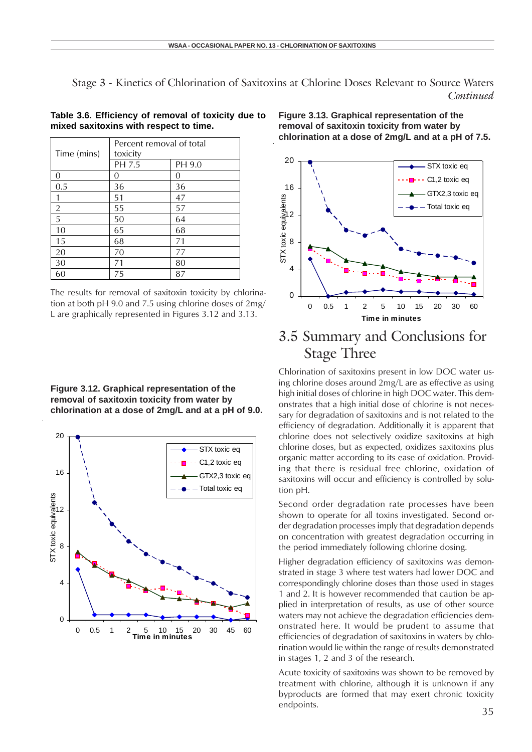Stage 3 - Kinetics of Chlorination of Saxitoxins at Chlorine Doses Relevant to Source Waters *Continued*

**Table 3.6. Efficiency of removal of toxicity due to mixed saxitoxins with respect to time.**

| Time (mins) | Percent removal of total toxicity | |
|---|---|---|
| | PH 7.5 | PH 9.0 |
| 0 | 0 | 0 |
| 0.5 | 36 | 36 |
| 1 | 51 | 47 |
| 2 | 55 | 57 |
| 5 | 50 | 64 |
| 10 | 65 | 68 |
| 15 | 68 | 71 |
| 20 | 70 | 77 |
| 30 | 71 | 80 |
| 60 | 75 | 87 |

The results for removal of saxitoxin toxicity by chlorination at both pH 9.0 and 7.5 using chlorine doses of 2mg/L are graphically represented in Figures 3.12 and 3.13.

**Figure 3.12. Graphical representation of the removal of saxitoxin toxicity from water by chlorination at a dose of 2mg/L and at a pH of 9.0.**

**Figure 3.13. Graphical representation of the removal of saxitoxin toxicity from water by chlorination at a dose of 2mg/L and at a pH of 7.5.**

## 3.5 Summary and Conclusions for Stage Three

Chlorination of saxitoxins present in low DOC water using chlorine doses around 2mg/L are as effective as using high initial doses of chlorine in high DOC water. This demonstrates that a high initial dose of chlorine is not necessary for degradation of saxitoxins and is not related to the efficiency of degradation. Additionally it is apparent that chlorine does not selectively oxidize saxitoxins at high chlorine doses, but as expected, oxidizes saxitoxins plus organic matter according to its ease of oxidation. Providing that there is residual free chlorine, oxidation of saxitoxins will occur and efficiency is controlled by solution pH.

Second order degradation rate processes have been shown to operate for all toxins investigated. Second order degradation processes imply that degradation depends on concentration with greatest degradation occurring in the period immediately following chlorine dosing.

Higher degradation efficiency of saxitoxins was demonstrated in stage 3 where test waters had lower DOC and correspondingly chlorine doses than those used in stages 1 and 2. It is however recommended that caution be applied in interpretation of results, as use of other source waters may not achieve the degradation efficiencies demonstrated here. It would be prudent to assume that efficiencies of degradation of saxitoxins in waters by chlorination would lie within the range of results demonstrated in stages 1, 2 and 3 of the research.

Acute toxicity of saxitoxins was shown to be removed by treatment with chlorine, although it is unknown if any byproducts are formed that may exert chronic toxicity endpoints.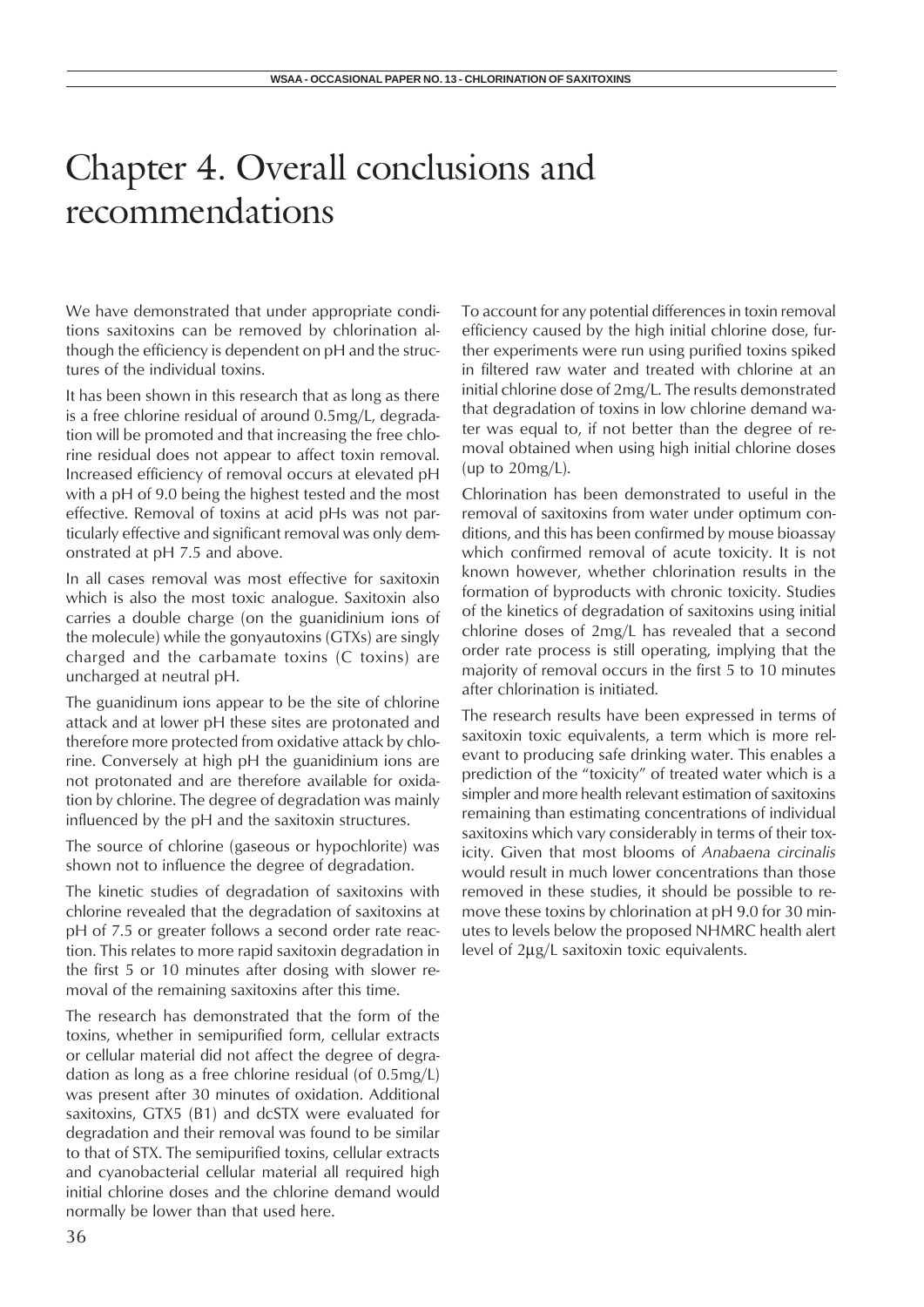# Chapter 4. Overall conclusions and recommendations

We have demonstrated that under appropriate conditions saxitoxins can be removed by chlorination although the efficiency is dependent on pH and the structures of the individual toxins.

It has been shown in this research that as long as there is a free chlorine residual of around 0.5mg/L, degradation will be promoted and that increasing the free chlorine residual does not appear to affect toxin removal. Increased efficiency of removal occurs at elevated pH with a pH of 9.0 being the highest tested and the most effective. Removal of toxins at acid pHs was not particularly effective and significant removal was only demonstrated at pH 7.5 and above.

In all cases removal was most effective for saxitoxin which is also the most toxic analogue. Saxitoxin also carries a double charge (on the guanidinium ions of the molecule) while the gonyautoxins (GTXs) are singly charged and the carbamate toxins (C toxins) are uncharged at neutral pH.

The guanidinum ions appear to be the site of chlorine attack and at lower pH these sites are protonated and therefore more protected from oxidative attack by chlorine. Conversely at high pH the guanidinium ions are not protonated and are therefore available for oxidation by chlorine. The degree of degradation was mainly influenced by the pH and the saxitoxin structures.

The source of chlorine (gaseous or hypochlorite) was shown not to influence the degree of degradation.

The kinetic studies of degradation of saxitoxins with chlorine revealed that the degradation of saxitoxins at pH of 7.5 or greater follows a second order rate reaction. This relates to more rapid saxitoxin degradation in the first 5 or 10 minutes after dosing with slower removal of the remaining saxitoxins after this time.

The research has demonstrated that the form of the toxins, whether in semipurified form, cellular extracts or cellular material did not affect the degree of degradation as long as a free chlorine residual (of 0.5mg/L) was present after 30 minutes of oxidation. Additional saxitoxins, GTX5 (B1) and dcSTX were evaluated for degradation and their removal was found to be similar to that of STX. The semipurified toxins, cellular extracts and cyanobacterial cellular material all required high initial chlorine doses and the chlorine demand would normally be lower than that used here.

To account for any potential differences in toxin removal efficiency caused by the high initial chlorine dose, further experiments were run using purified toxins spiked in filtered raw water and treated with chlorine at an initial chlorine dose of 2mg/L. The results demonstrated that degradation of toxins in low chlorine demand water was equal to, if not better than the degree of removal obtained when using high initial chlorine doses (up to 20mg/L).

Chlorination has been demonstrated to useful in the removal of saxitoxins from water under optimum conditions, and this has been confirmed by mouse bioassay which confirmed removal of acute toxicity. It is not known however, whether chlorination results in the formation of byproducts with chronic toxicity. Studies of the kinetics of degradation of saxitoxins using initial chlorine doses of 2mg/L has revealed that a second order rate process is still operating, implying that the majority of removal occurs in the first 5 to 10 minutes after chlorination is initiated.

The research results have been expressed in terms of saxitoxin toxic equivalents, a term which is more relevant to producing safe drinking water. This enables a prediction of the "toxicity" of treated water which is a simpler and more health relevant estimation of saxitoxins remaining than estimating concentrations of individual saxitoxins which vary considerably in terms of their toxicity. Given that most blooms of *Anabaena circinalis* would result in much lower concentrations than those removed in these studies, it should be possible to remove these toxins by chlorination at pH 9.0 for 30 minutes to levels below the proposed NHMRC health alert level of 2µg/L saxitoxin toxic equivalents.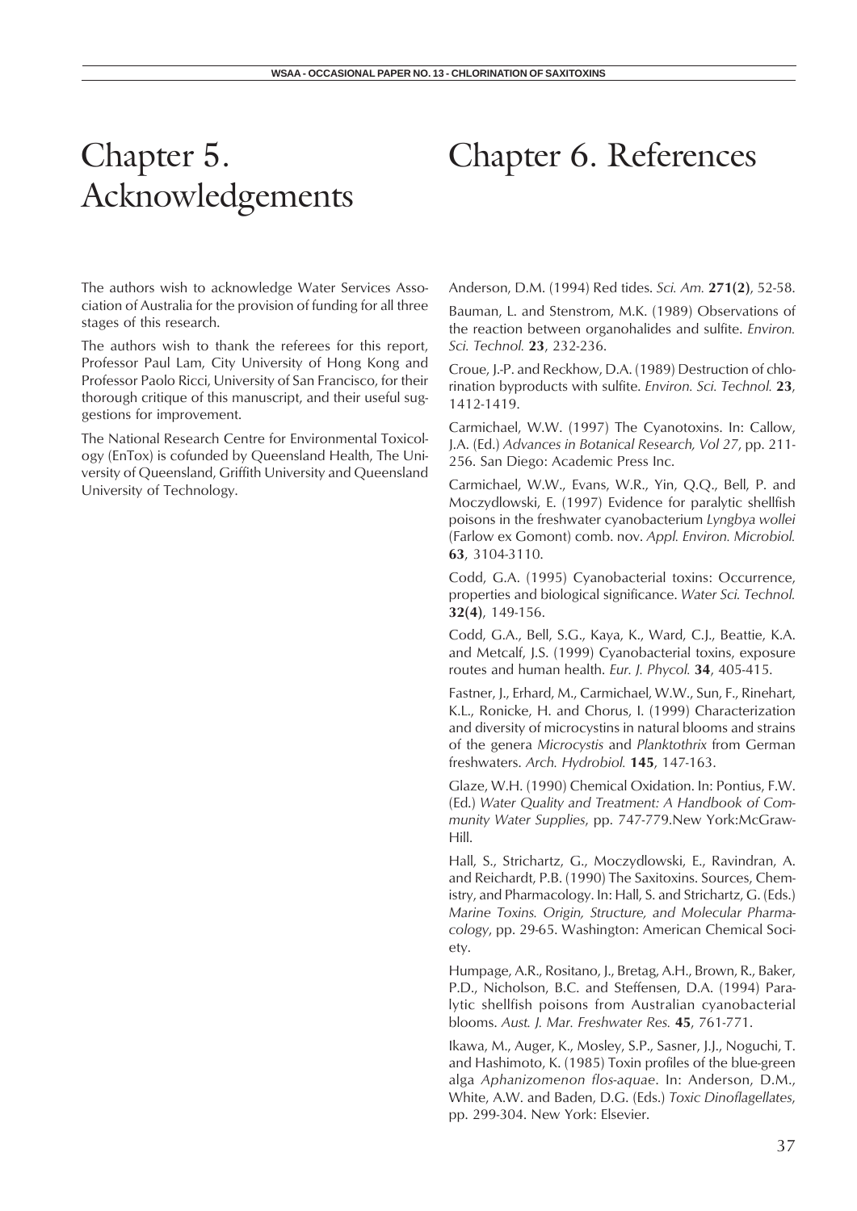# Chapter 5. Acknowledgements

The authors wish to acknowledge Water Services Association of Australia for the provision of funding for all three stages of this research.

The authors wish to thank the referees for this report, Professor Paul Lam, City University of Hong Kong and Professor Paolo Ricci, University of San Francisco, for their thorough critique of this manuscript, and their useful suggestions for improvement.

The National Research Centre for Environmental Toxicology (EnTox) is cofunded by Queensland Health, The University of Queensland, Griffith University and Queensland University of Technology.

# Chapter 6. References

Anderson, D.M. (1994) Red tides. *Sci. Am.* **271(2)**, 52-58.

Bauman, L. and Stenstrom, M.K. (1989) Observations of the reaction between organohalides and sulfite. *Environ. Sci. Technol.* **23**, 232-236.

Croue, J.-P. and Reckhow, D.A. (1989) Destruction of chlorination byproducts with sulfite. *Environ. Sci. Technol.* **23**, 1412-1419.

Carmichael, W.W. (1997) The Cyanotoxins. In: Callow, J.A. (Ed.) *Advances in Botanical Research, Vol 27*, pp. 211-256. San Diego: Academic Press Inc.

Carmichael, W.W., Evans, W.R., Yin, Q.Q., Bell, P. and Moczydlowski, E. (1997) Evidence for paralytic shellfish poisons in the freshwater cyanobacterium *Lyngbya wollei* (Farlow ex Gomont) comb. nov. *Appl. Environ. Microbiol.* **63**, 3104-3110.

Codd, G.A. (1995) Cyanobacterial toxins: Occurrence, properties and biological significance. *Water Sci. Technol.* **32(4)**, 149-156.

Codd, G.A., Bell, S.G., Kaya, K., Ward, C.J., Beattie, K.A. and Metcalf, J.S. (1999) Cyanobacterial toxins, exposure routes and human health. *Eur. J. Phycol.* **34**, 405-415.

Fastner, J., Erhard, M., Carmichael, W.W., Sun, F., Rinehart, K.L., Ronicke, H. and Chorus, I. (1999) Characterization and diversity of microcystins in natural blooms and strains of the genera *Microcystis* and *Planktothrix* from German freshwaters. *Arch. Hydrobiol.* **145**, 147-163.

Glaze, W.H. (1990) Chemical Oxidation. In: Pontius, F.W. (Ed.) *Water Quality and Treatment: A Handbook of Community Water Supplies*, pp. 747-779.New York:McGraw-Hill.

Hall, S., Strichartz, G., Moczydlowski, E., Ravindran, A. and Reichardt, P.B. (1990) The Saxitoxins. Sources, Chemistry, and Pharmacology. In: Hall, S. and Strichartz, G. (Eds.) *Marine Toxins. Origin, Structure, and Molecular Pharmacology*, pp. 29-65. Washington: American Chemical Society.

Humpage, A.R., Rositano, J., Bretag, A.H., Brown, R., Baker, P.D., Nicholson, B.C. and Steffensen, D.A. (1994) Paralytic shellfish poisons from Australian cyanobacterial blooms. *Aust. J. Mar. Freshwater Res.* **45**, 761-771.

Ikawa, M., Auger, K., Mosley, S.P., Sasner, J.J., Noguchi, T. and Hashimoto, K. (1985) Toxin profiles of the blue-green alga *Aphanizomenon flos-aquae*. In: Anderson, D.M., White, A.W. and Baden, D.G. (Eds.) *Toxic Dinoflagellates*, pp. 299-304. New York: Elsevier.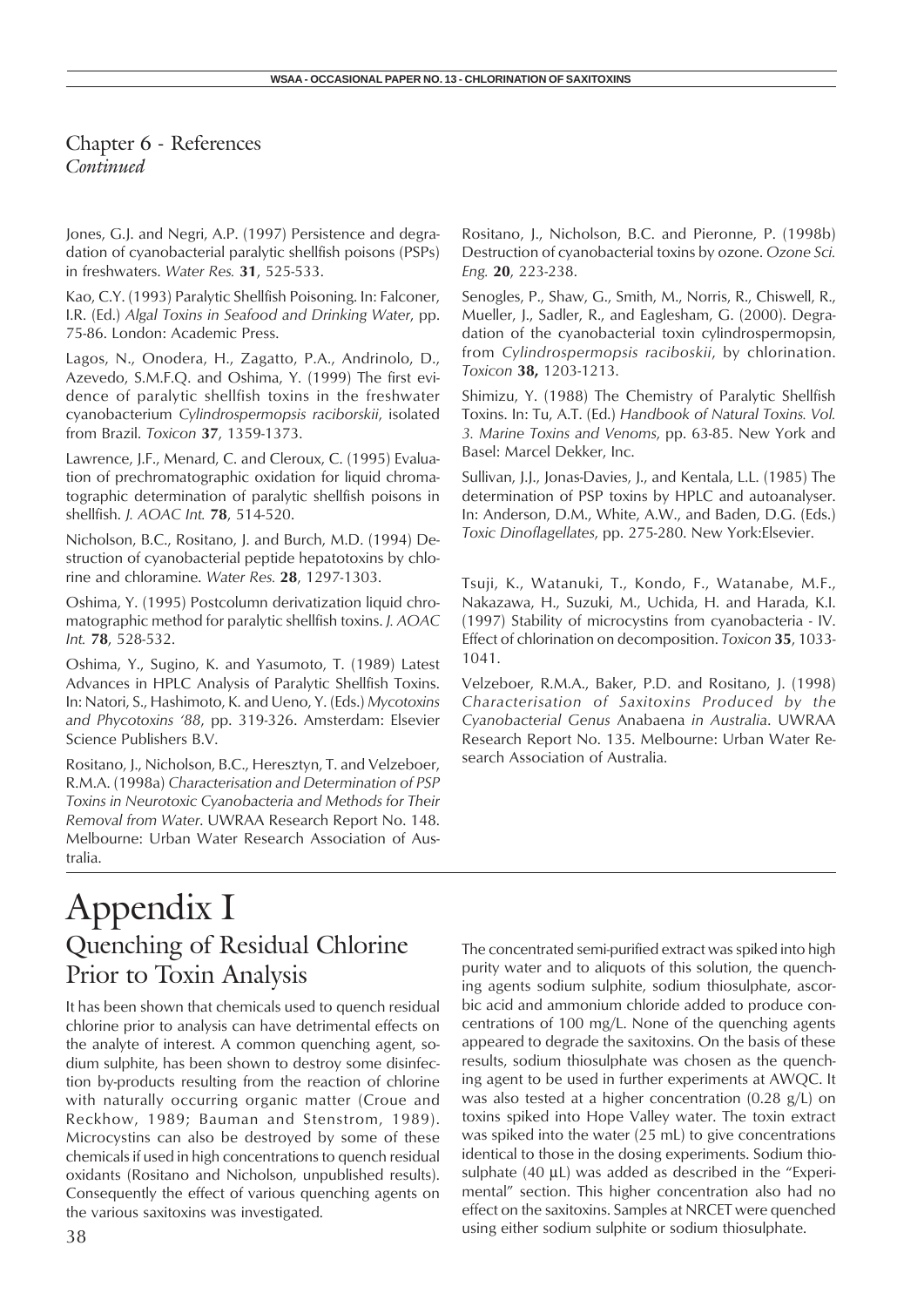## Chapter 6 - References
*Continued*

Jones, G.J. and Negri, A.P. (1997) Persistence and degradation of cyanobacterial paralytic shellfish poisons (PSPs) in freshwaters. *Water Res.* **31**, 525-533.

Kao, C.Y. (1993) Paralytic Shellfish Poisoning. In: Falconer, I.R. (Ed.) *Algal Toxins in Seafood and Drinking Water*, pp. 75-86. London: Academic Press.

Lagos, N., Onodera, H., Zagatto, P.A., Andrinolo, D., Azevedo, S.M.F.Q. and Oshima, Y. (1999) The first evidence of paralytic shellfish toxins in the freshwater cyanobacterium *Cylindrospermopsis raciborskii*, isolated from Brazil. *Toxicon* **37**, 1359-1373.

Lawrence, J.F., Menard, C. and Cleroux, C. (1995) Evaluation of prechromatographic oxidation for liquid chromatographic determination of paralytic shellfish poisons in shellfish. *J. AOAC Int.* **78**, 514-520.

Nicholson, B.C., Rositano, J. and Burch, M.D. (1994) Destruction of cyanobacterial peptide hepatotoxins by chlorine and chloramine. *Water Res.* **28**, 1297-1303.

Oshima, Y. (1995) Postcolumn derivatization liquid chromatographic method for paralytic shellfish toxins. *J. AOAC Int.* **78**, 528-532.

Oshima, Y., Sugino, K. and Yasumoto, T. (1989) Latest Advances in HPLC Analysis of Paralytic Shellfish Toxins. In: Natori, S., Hashimoto, K. and Ueno, Y. (Eds.) *Mycotoxins and Phycotoxins '88*, pp. 319-326. Amsterdam: Elsevier Science Publishers B.V.

Rositano, J., Nicholson, B.C., Heresztyn, T. and Velzeboer, R.M.A. (1998a) *Characterisation and Determination of PSP Toxins in Neurotoxic Cyanobacteria and Methods for Their Removal from Water*. UWRAA Research Report No. 148. Melbourne: Urban Water Research Association of Australia.

Rositano, J., Nicholson, B.C. and Pieronne, P. (1998b) Destruction of cyanobacterial toxins by ozone. *Ozone Sci. Eng.* **20**, 223-238.

Senogles, P., Shaw, G., Smith, M., Norris, R., Chiswell, R., Mueller, J., Sadler, R., and Eaglesham, G. (2000). Degradation of the cyanobacterial toxin cylindrospermopsin, from *Cylindrospermopsis raciboskii*, by chlorination. *Toxicon* **38,** 1203-1213.

Shimizu, Y. (1988) The Chemistry of Paralytic Shellfish Toxins. In: Tu, A.T. (Ed.) *Handbook of Natural Toxins. Vol. 3. Marine Toxins and Venoms*, pp. 63-85. New York and Basel: Marcel Dekker, Inc.

Sullivan, J.J., Jonas-Davies, J., and Kentala, L.L. (1985) The determination of PSP toxins by HPLC and autoanalyser. In: Anderson, D.M., White, A.W., and Baden, D.G. (Eds.) *Toxic Dinoflagellates*, pp. 275-280. New York:Elsevier.

Tsuji, K., Watanuki, T., Kondo, F., Watanabe, M.F., Nakazawa, H., Suzuki, M., Uchida, H. and Harada, K.I. (1997) Stability of microcystins from cyanobacteria - IV. Effect of chlorination on decomposition. *Toxicon* **35**, 1033-1041.

Velzeboer, R.M.A., Baker, P.D. and Rositano, J. (1998) *Characterisation of Saxitoxins Produced by the Cyanobacterial Genus* Anabaena *in Australia*. UWRAA Research Report No. 135. Melbourne: Urban Water Research Association of Australia.

# Appendix I
## Quenching of Residual Chlorine Prior to Toxin Analysis

It has been shown that chemicals used to quench residual chlorine prior to analysis can have detrimental effects on the analyte of interest. A common quenching agent, sodium sulphite, has been shown to destroy some disinfection by-products resulting from the reaction of chlorine with naturally occurring organic matter (Croue and Reckhow, 1989; Bauman and Stenstrom, 1989). Microcystins can also be destroyed by some of these chemicals if used in high concentrations to quench residual oxidants (Rositano and Nicholson, unpublished results). Consequently the effect of various quenching agents on the various saxitoxins was investigated.

The concentrated semi-purified extract was spiked into high purity water and to aliquots of this solution, the quenching agents sodium sulphite, sodium thiosulphate, ascorbic acid and ammonium chloride added to produce concentrations of 100 mg/L. None of the quenching agents appeared to degrade the saxitoxins. On the basis of these results, sodium thiosulphate was chosen as the quenching agent to be used in further experiments at AWQC. It was also tested at a higher concentration (0.28 g/L) on toxins spiked into Hope Valley water. The toxin extract was spiked into the water (25 mL) to give concentrations identical to those in the dosing experiments. Sodium thiosulphate (40 µL) was added as described in the "Experimental" section. This higher concentration also had no effect on the saxitoxins. Samples at NRCET were quenched using either sodium sulphite or sodium thiosulphate.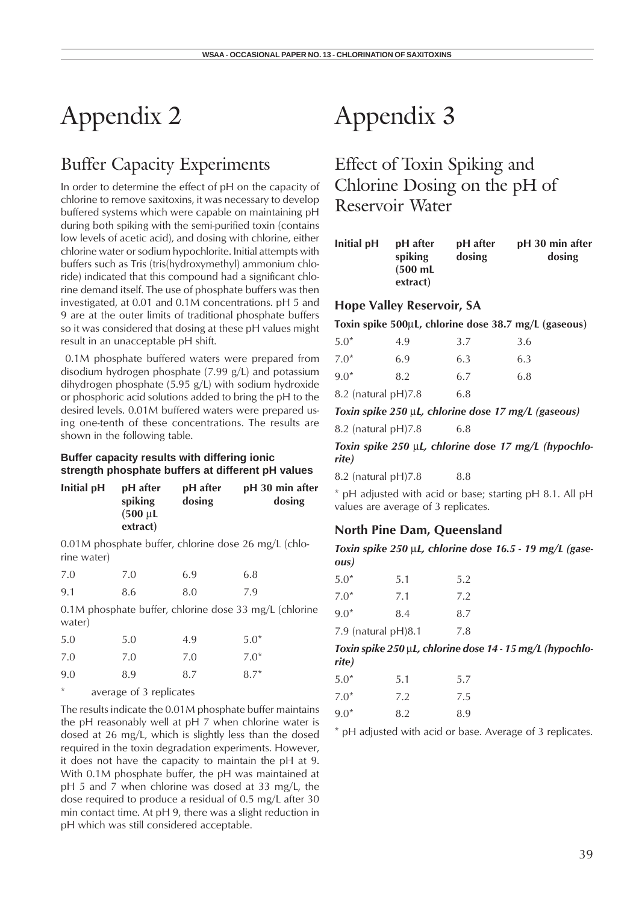# Appendix 2

## Buffer Capacity Experiments

In order to determine the effect of pH on the capacity of chlorine to remove saxitoxins, it was necessary to develop buffered systems which were capable on maintaining pH during both spiking with the semi-purified toxin (contains low levels of acetic acid), and dosing with chlorine, either chlorine water or sodium hypochlorite. Initial attempts with buffers such as Tris (tris(hydroxymethyl) ammonium chloride) indicated that this compound had a significant chlorine demand itself. The use of phosphate buffers was then investigated, at 0.01 and 0.1M concentrations. pH 5 and 9 are at the outer limits of traditional phosphate buffers so it was considered that dosing at these pH values might result in an unacceptable pH shift.

0.1M phosphate buffered waters were prepared from disodium hydrogen phosphate (7.99 g/L) and potassium dihydrogen phosphate (5.95 g/L) with sodium hydroxide or phosphoric acid solutions added to bring the pH to the desired levels. 0.01M buffered waters were prepared using one-tenth of these concentrations. The results are shown in the following table.

**Buffer capacity results with differing ionic strength phosphate buffers at different pH values**

| Initial pH | pH after spiking (500 μL extract) | pH after dosing | pH 30 min after dosing |
|---|---|---|---|
| 0.01M phosphate buffer, chlorine dose 26 mg/L (chlorine water) | | | |
| 7.0 | 7.0 | 6.9 | 6.8 |
| 9.1 | 8.6 | 8.0 | 7.9 |
| 0.1M phosphate buffer, chlorine dose 33 mg/L (chlorine water) | | | |
| 5.0 | 5.0 | 4.9 | 5.0* |
| 7.0 | 7.0 | 7.0 | 7.0* |
| 9.0 | 8.9 | 8.7 | 8.7* |

\* average of 3 replicates

The results indicate the 0.01M phosphate buffer maintains the pH reasonably well at pH 7 when chlorine water is dosed at 26 mg/L, which is slightly less than the dosed required in the toxin degradation experiments. However, it does not have the capacity to maintain the pH at 9. With 0.1M phosphate buffer, the pH was maintained at pH 5 and 7 when chlorine was dosed at 33 mg/L, the dose required to produce a residual of 0.5 mg/L after 30 min contact time. At pH 9, there was a slight reduction in pH which was still considered acceptable.

# Appendix 3

## Effect of Toxin Spiking and Chlorine Dosing on the pH of Reservoir Water

| Initial pH | pH after spiking (500 mL extract) | pH after dosing | pH 30 min after dosing |
|---|---|---|---|
| **Hope Valley Reservoir, SA** | | | |
| **Toxin spike 500μL, chlorine dose 38.7 mg/L (gaseous)** | | | |
| 5.0* | 4.9 | 3.7 | 3.6 |
| 7.0* | 6.9 | 6.3 | 6.3 |
| 9.0* | 8.2 | 6.7 | 6.8 |
| 8.2 (natural pH) | 7.8 | 6.8 | |
| ***Toxin spike 250 μL, chlorine dose 17 mg/L (gaseous)*** | | | |
| 8.2 (natural pH) | 7.8 | 6.8 | |
| ***Toxin spike 250 μL, chlorine dose 17 mg/L (hypochlorite)*** | | | |
| 8.2 (natural pH) | 7.8 | 8.8 | |

\* pH adjusted with acid or base; starting pH 8.1. All pH values are average of 3 replicates.

| Initial pH | pH after spiking (500 mL extract) | pH after dosing | pH 30 min after dosing |
|---|---|---|---|
| **North Pine Dam, Queensland** | | | |
| ***Toxin spike 250 μL, chlorine dose 16.5 - 19 mg/L (gaseous)*** | | | |
| 5.0* | 5.1 | 5.2 | |
| 7.0* | 7.1 | 7.2 | |
| 9.0* | 8.4 | 8.7 | |
| 7.9 (natural pH) | 8.1 | 7.8 | |
| ***Toxin spike 250 μL, chlorine dose 14 - 15 mg/L (hypochlorite)*** | | | |
| 5.0* | 5.1 | 5.7 | |
| 7.0* | 7.2 | 7.5 | |
| 9.0* | 8.2 | 8.9 | |

\* pH adjusted with acid or base. Average of 3 replicates.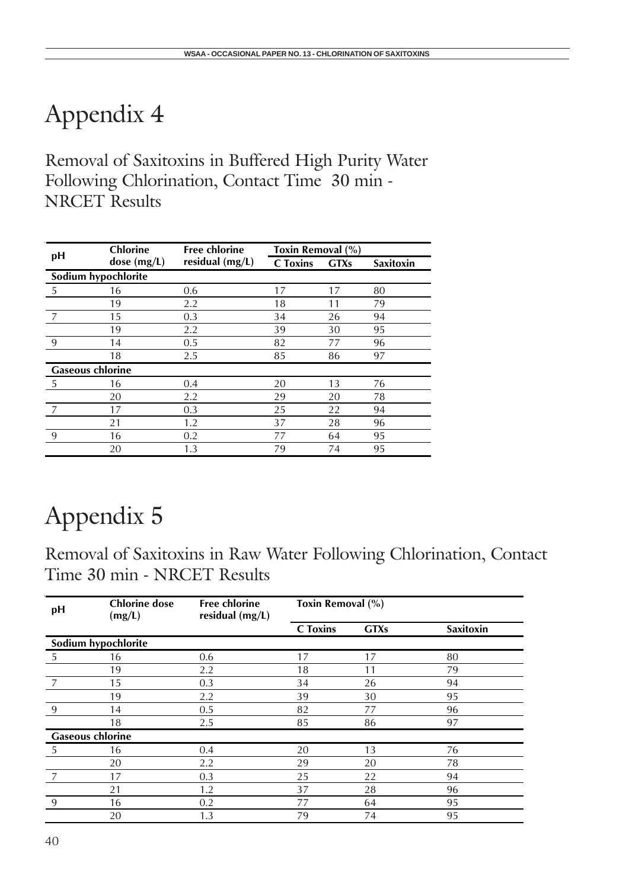# Appendix 4

## Removal of Saxitoxins in Buffered High Purity Water Following Chlorination, Contact Time 30 min - NRCET Results

| pH | Chlorine dose (mg/L) | Free chlorine residual (mg/L) | Toxin Removal (%) | | |
|---|---|---|---|---|---|
| | | | C Toxins | GTXs | Saxitoxin |
| **Sodium hypochlorite** | | | | | |
| 5 | 16 | 0.6 | 17 | 17 | 80 |
| | 19 | 2.2 | 18 | 11 | 79 |
| 7 | 15 | 0.3 | 34 | 26 | 94 |
| | 19 | 2.2 | 39 | 30 | 95 |
| 9 | 14 | 0.5 | 82 | 77 | 96 |
| | 18 | 2.5 | 85 | 86 | 97 |
| **Gaseous chlorine** | | | | | |
| 5 | 16 | 0.4 | 20 | 13 | 76 |
| | 20 | 2.2 | 29 | 20 | 78 |
| 7 | 17 | 0.3 | 25 | 22 | 94 |
| | 21 | 1.2 | 37 | 28 | 96 |
| 9 | 16 | 0.2 | 77 | 64 | 95 |
| | 20 | 1.3 | 79 | 74 | 95 |

# Appendix 5

## Removal of Saxitoxins in Raw Water Following Chlorination, Contact Time 30 min - NRCET Results

| pH | Chlorine dose (mg/L) | Free chlorine residual (mg/L) | Toxin Removal (%) | | |
|---|---|---|---|---|---|
| | | | C Toxins | GTXs | Saxitoxin |
| **Sodium hypochlorite** | | | | | |
| 5 | 16 | 0.6 | 17 | 17 | 80 |
| | 19 | 2.2 | 18 | 11 | 79 |
| 7 | 15 | 0.3 | 34 | 26 | 94 |
| | 19 | 2.2 | 39 | 30 | 95 |
| 9 | 14 | 0.5 | 82 | 77 | 96 |
| | 18 | 2.5 | 85 | 86 | 97 |
| **Gaseous chlorine** | | | | | |
| 5 | 16 | 0.4 | 20 | 13 | 76 |
| | 20 | 2.2 | 29 | 20 | 78 |
| 7 | 17 | 0.3 | 25 | 22 | 94 |
| | 21 | 1.2 | 37 | 28 | 96 |
| 9 | 16 | 0.2 | 77 | 64 | 95 |
| | 20 | 1.3 | 79 | 74 | 95 |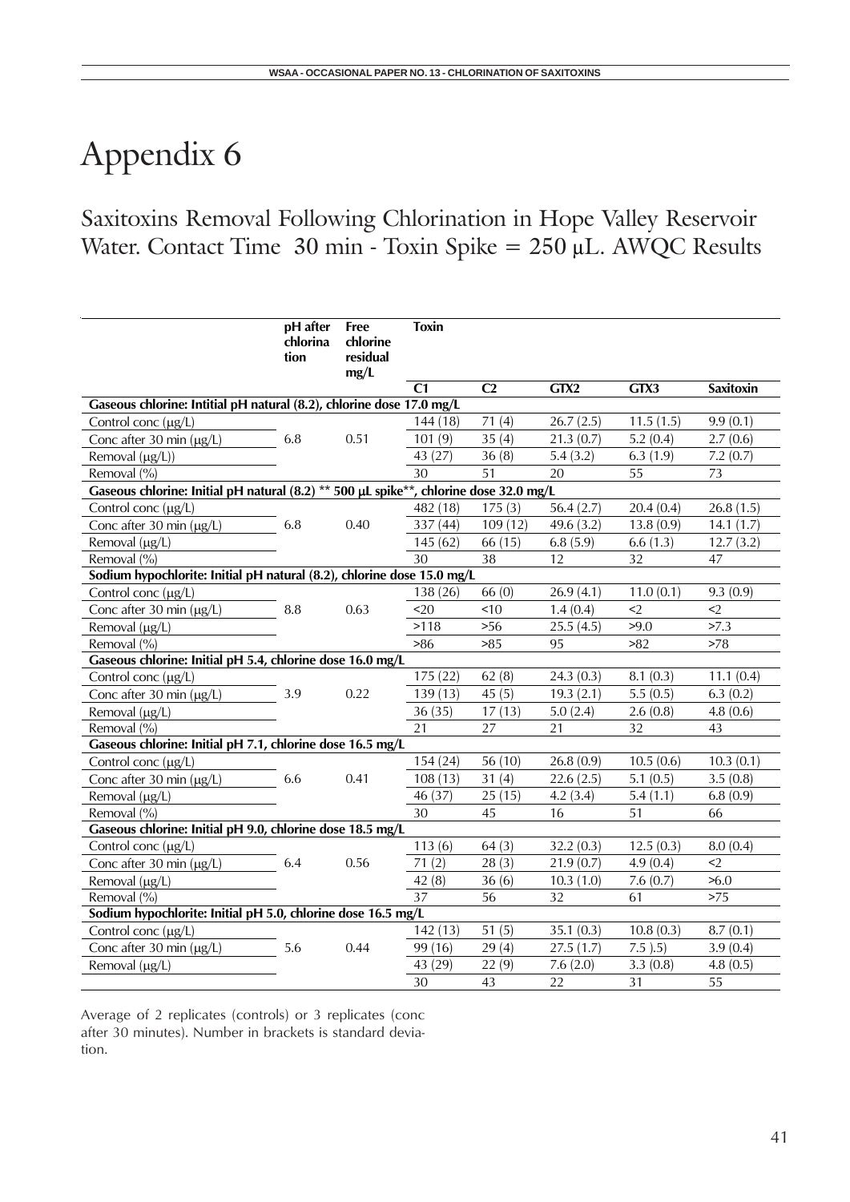# Appendix 6

## Saxitoxins Removal Following Chlorination in Hope Valley Reservoir Water. Contact Time 30 min - Toxin Spike = 250 µL. AWQC Results

| | pH after chlorina tion | Free chlorine residual mg/L | Toxin | | | | |
|---|---|---|---|---|---|---|---|
| | | | C1 | C2 | GTX2 | GTX3 | Saxitoxin |
| **Gaseous chlorine: Intitial pH natural (8.2), chlorine dose 17.0 mg/L** | | | | | | | |
| Control conc (µg/L) | | | 144 (18) | 71 (4) | 26.7 (2.5) | 11.5 (1.5) | 9.9 (0.1) |
| Conc after 30 min (µg/L) | 6.8 | 0.51 | 101 (9) | 35 (4) | 21.3 (0.7) | 5.2 (0.4) | 2.7 (0.6) |
| Removal (µg/L)) | | | 43 (27) | 36 (8) | 5.4 (3.2) | 6.3 (1.9) | 7.2 (0.7) |
| Removal (%) | | | 30 | 51 | 20 | 55 | 73 |
| **Gaseous chlorine: Initial pH natural (8.2) ** 500 µL spike**, chlorine dose 32.0 mg/L** | | | | | | | |
| Control conc (µg/L) | | | 482 (18) | 175 (3) | 56.4 (2.7) | 20.4 (0.4) | 26.8 (1.5) |
| Conc after 30 min (µg/L) | 6.8 | 0.40 | 337 (44) | 109 (12) | 49.6 (3.2) | 13.8 (0.9) | 14.1 (1.7) |
| Removal (µg/L) | | | 145 (62) | 66 (15) | 6.8 (5.9) | 6.6 (1.3) | 12.7 (3.2) |
| Removal (%) | | | 30 | 38 | 12 | 32 | 47 |
| **Sodium hypochlorite: Initial pH natural (8.2), chlorine dose 15.0 mg/L** | | | | | | | |
| Control conc (µg/L) | | | 138 (26) | 66 (0) | 26.9 (4.1) | 11.0 (0.1) | 9.3 (0.9) |
| Conc after 30 min (µg/L) | 8.8 | 0.63 | <20 | <10 | 1.4 (0.4) | <2 | <2 |
| Removal (µg/L) | | | >118 | >56 | 25.5 (4.5) | >9.0 | >7.3 |
| Removal (%) | | | >86 | >85 | 95 | >82 | >78 |
| **Gaseous chlorine: Initial pH 5.4, chlorine dose 16.0 mg/L** | | | | | | | |
| Control conc (µg/L) | | | 175 (22) | 62 (8) | 24.3 (0.3) | 8.1 (0.3) | 11.1 (0.4) |
| Conc after 30 min (µg/L) | 3.9 | 0.22 | 139 (13) | 45 (5) | 19.3 (2.1) | 5.5 (0.5) | 6.3 (0.2) |
| Removal (µg/L) | | | 36 (35) | 17 (13) | 5.0 (2.4) | 2.6 (0.8) | 4.8 (0.6) |
| Removal (%) | | | 21 | 27 | 21 | 32 | 43 |
| **Gaseous chlorine: Initial pH 7.1, chlorine dose 16.5 mg/L** | | | | | | | |
| Control conc (µg/L) | | | 154 (24) | 56 (10) | 26.8 (0.9) | 10.5 (0.6) | 10.3 (0.1) |
| Conc after 30 min (µg/L) | 6.6 | 0.41 | 108 (13) | 31 (4) | 22.6 (2.5) | 5.1 (0.5) | 3.5 (0.8) |
| Removal (µg/L) | | | 46 (37) | 25 (15) | 4.2 (3.4) | 5.4 (1.1) | 6.8 (0.9) |
| Removal (%) | | | 30 | 45 | 16 | 51 | 66 |
| **Gaseous chlorine: Initial pH 9.0, chlorine dose 18.5 mg/L** | | | | | | | |
| Control conc (µg/L) | | | 113 (6) | 64 (3) | 32.2 (0.3) | 12.5 (0.3) | 8.0 (0.4) |
| Conc after 30 min (µg/L) | 6.4 | 0.56 | 71 (2) | 28 (3) | 21.9 (0.7) | 4.9 (0.4) | <2 |
| Removal (µg/L) | | | 42 (8) | 36 (6) | 10.3 (1.0) | 7.6 (0.7) | >6.0 |
| Removal (%) | | | 37 | 56 | 32 | 61 | >75 |
| **Sodium hypochlorite: Initial pH 5.0, chlorine dose 16.5 mg/L** | | | | | | | |
| Control conc (µg/L) | | | 142 (13) | 51 (5) | 35.1 (0.3) | 10.8 (0.3) | 8.7 (0.1) |
| Conc after 30 min (µg/L) | 5.6 | 0.44 | 99 (16) | 29 (4) | 27.5 (1.7) | 7.5 ).5) | 3.9 (0.4) |
| Removal (µg/L) | | | 43 (29) | 22 (9) | 7.6 (2.0) | 3.3 (0.8) | 4.8 (0.5) |
| | | | 30 | 43 | 22 | 31 | 55 |

Average of 2 replicates (controls) or 3 replicates (conc after 30 minutes). Number in brackets is standard deviation.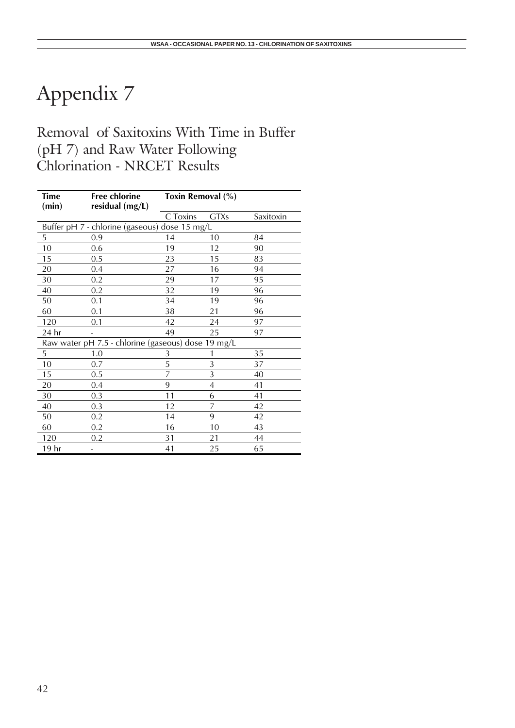# Appendix 7

## Removal of Saxitoxins With Time in Buffer (pH 7) and Raw Water Following Chlorination - NRCET Results

| Time (min) | Free chlorine residual (mg/L) | Toxin Removal (%) | | |
|---|---|---|---|---|
| | | C Toxins | GTXs | Saxitoxin |
| Buffer pH 7 - chlorine (gaseous) dose 15 mg/L | | | | |
| 5 | 0.9 | 14 | 10 | 84 |
| 10 | 0.6 | 19 | 12 | 90 |
| 15 | 0.5 | 23 | 15 | 83 |
| 20 | 0.4 | 27 | 16 | 94 |
| 30 | 0.2 | 29 | 17 | 95 |
| 40 | 0.2 | 32 | 19 | 96 |
| 50 | 0.1 | 34 | 19 | 96 |
| 60 | 0.1 | 38 | 21 | 96 |
| 120 | 0.1 | 42 | 24 | 97 |
| 24 hr | - | 49 | 25 | 97 |
| Raw water pH 7.5 - chlorine (gaseous) dose 19 mg/L | | | | |
| 5 | 1.0 | 3 | 1 | 35 |
| 10 | 0.7 | 5 | 3 | 37 |
| 15 | 0.5 | 7 | 3 | 40 |
| 20 | 0.4 | 9 | 4 | 41 |
| 30 | 0.3 | 11 | 6 | 41 |
| 40 | 0.3 | 12 | 7 | 42 |
| 50 | 0.2 | 14 | 9 | 42 |
| 60 | 0.2 | 16 | 10 | 43 |
| 120 | 0.2 | 31 | 21 | 44 |
| 19 hr | - | 41 | 25 | 65 |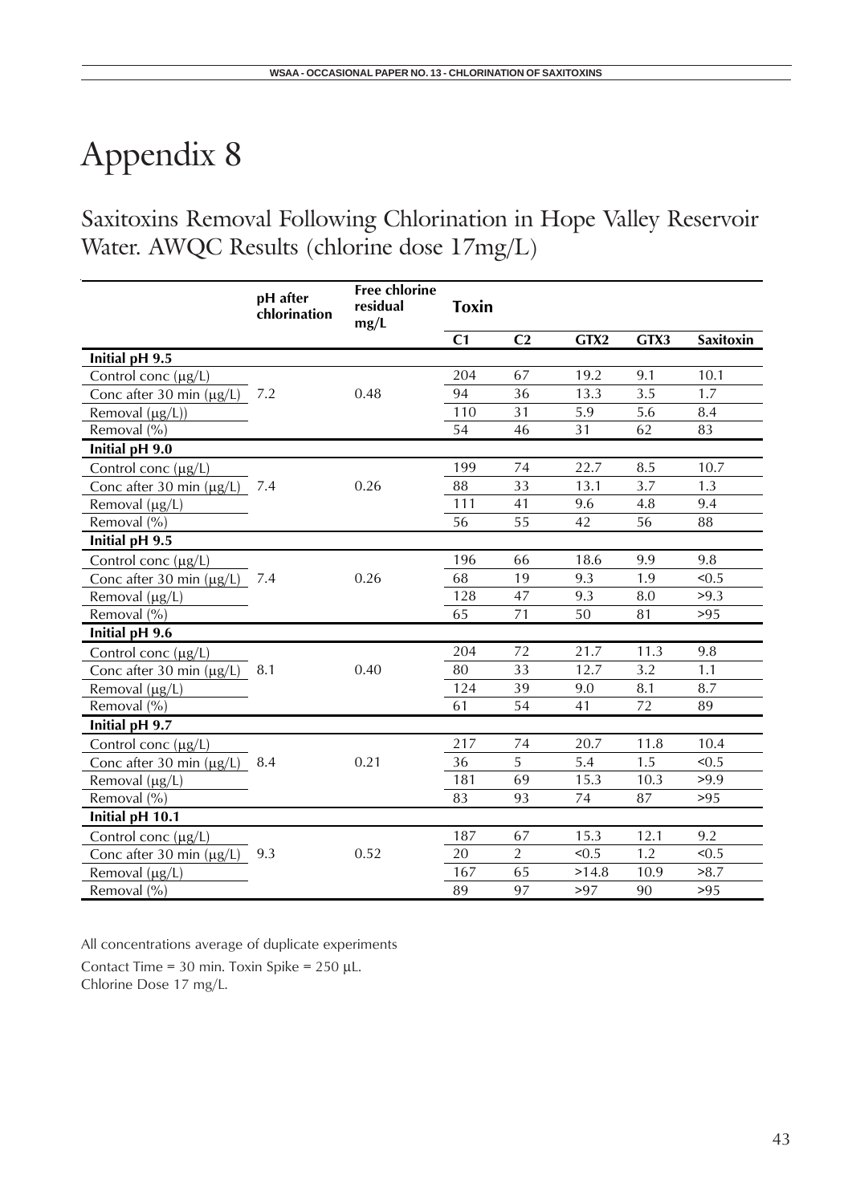# Appendix 8

## Saxitoxins Removal Following Chlorination in Hope Valley Reservoir Water. AWQC Results (chlorine dose 17mg/L)

| | pH after chlorination | Free chlorine residual mg/L | Toxin | | | | |
|---|---|---|---|---|---|---|---|
| | | | C1 | C2 | GTX2 | GTX3 | Saxitoxin |
| **Initial pH 9.5** | | | | | | | |
| Control conc (μg/L) | | | 204 | 67 | 19.2 | 9.1 | 10.1 |
| Conc after 30 min (μg/L) | 7.2 | 0.48 | 94 | 36 | 13.3 | 3.5 | 1.7 |
| Removal (μg/L)) | | | 110 | 31 | 5.9 | 5.6 | 8.4 |
| Removal (%) | | | 54 | 46 | 31 | 62 | 83 |
| **Initial pH 9.0** | | | | | | | |
| Control conc (μg/L) | | | 199 | 74 | 22.7 | 8.5 | 10.7 |
| Conc after 30 min (μg/L) | 7.4 | 0.26 | 88 | 33 | 13.1 | 3.7 | 1.3 |
| Removal (μg/L) | | | 111 | 41 | 9.6 | 4.8 | 9.4 |
| Removal (%) | | | 56 | 55 | 42 | 56 | 88 |
| **Initial pH 9.5** | | | | | | | |
| Control conc (μg/L) | | | 196 | 66 | 18.6 | 9.9 | 9.8 |
| Conc after 30 min (μg/L) | 7.4 | 0.26 | 68 | 19 | 9.3 | 1.9 | <0.5 |
| Removal (μg/L) | | | 128 | 47 | 9.3 | 8.0 | >9.3 |
| Removal (%) | | | 65 | 71 | 50 | 81 | >95 |
| **Initial pH 9.6** | | | | | | | |
| Control conc (μg/L) | | | 204 | 72 | 21.7 | 11.3 | 9.8 |
| Conc after 30 min (μg/L) | 8.1 | 0.40 | 80 | 33 | 12.7 | 3.2 | 1.1 |
| Removal (μg/L) | | | 124 | 39 | 9.0 | 8.1 | 8.7 |
| Removal (%) | | | 61 | 54 | 41 | 72 | 89 |
| **Initial pH 9.7** | | | | | | | |
| Control conc (μg/L) | | | 217 | 74 | 20.7 | 11.8 | 10.4 |
| Conc after 30 min (μg/L) | 8.4 | 0.21 | 36 | 5 | 5.4 | 1.5 | <0.5 |
| Removal (μg/L) | | | 181 | 69 | 15.3 | 10.3 | >9.9 |
| Removal (%) | | | 83 | 93 | 74 | 87 | >95 |
| **Initial pH 10.1** | | | | | | | |
| Control conc (μg/L) | | | 187 | 67 | 15.3 | 12.1 | 9.2 |
| Conc after 30 min (μg/L) | 9.3 | 0.52 | 20 | 2 | <0.5 | 1.2 | <0.5 |
| Removal (μg/L) | | | 167 | 65 | >14.8 | 10.9 | >8.7 |
| Removal (%) | | | 89 | 97 | >97 | 90 | >95 |

All concentrations average of duplicate experiments

Contact Time = 30 min. Toxin Spike = 250 μL.
Chlorine Dose 17 mg/L.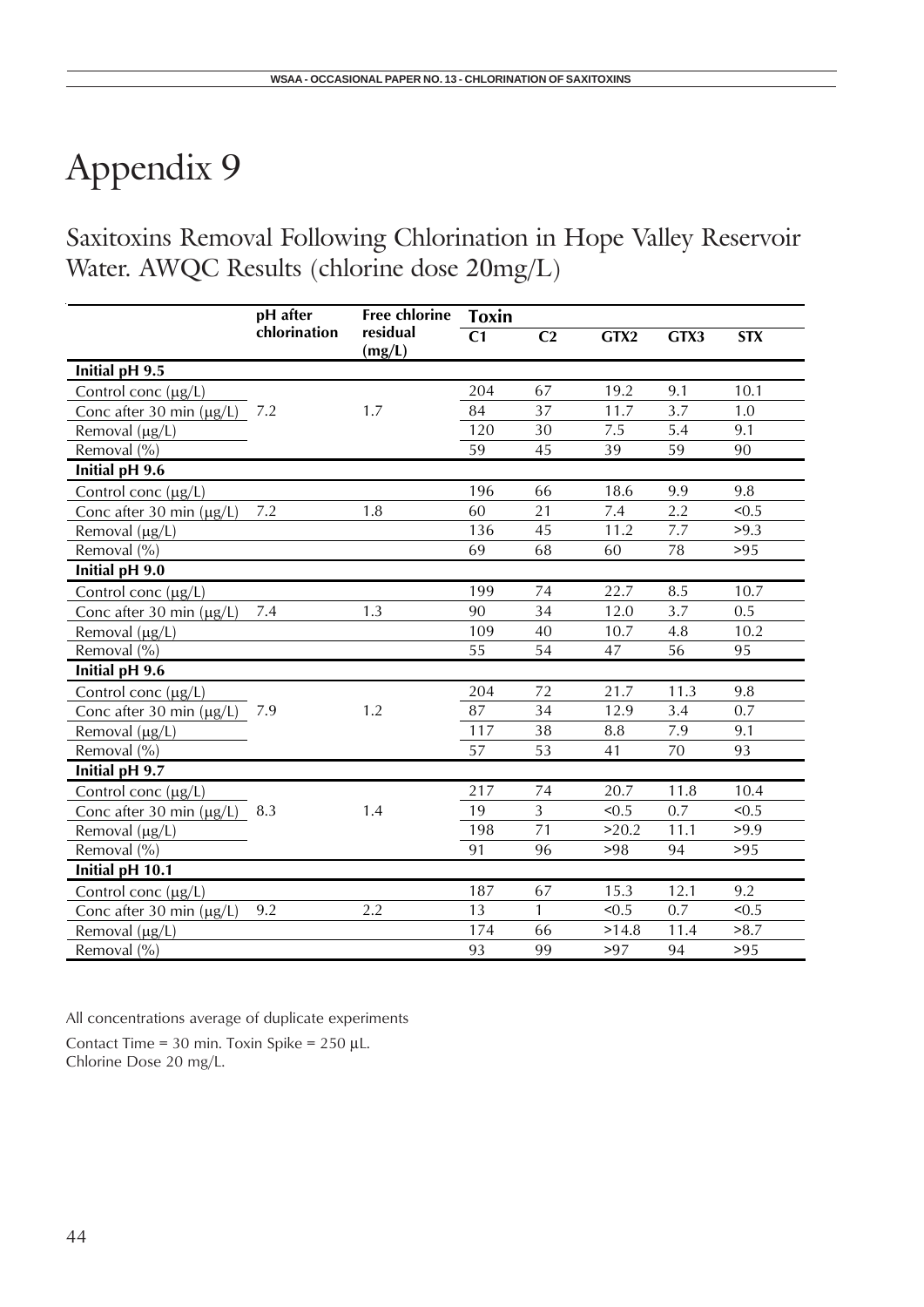# Appendix 9

## Saxitoxins Removal Following Chlorination in Hope Valley Reservoir Water. AWQC Results (chlorine dose 20mg/L)

| | pH after chlorination | Free chlorine residual (mg/L) | Toxin | | | | |
|---|---|---|---|---|---|---|---|
| | | | C1 | C2 | GTX2 | GTX3 | STX |
| **Initial pH 9.5** | | | | | | | |
| Control conc (µg/L) | | | 204 | 67 | 19.2 | 9.1 | 10.1 |
| Conc after 30 min (µg/L) | 7.2 | 1.7 | 84 | 37 | 11.7 | 3.7 | 1.0 |
| Removal (µg/L) | | | 120 | 30 | 7.5 | 5.4 | 9.1 |
| Removal (%) | | | 59 | 45 | 39 | 59 | 90 |
| **Initial pH 9.6** | | | | | | | |
| Control conc (µg/L) | | | 196 | 66 | 18.6 | 9.9 | 9.8 |
| Conc after 30 min (µg/L) | 7.2 | 1.8 | 60 | 21 | 7.4 | 2.2 | <0.5 |
| Removal (µg/L) | | | 136 | 45 | 11.2 | 7.7 | >9.3 |
| Removal (%) | | | 69 | 68 | 60 | 78 | >95 |
| **Initial pH 9.0** | | | | | | | |
| Control conc (µg/L) | | | 199 | 74 | 22.7 | 8.5 | 10.7 |
| Conc after 30 min (µg/L) | 7.4 | 1.3 | 90 | 34 | 12.0 | 3.7 | 0.5 |
| Removal (µg/L) | | | 109 | 40 | 10.7 | 4.8 | 10.2 |
| Removal (%) | | | 55 | 54 | 47 | 56 | 95 |
| **Initial pH 9.6** | | | | | | | |
| Control conc (µg/L) | | | 204 | 72 | 21.7 | 11.3 | 9.8 |
| Conc after 30 min (µg/L) | 7.9 | 1.2 | 87 | 34 | 12.9 | 3.4 | 0.7 |
| Removal (µg/L) | | | 117 | 38 | 8.8 | 7.9 | 9.1 |
| Removal (%) | | | 57 | 53 | 41 | 70 | 93 |
| **Initial pH 9.7** | | | | | | | |
| Control conc (µg/L) | | | 217 | 74 | 20.7 | 11.8 | 10.4 |
| Conc after 30 min (µg/L) | 8.3 | 1.4 | 19 | 3 | <0.5 | 0.7 | <0.5 |
| Removal (µg/L) | | | 198 | 71 | >20.2 | 11.1 | >9.9 |
| Removal (%) | | | 91 | 96 | >98 | 94 | >95 |
| **Initial pH 10.1** | | | | | | | |
| Control conc (µg/L) | | | 187 | 67 | 15.3 | 12.1 | 9.2 |
| Conc after 30 min (µg/L) | 9.2 | 2.2 | 13 | 1 | <0.5 | 0.7 | <0.5 |
| Removal (µg/L) | | | 174 | 66 | >14.8 | 11.4 | >8.7 |
| Removal (%) | | | 93 | 99 | >97 | 94 | >95 |

All concentrations average of duplicate experiments

Contact Time = 30 min. Toxin Spike = 250 µL.
Chlorine Dose 20 mg/L.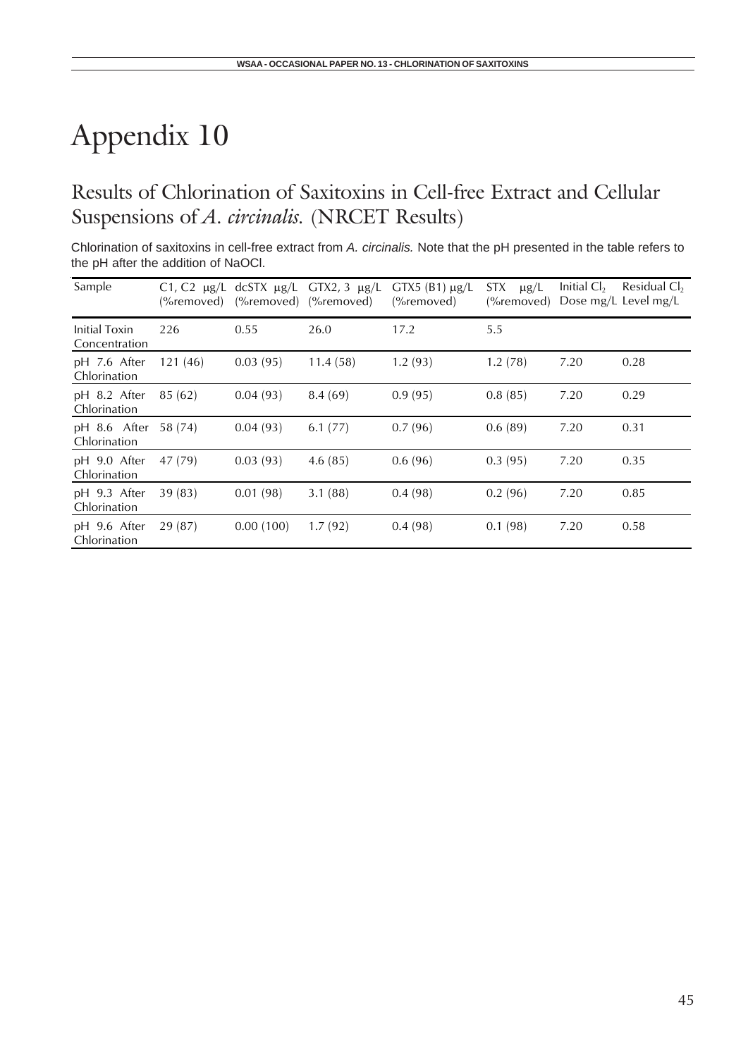# Appendix 10

## Results of Chlorination of Saxitoxins in Cell-free Extract and Cellular Suspensions of *A. circinalis.* (NRCET Results)

Chlorination of saxitoxins in cell-free extract from *A. circinalis.* Note that the pH presented in the table refers to the pH after the addition of NaOCl.

| Sample | C1, C2 μg/L (%removed) | dcSTX μg/L (%removed) | GTX2, 3 μg/L (%removed) | GTX5 (B1) μg/L (%removed) | STX μg/L (%removed) | Initial $Cl_2$ Dose mg/L | Residual $Cl_2$ Level mg/L |
|---|---|---|---|---|---|---|---|
| Initial Toxin Concentration | 226 | 0.55 | 26.0 | 17.2 | 5.5 | | |
| pH 7.6 After Chlorination | 121 (46) | 0.03 (95) | 11.4 (58) | 1.2 (93) | 1.2 (78) | 7.20 | 0.28 |
| pH 8.2 After Chlorination | 85 (62) | 0.04 (93) | 8.4 (69) | 0.9 (95) | 0.8 (85) | 7.20 | 0.29 |
| pH 8.6 After Chlorination | 58 (74) | 0.04 (93) | 6.1 (77) | 0.7 (96) | 0.6 (89) | 7.20 | 0.31 |
| pH 9.0 After Chlorination | 47 (79) | 0.03 (93) | 4.6 (85) | 0.6 (96) | 0.3 (95) | 7.20 | 0.35 |
| pH 9.3 After Chlorination | 39 (83) | 0.01 (98) | 3.1 (88) | 0.4 (98) | 0.2 (96) | 7.20 | 0.85 |
| pH 9.6 After Chlorination | 29 (87) | 0.00 (100) | 1.7 (92) | 0.4 (98) | 0.1 (98) | 7.20 | 0.58 |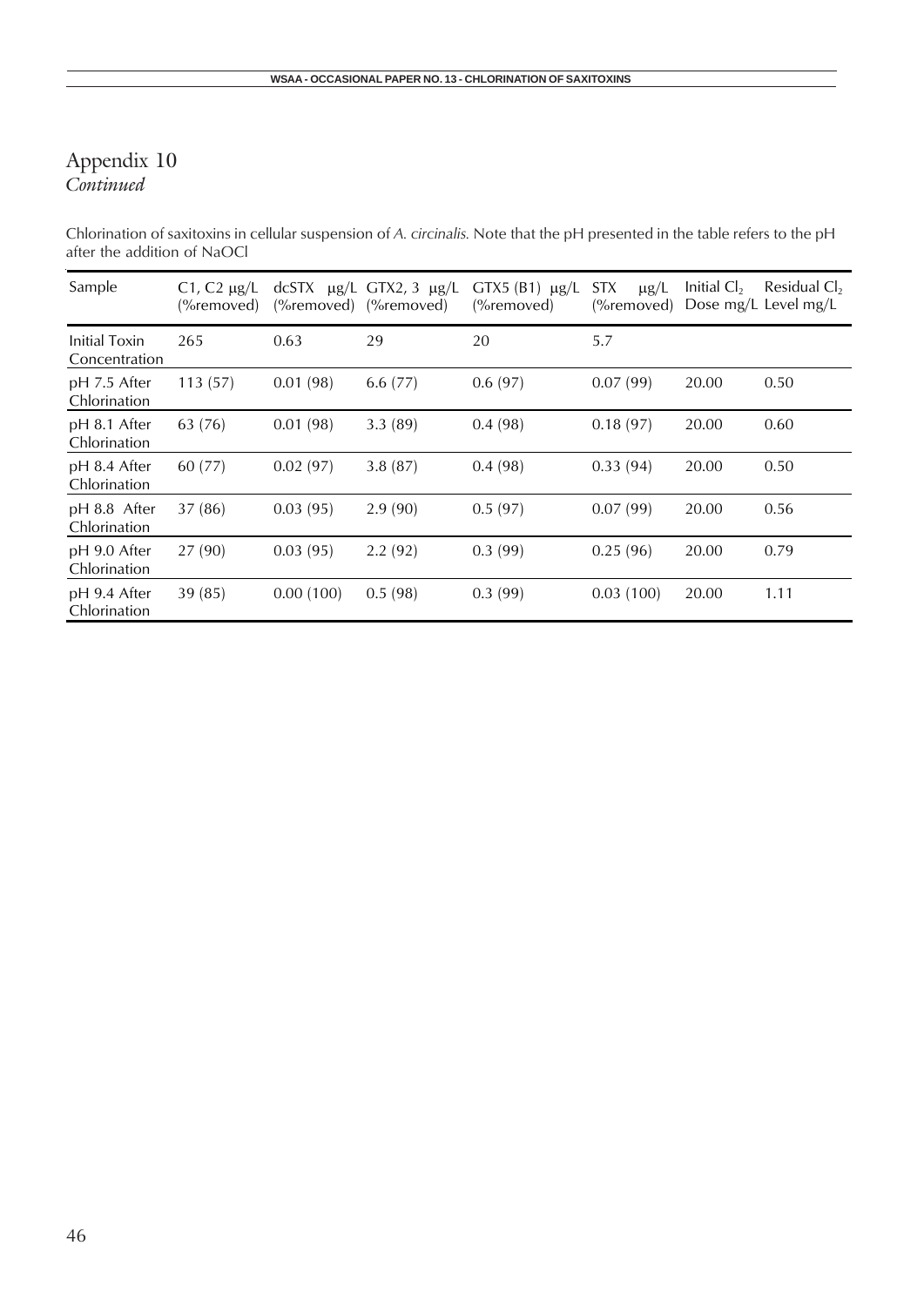# Appendix 10

*Continued*

Chlorination of saxitoxins in cellular suspension of *A. circinalis*. Note that the pH presented in the table refers to the pH after the addition of NaOCl

| Sample | C1, C2 μg/L (%removed) | dcSTX μg/L (%removed) | GTX2, 3 μg/L (%removed) | GTX5 (B1) μg/L (%removed) | STX μg/L (%removed) | Initial $Cl_2$ Dose mg/L | Residual $Cl_2$ Level mg/L |
|---|---|---|---|---|---|---|---|
| Initial Toxin Concentration | 265 | 0.63 | 29 | 20 | 5.7 | | |
| pH 7.5 After Chlorination | 113 (57) | 0.01 (98) | 6.6 (77) | 0.6 (97) | 0.07 (99) | 20.00 | 0.50 |
| pH 8.1 After Chlorination | 63 (76) | 0.01 (98) | 3.3 (89) | 0.4 (98) | 0.18 (97) | 20.00 | 0.60 |
| pH 8.4 After Chlorination | 60 (77) | 0.02 (97) | 3.8 (87) | 0.4 (98) | 0.33 (94) | 20.00 | 0.50 |
| pH 8.8 After Chlorination | 37 (86) | 0.03 (95) | 2.9 (90) | 0.5 (97) | 0.07 (99) | 20.00 | 0.56 |
| pH 9.0 After Chlorination | 27 (90) | 0.03 (95) | 2.2 (92) | 0.3 (99) | 0.25 (96) | 20.00 | 0.79 |
| pH 9.4 After Chlorination | 39 (85) | 0.00 (100) | 0.5 (98) | 0.3 (99) | 0.03 (100) | 20.00 | 1.11 |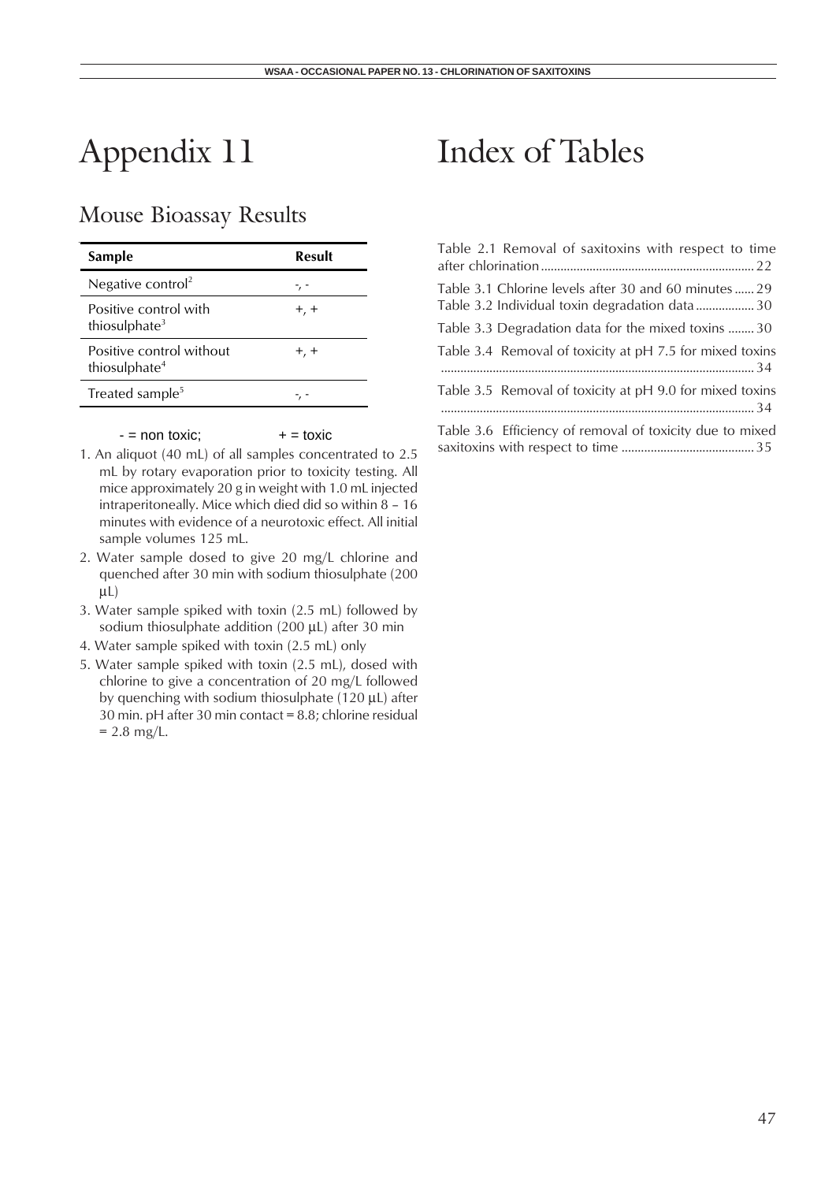# Appendix 11

## Mouse Bioassay Results

| Sample | Result |
|---|---|
| Negative control[2] | -, - |
| Positive control with thiosulphate[3] | +, + |
| Positive control without thiosulphate[4] | +, + |
| Treated sample[5] | -, - |

- = non toxic; + = toxic

1. An aliquot (40 mL) of all samples concentrated to 2.5 mL by rotary evaporation prior to toxicity testing. All mice approximately 20 g in weight with 1.0 mL injected intraperitoneally. Mice which died did so within 8 – 16 minutes with evidence of a neurotoxic effect. All initial sample volumes 125 mL.
2. Water sample dosed to give 20 mg/L chlorine and quenched after 30 min with sodium thiosulphate (200 µL)
3. Water sample spiked with toxin (2.5 mL) followed by sodium thiosulphate addition (200 µL) after 30 min
4. Water sample spiked with toxin (2.5 mL) only
5. Water sample spiked with toxin (2.5 mL), dosed with chlorine to give a concentration of 20 mg/L followed by quenching with sodium thiosulphate (120 µL) after 30 min. pH after 30 min contact = 8.8; chlorine residual = 2.8 mg/L.

# Index of Tables

Table 2.1 Removal of saxitoxins with respect to time after chlorination .......... 22

Table 3.1 Chlorine levels after 30 and 60 minutes .......... 29

Table 3.2 Individual toxin degradation data .......... 30

Table 3.3 Degradation data for the mixed toxins .......... 30

Table 3.4 Removal of toxicity at pH 7.5 for mixed toxins .......... 34

Table 3.5 Removal of toxicity at pH 9.0 for mixed toxins .......... 34

Table 3.6 Efficiency of removal of toxicity due to mixed saxitoxins with respect to time .......... 35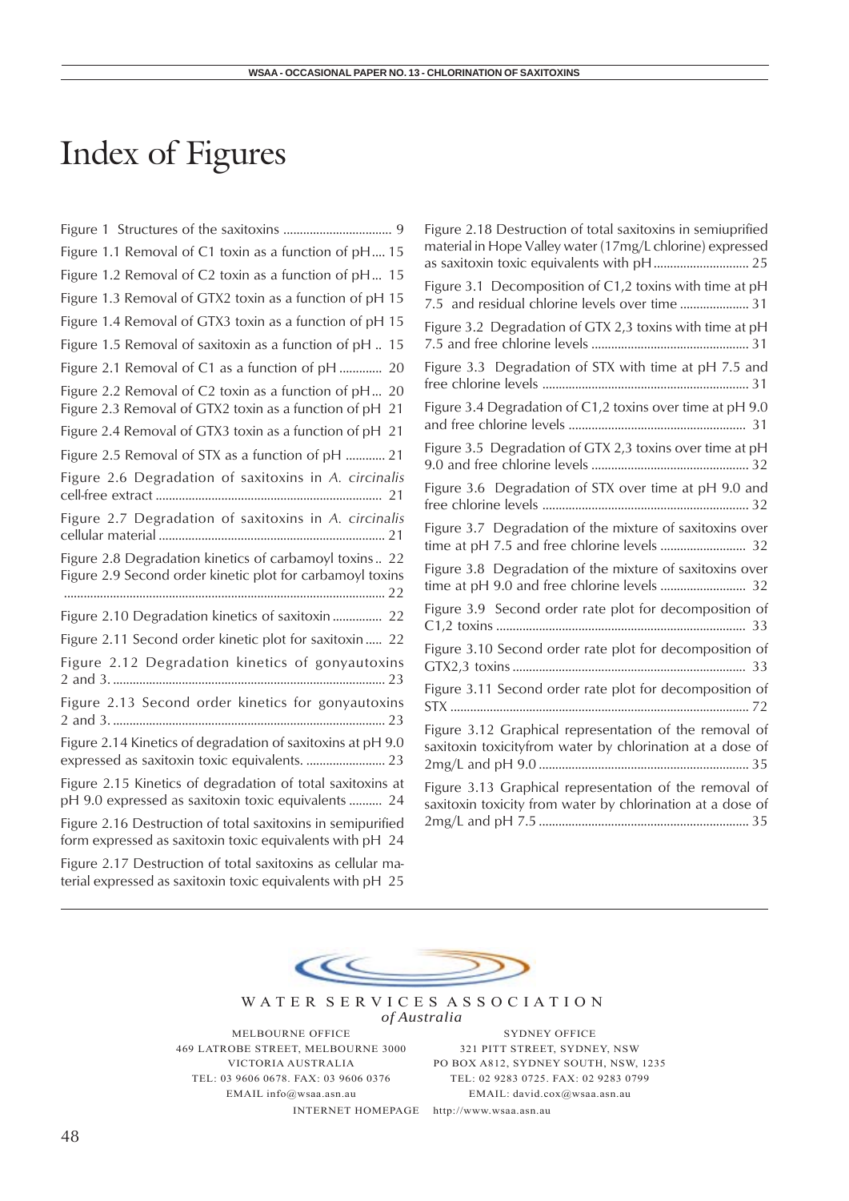# Index of Figures

Figure 1 Structures of the saxitoxins ................................. 9

Figure 1.1 Removal of C1 toxin as a function of pH .... 15

Figure 1.2 Removal of C2 toxin as a function of pH ... 15

Figure 1.3 Removal of GTX2 toxin as a function of pH 15

Figure 1.4 Removal of GTX3 toxin as a function of pH 15

Figure 1.5 Removal of saxitoxin as a function of pH .. 15

Figure 2.1 Removal of C1 as a function of pH ............. 20

Figure 2.2 Removal of C2 toxin as a function of pH ... 20

Figure 2.3 Removal of GTX2 toxin as a function of pH 21

Figure 2.4 Removal of GTX3 toxin as a function of pH 21

Figure 2.5 Removal of STX as a function of pH ............ 21

Figure 2.6 Degradation of saxitoxins in *A. circinalis* cell-free extract .................................................................... 21

Figure 2.7 Degradation of saxitoxins in *A. circinalis* cellular material ..................................................................... 21

Figure 2.8 Degradation kinetics of carbamoyl toxins .. 22

Figure 2.9 Second order kinetic plot for carbamoyl toxins ................................................................................................. 22

Figure 2.10 Degradation kinetics of saxitoxin ............... 22

Figure 2.11 Second order kinetic plot for saxitoxin ..... 22

Figure 2.12 Degradation kinetics of gonyautoxins 2 and 3. .................................................................................. 23

Figure 2.13 Second order kinetics for gonyautoxins 2 and 3. .................................................................................. 23

Figure 2.14 Kinetics of degradation of saxitoxins at pH 9.0 expressed as saxitoxin toxic equivalents. ........................ 23

Figure 2.15 Kinetics of degradation of total saxitoxins at pH 9.0 expressed as saxitoxin toxic equivalents .......... 24

Figure 2.16 Destruction of total saxitoxins in semipurified form expressed as saxitoxin toxic equivalents with pH 24

Figure 2.17 Destruction of total saxitoxins as cellular material expressed as saxitoxin toxic equivalents with pH 25

Figure 2.18 Destruction of total saxitoxins in semiuprified material in Hope Valley water (17mg/L chlorine) expressed as saxitoxin toxic equivalents with pH ............................. 25

Figure 3.1 Decomposition of C1,2 toxins with time at pH 7.5 and residual chlorine levels over time ..................... 31

Figure 3.2 Degradation of GTX 2,3 toxins with time at pH 7.5 and free chlorine levels ............................................... 31

Figure 3.3 Degradation of STX with time at pH 7.5 and free chlorine levels .............................................................. 31

Figure 3.4 Degradation of C1,2 toxins over time at pH 9.0 and free chlorine levels ..................................................... 31

Figure 3.5 Degradation of GTX 2,3 toxins over time at pH 9.0 and free chlorine levels ............................................... 32

Figure 3.6 Degradation of STX over time at pH 9.0 and free chlorine levels .............................................................. 32

Figure 3.7 Degradation of the mixture of saxitoxins over time at pH 7.5 and free chlorine levels .......................... 32

Figure 3.8 Degradation of the mixture of saxitoxins over time at pH 9.0 and free chlorine levels .......................... 32

Figure 3.9 Second order rate plot for decomposition of C1,2 toxins ........................................................................... 33

Figure 3.10 Second order rate plot for decomposition of GTX2,3 toxins ...................................................................... 33

Figure 3.11 Second order rate plot for decomposition of STX ......................................................................................... 72

Figure 3.12 Graphical representation of the removal of saxitoxin toxicityfrom water by chlorination at a dose of 2mg/L and pH 9.0 ............................................................... 35

Figure 3.13 Graphical representation of the removal of saxitoxin toxicity from water by chlorination at a dose of 2mg/L and pH 7.5 ............................................................... 35

WATER SERVICES ASSOCIATION
*of Australia*

MELBOURNE OFFICE
469 LATROBE STREET, MELBOURNE 3000
VICTORIA AUSTRALIA
TEL: 03 9606 0678. FAX: 03 9606 0376
EMAIL info@wsaa.asn.au

SYDNEY OFFICE
321 PITT STREET, SYDNEY, NSW
PO BOX A812, SYDNEY SOUTH, NSW, 1235
TEL: 02 9283 0725. FAX: 02 9283 0799
EMAIL: david.cox@wsaa.asn.au

INTERNET HOMEPAGE http://www.wsaa.asn.au